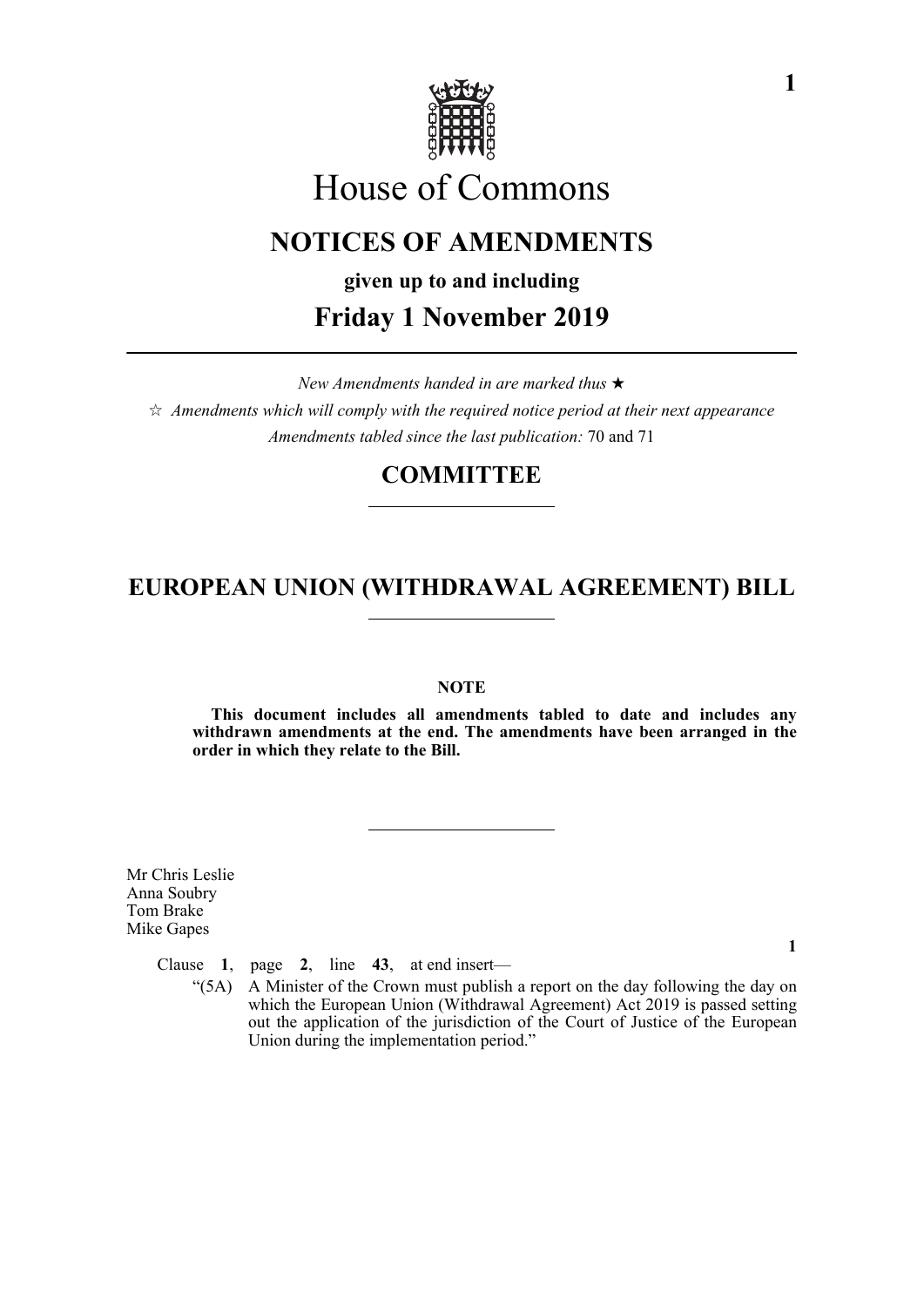# House of Commons

## NOTICES OF AMENDMENTS

**given up to and including**

## Friday 1 November 2019

*New Amendments handed in are marked thus* ★

☆ *Amendments which will comply with the required notice period at their next appearance*

*Amendments tabled since the last publication:* 70 and 71

## COMMITTEE

## EUROPEAN UNION (WITHDRAWAL AGREEMENT) BILL

**NOTE**

**This document includes all amendments tabled to date and includes any withdrawn amendments at the end. The amendments have been arranged in the order in which they relate to the Bill.**

Mr Chris Leslie
Anna Soubry
Tom Brake
Mike Gapes

**1**

Clause **1**, page **2**, line **43**, at end insert—

"(5A) A Minister of the Crown must publish a report on the day following the day on which the European Union (Withdrawal Agreement) Act 2019 is passed setting out the application of the jurisdiction of the Court of Justice of the European Union during the implementation period."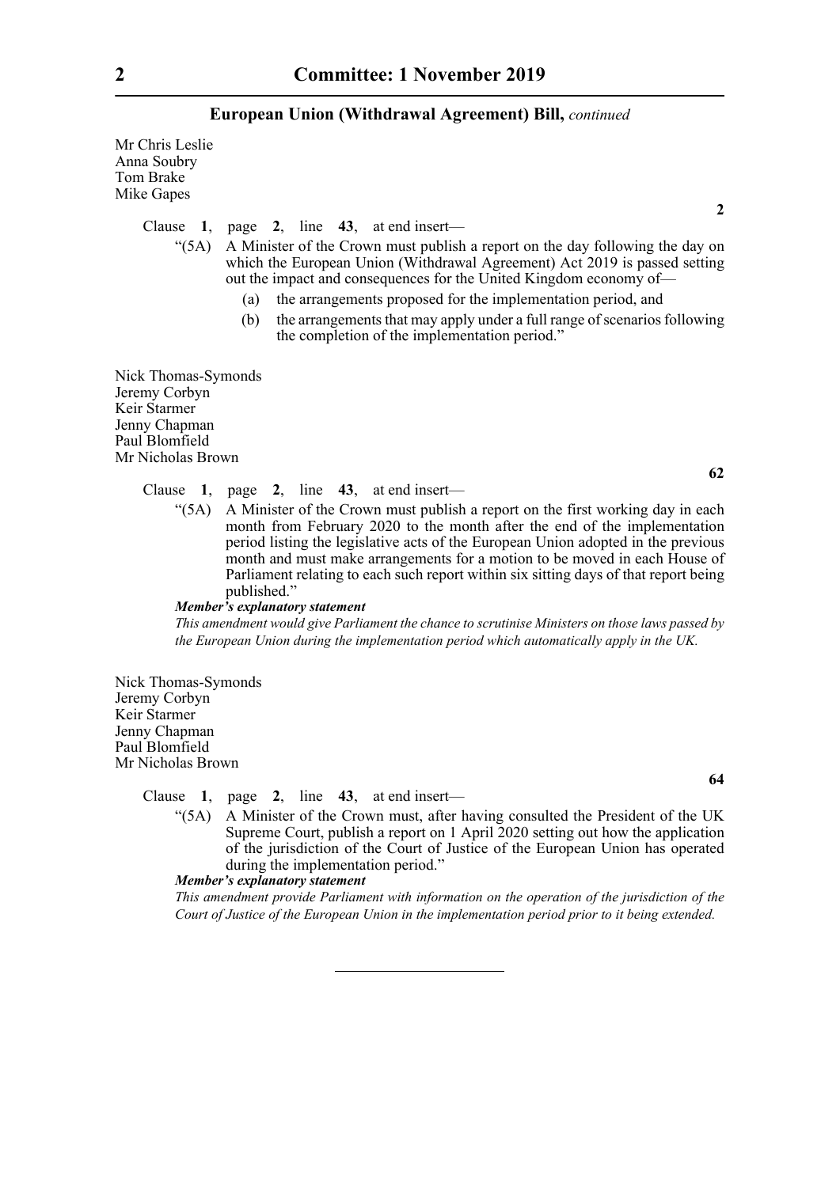Mr Chris Leslie
Anna Soubry
Tom Brake
Mike Gapes

**2**

Clause **1**, page **2**, line **43**, at end insert—

"(5A) A Minister of the Crown must publish a report on the day following the day on which the European Union (Withdrawal Agreement) Act 2019 is passed setting out the impact and consequences for the United Kingdom economy of—

(a) the arrangements proposed for the implementation period, and

(b) the arrangements that may apply under a full range of scenarios following the completion of the implementation period."

Nick Thomas-Symonds
Jeremy Corbyn
Keir Starmer
Jenny Chapman
Paul Blomfield
Mr Nicholas Brown

**62**

Clause **1**, page **2**, line **43**, at end insert—

"(5A) A Minister of the Crown must publish a report on the first working day in each month from February 2020 to the month after the end of the implementation period listing the legislative acts of the European Union adopted in the previous month and must make arrangements for a motion to be moved in each House of Parliament relating to each such report within six sitting days of that report being published."

***Member's explanatory statement***

*This amendment would give Parliament the chance to scrutinise Ministers on those laws passed by the European Union during the implementation period which automatically apply in the UK.*

Nick Thomas-Symonds
Jeremy Corbyn
Keir Starmer
Jenny Chapman
Paul Blomfield
Mr Nicholas Brown

**64**

Clause **1**, page **2**, line **43**, at end insert—

"(5A) A Minister of the Crown must, after having consulted the President of the UK Supreme Court, publish a report on 1 April 2020 setting out how the application of the jurisdiction of the Court of Justice of the European Union has operated during the implementation period."

***Member's explanatory statement***

*This amendment provide Parliament with information on the operation of the jurisdiction of the Court of Justice of the European Union in the implementation period prior to it being extended.*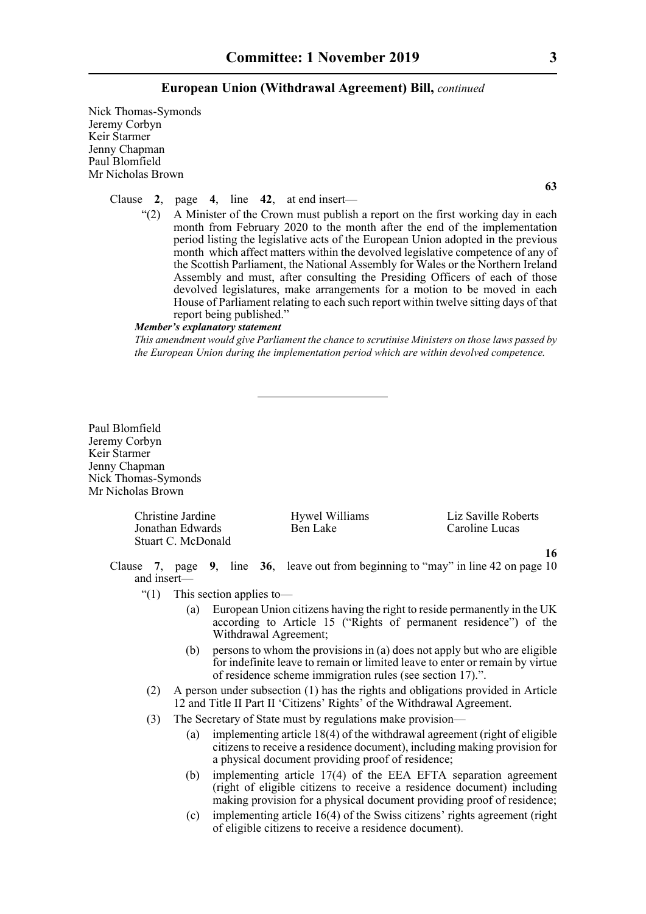Nick Thomas-Symonds
Jeremy Corbyn
Keir Starmer
Jenny Chapman
Paul Blomfield
Mr Nicholas Brown

**63**

Clause **2**, page **4**, line **42**, at end insert—

"(2) A Minister of the Crown must publish a report on the first working day in each month from February 2020 to the month after the end of the implementation period listing the legislative acts of the European Union adopted in the previous month which affect matters within the devolved legislative competence of any of the Scottish Parliament, the National Assembly for Wales or the Northern Ireland Assembly and must, after consulting the Presiding Officers of each of those devolved legislatures, make arrangements for a motion to be moved in each House of Parliament relating to each such report within twelve sitting days of that report being published."

***Member's explanatory statement***

*This amendment would give Parliament the chance to scrutinise Ministers on those laws passed by the European Union during the implementation period which are within devolved competence.*

---

Paul Blomfield
Jeremy Corbyn
Keir Starmer
Jenny Chapman
Nick Thomas-Symonds
Mr Nicholas Brown

Christine Jardine
Jonathan Edwards
Stuart C. McDonald
Hywel Williams
Ben Lake
Liz Saville Roberts
Caroline Lucas

**16**

Clause **7**, page **9**, line **36**, leave out from beginning to "may" in line 42 on page 10 and insert—

"(1) This section applies to—

(a) European Union citizens having the right to reside permanently in the UK according to Article 15 ("Rights of permanent residence") of the Withdrawal Agreement;

(b) persons to whom the provisions in (a) does not apply but who are eligible for indefinite leave to remain or limited leave to enter or remain by virtue of residence scheme immigration rules (see section 17).".

(2) A person under subsection (1) has the rights and obligations provided in Article 12 and Title II Part II 'Citizens' Rights' of the Withdrawal Agreement.

(3) The Secretary of State must by regulations make provision—

(a) implementing article 18(4) of the withdrawal agreement (right of eligible citizens to receive a residence document), including making provision for a physical document providing proof of residence;

(b) implementing article 17(4) of the EEA EFTA separation agreement (right of eligible citizens to receive a residence document) including making provision for a physical document providing proof of residence;

(c) implementing article 16(4) of the Swiss citizens' rights agreement (right of eligible citizens to receive a residence document).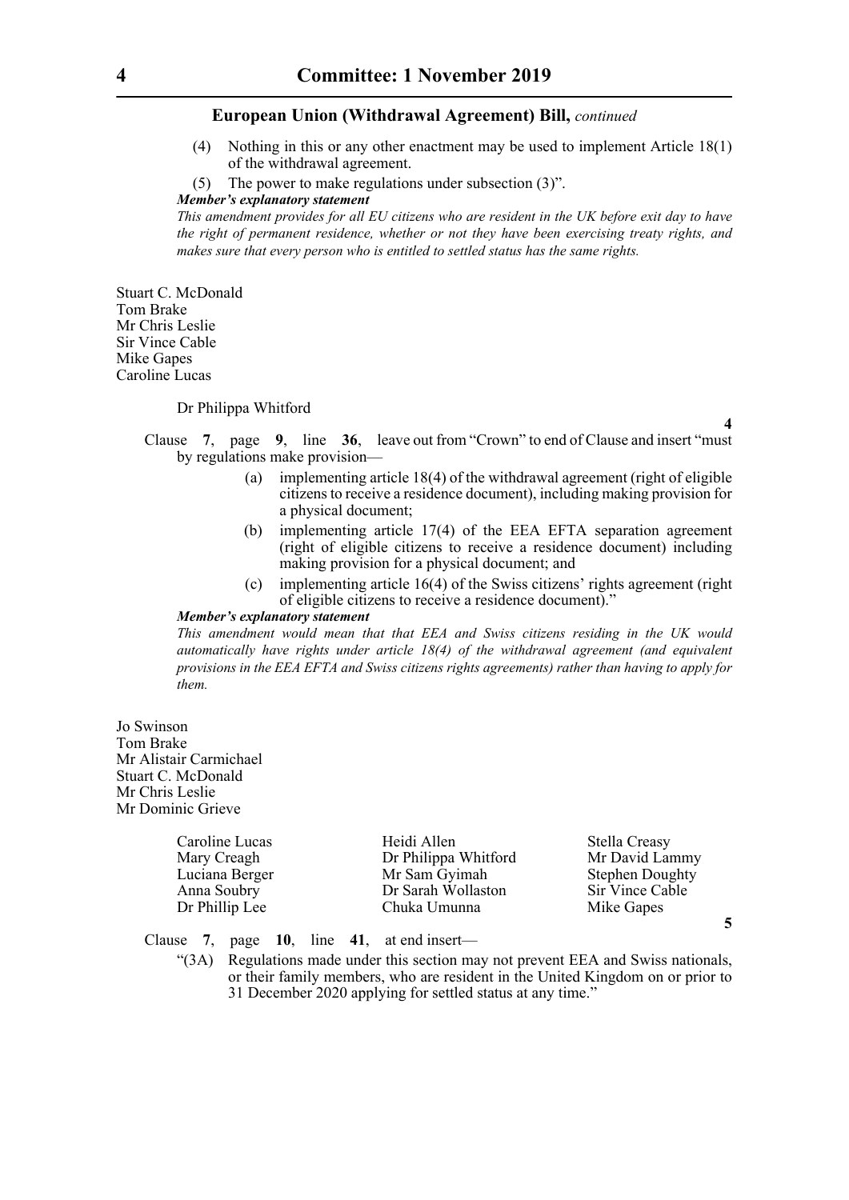(4) Nothing in this or any other enactment may be used to implement Article 18(1) of the withdrawal agreement.

(5) The power to make regulations under subsection (3)".

***Member's explanatory statement***

*This amendment provides for all EU citizens who are resident in the UK before exit day to have the right of permanent residence, whether or not they have been exercising treaty rights, and makes sure that every person who is entitled to settled status has the same rights.*

Stuart C. McDonald
Tom Brake
Mr Chris Leslie
Sir Vince Cable
Mike Gapes
Caroline Lucas

Dr Philippa Whitford

**4**

Clause **7**, page **9**, line **36**, leave out from "Crown" to end of Clause and insert "must by regulations make provision—

(a) implementing article 18(4) of the withdrawal agreement (right of eligible citizens to receive a residence document), including making provision for a physical document;

(b) implementing article 17(4) of the EEA EFTA separation agreement (right of eligible citizens to receive a residence document) including making provision for a physical document; and

(c) implementing article 16(4) of the Swiss citizens' rights agreement (right of eligible citizens to receive a residence document)."

***Member's explanatory statement***

*This amendment would mean that that EEA and Swiss citizens residing in the UK would automatically have rights under article 18(4) of the withdrawal agreement (and equivalent provisions in the EEA EFTA and Swiss citizens rights agreements) rather than having to apply for them.*

Jo Swinson
Tom Brake
Mr Alistair Carmichael
Stuart C. McDonald
Mr Chris Leslie
Mr Dominic Grieve

Caroline Lucas
Mary Creagh
Luciana Berger
Anna Soubry
Dr Phillip Lee
Heidi Allen
Dr Philippa Whitford
Mr Sam Gyimah
Dr Sarah Wollaston
Chuka Umunna
Stella Creasy
Mr David Lammy
Stephen Doughty
Sir Vince Cable
Mike Gapes

**5**

Clause **7**, page **10**, line **41**, at end insert—

"(3A) Regulations made under this section may not prevent EEA and Swiss nationals, or their family members, who are resident in the United Kingdom on or prior to 31 December 2020 applying for settled status at any time."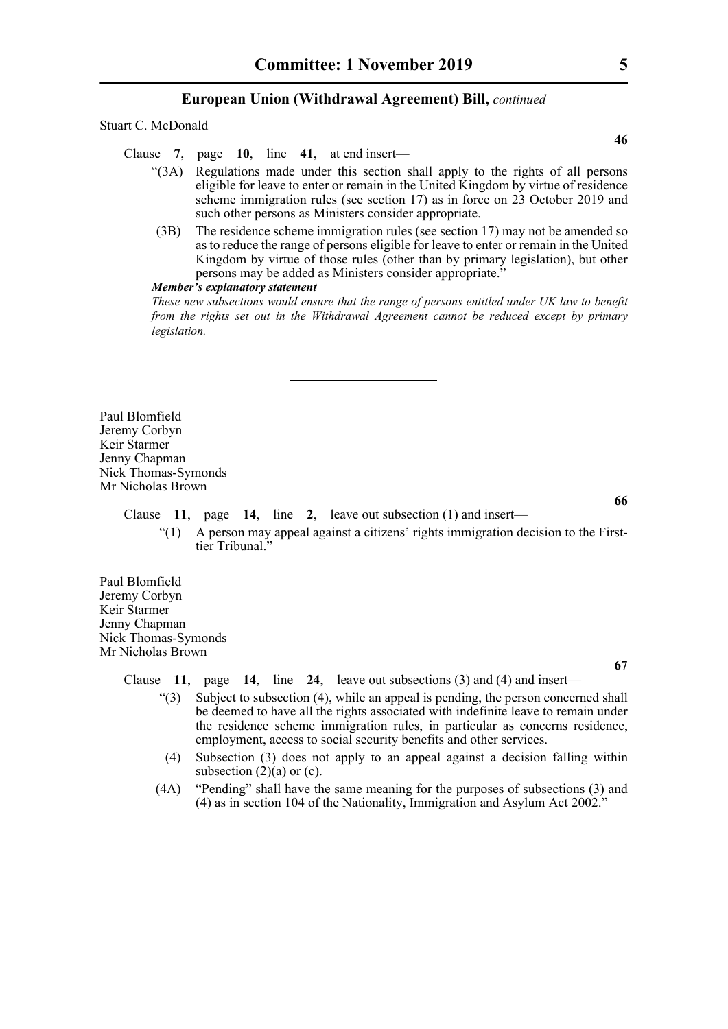Stuart C. McDonald

**46**

Clause **7**, page **10**, line **41**, at end insert—

"(3A) Regulations made under this section shall apply to the rights of all persons eligible for leave to enter or remain in the United Kingdom by virtue of residence scheme immigration rules (see section 17) as in force on 23 October 2019 and such other persons as Ministers consider appropriate.

(3B) The residence scheme immigration rules (see section 17) may not be amended so as to reduce the range of persons eligible for leave to enter or remain in the United Kingdom by virtue of those rules (other than by primary legislation), but other persons may be added as Ministers consider appropriate."

***Member's explanatory statement***

*These new subsections would ensure that the range of persons entitled under UK law to benefit from the rights set out in the Withdrawal Agreement cannot be reduced except by primary legislation.*

---

Paul Blomfield
Jeremy Corbyn
Keir Starmer
Jenny Chapman
Nick Thomas-Symonds
Mr Nicholas Brown

**66**

Clause **11**, page **14**, line **2**, leave out subsection (1) and insert—

"(1) A person may appeal against a citizens' rights immigration decision to the First-tier Tribunal."

Paul Blomfield
Jeremy Corbyn
Keir Starmer
Jenny Chapman
Nick Thomas-Symonds
Mr Nicholas Brown

**67**

Clause **11**, page **14**, line **24**, leave out subsections (3) and (4) and insert—

"(3) Subject to subsection (4), while an appeal is pending, the person concerned shall be deemed to have all the rights associated with indefinite leave to remain under the residence scheme immigration rules, in particular as concerns residence, employment, access to social security benefits and other services.

(4) Subsection (3) does not apply to an appeal against a decision falling within subsection (2)(a) or (c).

(4A) "Pending" shall have the same meaning for the purposes of subsections (3) and (4) as in section 104 of the Nationality, Immigration and Asylum Act 2002."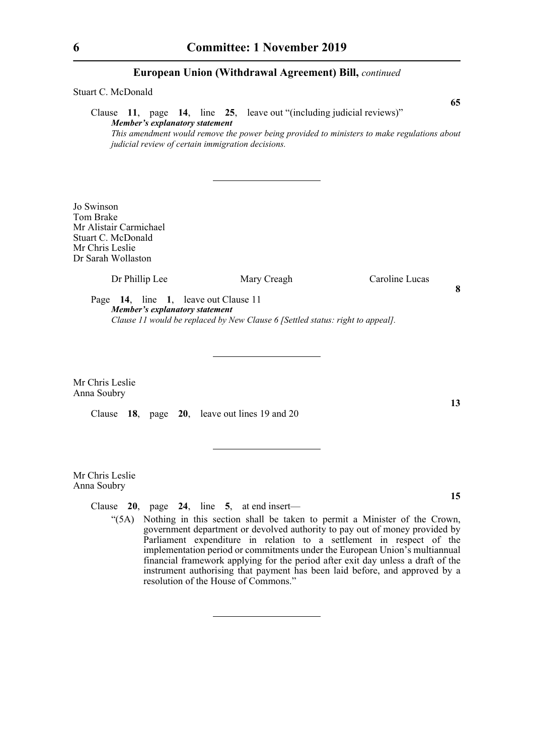## European Union (Withdrawal Agreement) Bill, *continued*

Stuart C. McDonald

**65**

Clause **11**, page **14**, line **25**, leave out "(including judicial reviews)"

***Member's explanatory statement***

*This amendment would remove the power being provided to ministers to make regulations about judicial review of certain immigration decisions.*

---

Jo Swinson
Tom Brake
Mr Alistair Carmichael
Stuart C. McDonald
Mr Chris Leslie
Dr Sarah Wollaston

Dr Phillip Lee    Mary Creagh    Caroline Lucas

**8**

Page **14**, line **1**, leave out Clause 11

***Member's explanatory statement***

*Clause 11 would be replaced by New Clause 6 [Settled status: right to appeal].*

---

Mr Chris Leslie
Anna Soubry

**13**

Clause **18**, page **20**, leave out lines 19 and 20

---

Mr Chris Leslie
Anna Soubry

**15**

Clause **20**, page **24**, line **5**, at end insert—

"(5A) Nothing in this section shall be taken to permit a Minister of the Crown, government department or devolved authority to pay out of money provided by Parliament expenditure in relation to a settlement in respect of the implementation period or commitments under the European Union's multiannual financial framework applying for the period after exit day unless a draft of the instrument authorising that payment has been laid before, and approved by a resolution of the House of Commons."

---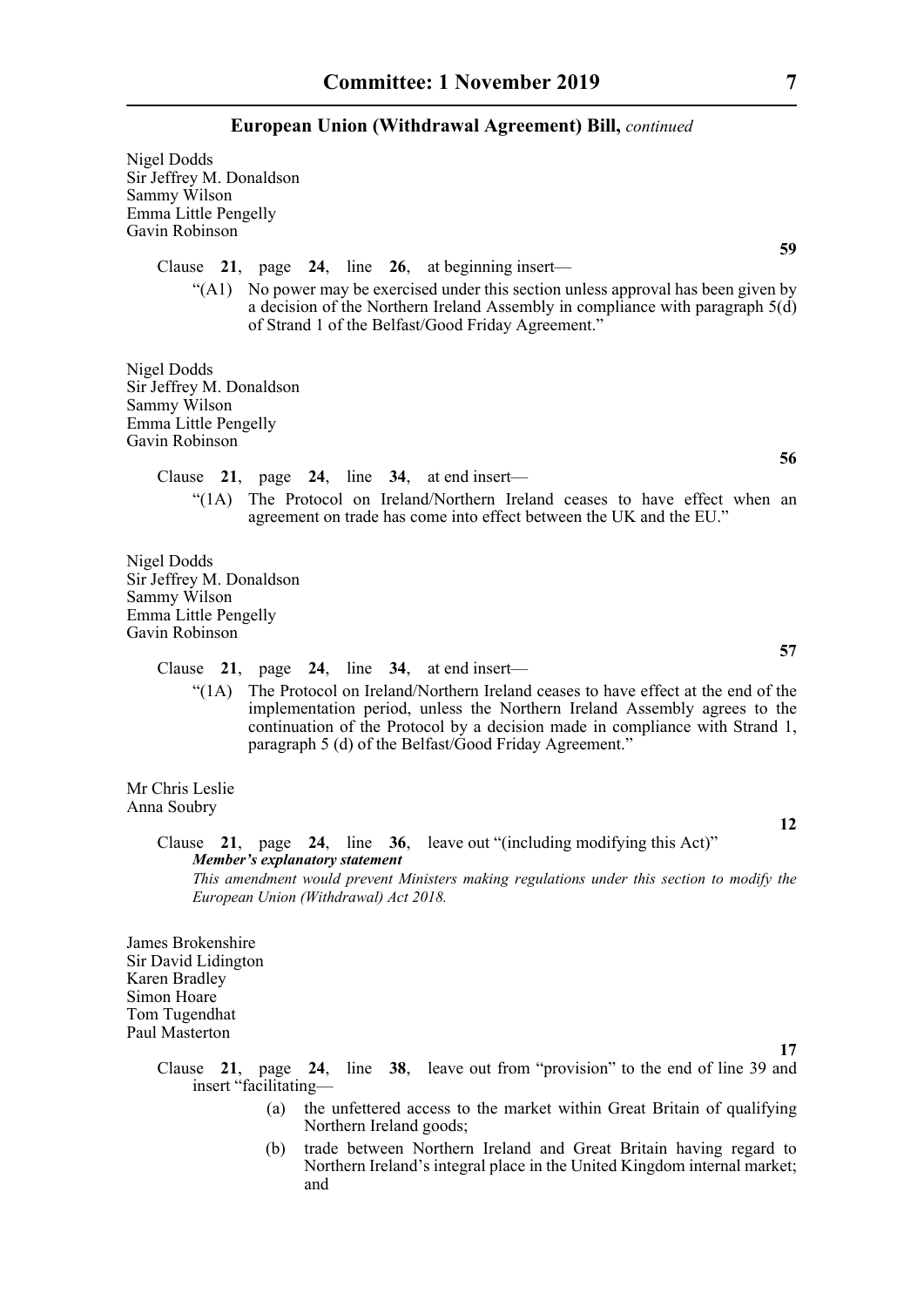Nigel Dodds
Sir Jeffrey M. Donaldson
Sammy Wilson
Emma Little Pengelly
Gavin Robinson

**59**

Clause **21**, page **24**, line **26**, at beginning insert—

"(A1) No power may be exercised under this section unless approval has been given by a decision of the Northern Ireland Assembly in compliance with paragraph 5(d) of Strand 1 of the Belfast/Good Friday Agreement."

Nigel Dodds
Sir Jeffrey M. Donaldson
Sammy Wilson
Emma Little Pengelly
Gavin Robinson

**56**

Clause **21**, page **24**, line **34**, at end insert—

"(1A) The Protocol on Ireland/Northern Ireland ceases to have effect when an agreement on trade has come into effect between the UK and the EU."

Nigel Dodds
Sir Jeffrey M. Donaldson
Sammy Wilson
Emma Little Pengelly
Gavin Robinson

**57**

Clause **21**, page **24**, line **34**, at end insert—

"(1A) The Protocol on Ireland/Northern Ireland ceases to have effect at the end of the implementation period, unless the Northern Ireland Assembly agrees to the continuation of the Protocol by a decision made in compliance with Strand 1, paragraph 5 (d) of the Belfast/Good Friday Agreement."

Mr Chris Leslie
Anna Soubry

**12**

Clause **21**, page **24**, line **36**, leave out "(including modifying this Act)"

***Member's explanatory statement***

*This amendment would prevent Ministers making regulations under this section to modify the European Union (Withdrawal) Act 2018.*

James Brokenshire
Sir David Lidington
Karen Bradley
Simon Hoare
Tom Tugendhat
Paul Masterton

**17**

Clause **21**, page **24**, line **38**, leave out from "provision" to the end of line 39 and insert "facilitating—

(a) the unfettered access to the market within Great Britain of qualifying Northern Ireland goods;

(b) trade between Northern Ireland and Great Britain having regard to Northern Ireland's integral place in the United Kingdom internal market; and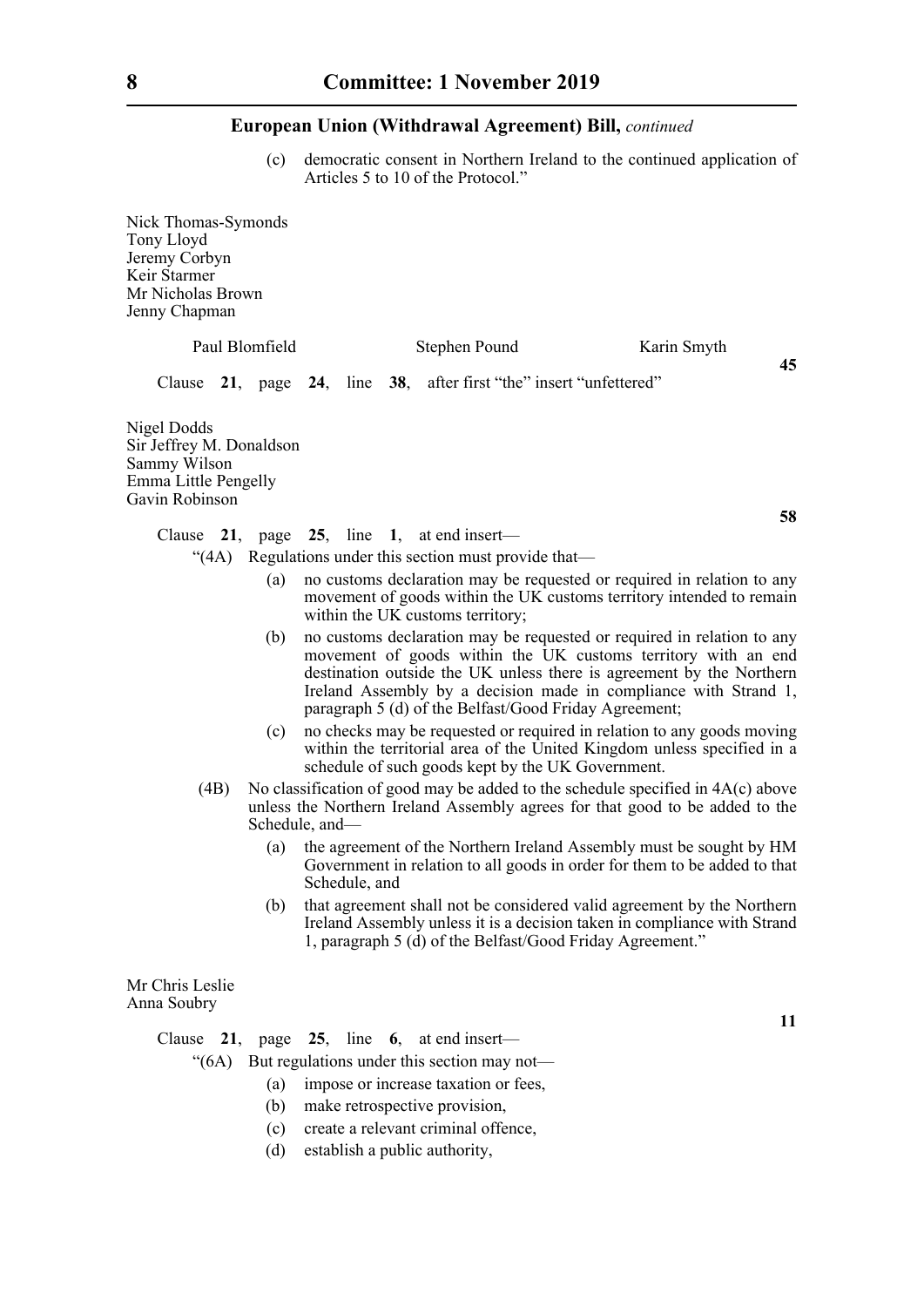(c) democratic consent in Northern Ireland to the continued application of Articles 5 to 10 of the Protocol."

Nick Thomas-Symonds
Tony Lloyd
Jeremy Corbyn
Keir Starmer
Mr Nicholas Brown
Jenny Chapman

Paul Blomfield  Stephen Pound  Karin Smyth

**45**

Clause **21**, page **24**, line **38**, after first "the" insert "unfettered"

Nigel Dodds
Sir Jeffrey M. Donaldson
Sammy Wilson
Emma Little Pengelly
Gavin Robinson

**58**

Clause **21**, page **25**, line **1**, at end insert—

"(4A) Regulations under this section must provide that—

(a) no customs declaration may be requested or required in relation to any movement of goods within the UK customs territory intended to remain within the UK customs territory;

(b) no customs declaration may be requested or required in relation to any movement of goods within the UK customs territory with an end destination outside the UK unless there is agreement by the Northern Ireland Assembly by a decision made in compliance with Strand 1, paragraph 5 (d) of the Belfast/Good Friday Agreement;

(c) no checks may be requested or required in relation to any goods moving within the territorial area of the United Kingdom unless specified in a schedule of such goods kept by the UK Government.

(4B) No classification of good may be added to the schedule specified in 4A(c) above unless the Northern Ireland Assembly agrees for that good to be added to the Schedule, and—

(a) the agreement of the Northern Ireland Assembly must be sought by HM Government in relation to all goods in order for them to be added to that Schedule, and

(b) that agreement shall not be considered valid agreement by the Northern Ireland Assembly unless it is a decision taken in compliance with Strand 1, paragraph 5 (d) of the Belfast/Good Friday Agreement."

Mr Chris Leslie
Anna Soubry

**11**

Clause **21**, page **25**, line **6**, at end insert—

"(6A) But regulations under this section may not—

(a) impose or increase taxation or fees,

(b) make retrospective provision,

(c) create a relevant criminal offence,

(d) establish a public authority,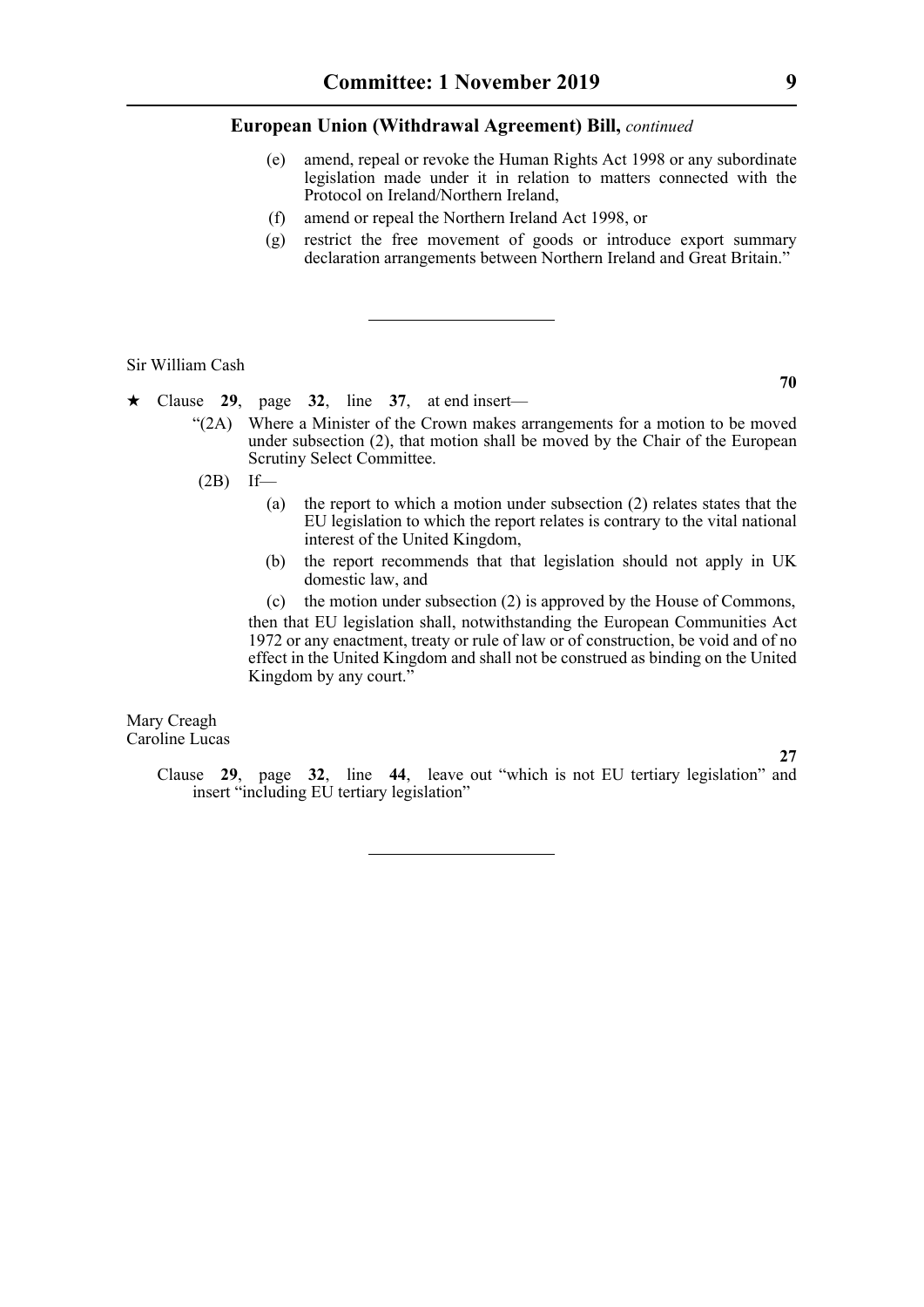(e) amend, repeal or revoke the Human Rights Act 1998 or any subordinate legislation made under it in relation to matters connected with the Protocol on Ireland/Northern Ireland,

(f) amend or repeal the Northern Ireland Act 1998, or

(g) restrict the free movement of goods or introduce export summary declaration arrangements between Northern Ireland and Great Britain."

---

Sir William Cash

**70**

★ Clause **29**, page **32**, line **37**, at end insert—

"(2A) Where a Minister of the Crown makes arrangements for a motion to be moved under subsection (2), that motion shall be moved by the Chair of the European Scrutiny Select Committee.

(2B) If—

(a) the report to which a motion under subsection (2) relates states that the EU legislation to which the report relates is contrary to the vital national interest of the United Kingdom,

(b) the report recommends that that legislation should not apply in UK domestic law, and

(c) the motion under subsection (2) is approved by the House of Commons,

then that EU legislation shall, notwithstanding the European Communities Act 1972 or any enactment, treaty or rule of law or of construction, be void and of no effect in the United Kingdom and shall not be construed as binding on the United Kingdom by any court."

Mary Creagh
Caroline Lucas

**27**

Clause **29**, page **32**, line **44**, leave out "which is not EU tertiary legislation" and insert "including EU tertiary legislation"

---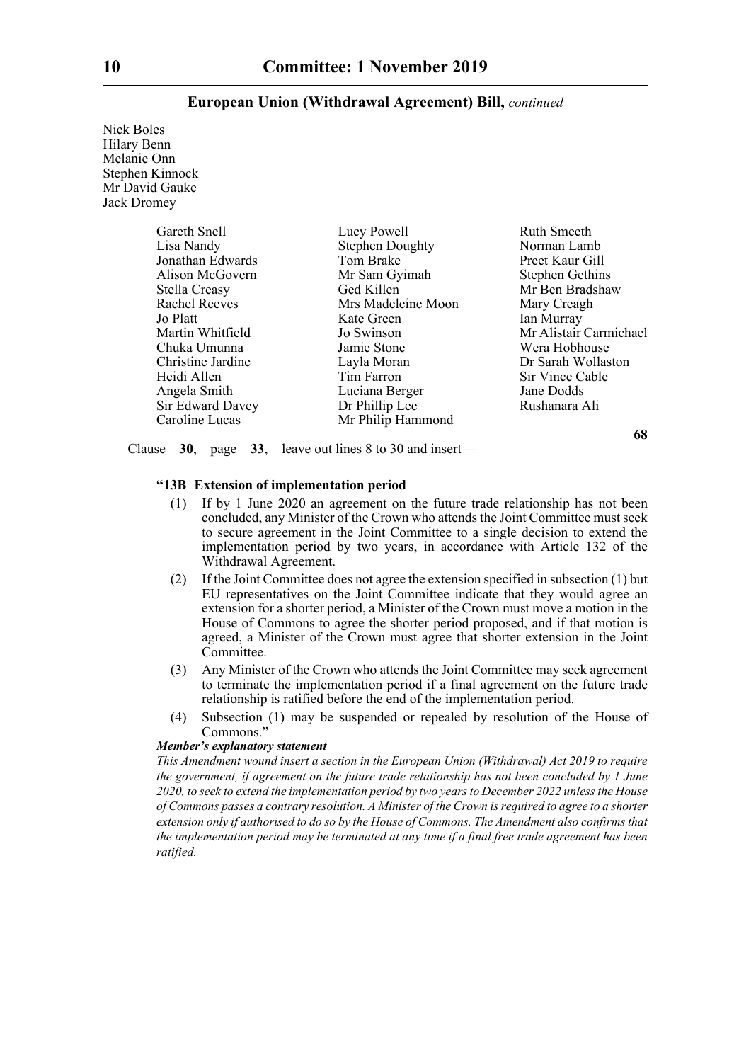Nick Boles
Hilary Benn
Melanie Onn
Stephen Kinnock
Mr David Gauke
Jack Dromey

Gareth Snell
Lisa Nandy
Jonathan Edwards
Alison McGovern
Stella Creasy
Rachel Reeves
Jo Platt
Martin Whitfield
Chuka Umunna
Christine Jardine
Heidi Allen
Angela Smith
Sir Edward Davey
Caroline Lucas
Lucy Powell
Stephen Doughty
Tom Brake
Mr Sam Gyimah
Ged Killen
Mrs Madeleine Moon
Kate Green
Jo Swinson
Jamie Stone
Layla Moran
Tim Farron
Luciana Berger
Dr Phillip Lee
Mr Philip Hammond
Ruth Smeeth
Norman Lamb
Preet Kaur Gill
Stephen Gethins
Mr Ben Bradshaw
Mary Creagh
Ian Murray
Mr Alistair Carmichael
Wera Hobhouse
Dr Sarah Wollaston
Sir Vince Cable
Jane Dodds
Rushanara Ali

**68**

Clause **30**, page **33**, leave out lines 8 to 30 and insert—

**"13B Extension of implementation period**

(1) If by 1 June 2020 an agreement on the future trade relationship has not been concluded, any Minister of the Crown who attends the Joint Committee must seek to secure agreement in the Joint Committee to a single decision to extend the implementation period by two years, in accordance with Article 132 of the Withdrawal Agreement.

(2) If the Joint Committee does not agree the extension specified in subsection (1) but EU representatives on the Joint Committee indicate that they would agree an extension for a shorter period, a Minister of the Crown must move a motion in the House of Commons to agree the shorter period proposed, and if that motion is agreed, a Minister of the Crown must agree that shorter extension in the Joint Committee.

(3) Any Minister of the Crown who attends the Joint Committee may seek agreement to terminate the implementation period if a final agreement on the future trade relationship is ratified before the end of the implementation period.

(4) Subsection (1) may be suspended or repealed by resolution of the House of Commons."

***Member's explanatory statement***

*This Amendment wound insert a section in the European Union (Withdrawal) Act 2019 to require the government, if agreement on the future trade relationship has not been concluded by 1 June 2020, to seek to extend the implementation period by two years to December 2022 unless the House of Commons passes a contrary resolution. A Minister of the Crown is required to agree to a shorter extension only if authorised to do so by the House of Commons. The Amendment also confirms that the implementation period may be terminated at any time if a final free trade agreement has been ratified.*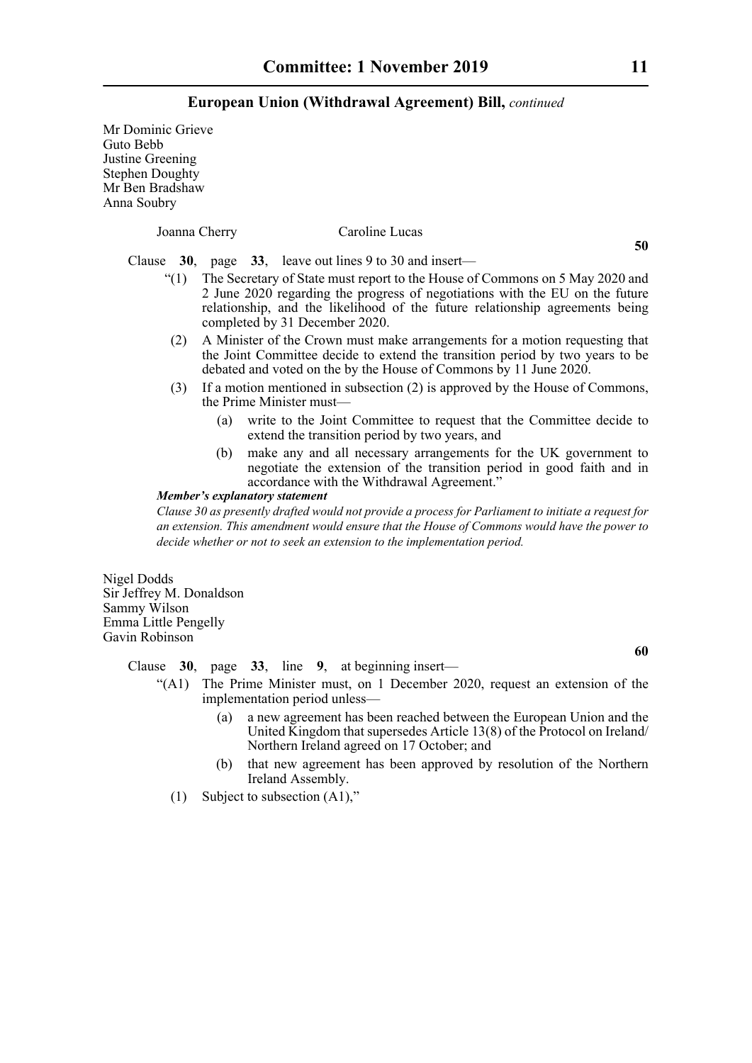Mr Dominic Grieve
Guto Bebb
Justine Greening
Stephen Doughty
Mr Ben Bradshaw
Anna Soubry

Joanna Cherry Caroline Lucas

**50**

Clause **30**, page **33**, leave out lines 9 to 30 and insert—

"(1) The Secretary of State must report to the House of Commons on 5 May 2020 and 2 June 2020 regarding the progress of negotiations with the EU on the future relationship, and the likelihood of the future relationship agreements being completed by 31 December 2020.

(2) A Minister of the Crown must make arrangements for a motion requesting that the Joint Committee decide to extend the transition period by two years to be debated and voted on the by the House of Commons by 11 June 2020.

(3) If a motion mentioned in subsection (2) is approved by the House of Commons, the Prime Minister must—

(a) write to the Joint Committee to request that the Committee decide to extend the transition period by two years, and

(b) make any and all necessary arrangements for the UK government to negotiate the extension of the transition period in good faith and in accordance with the Withdrawal Agreement."

***Member's explanatory statement***

*Clause 30 as presently drafted would not provide a process for Parliament to initiate a request for an extension. This amendment would ensure that the House of Commons would have the power to decide whether or not to seek an extension to the implementation period.*

Nigel Dodds
Sir Jeffrey M. Donaldson
Sammy Wilson
Emma Little Pengelly
Gavin Robinson

**60**

Clause **30**, page **33**, line **9**, at beginning insert—

"(A1) The Prime Minister must, on 1 December 2020, request an extension of the implementation period unless—

(a) a new agreement has been reached between the European Union and the United Kingdom that supersedes Article 13(8) of the Protocol on Ireland/ Northern Ireland agreed on 17 October; and

(b) that new agreement has been approved by resolution of the Northern Ireland Assembly.

(1) Subject to subsection (A1),"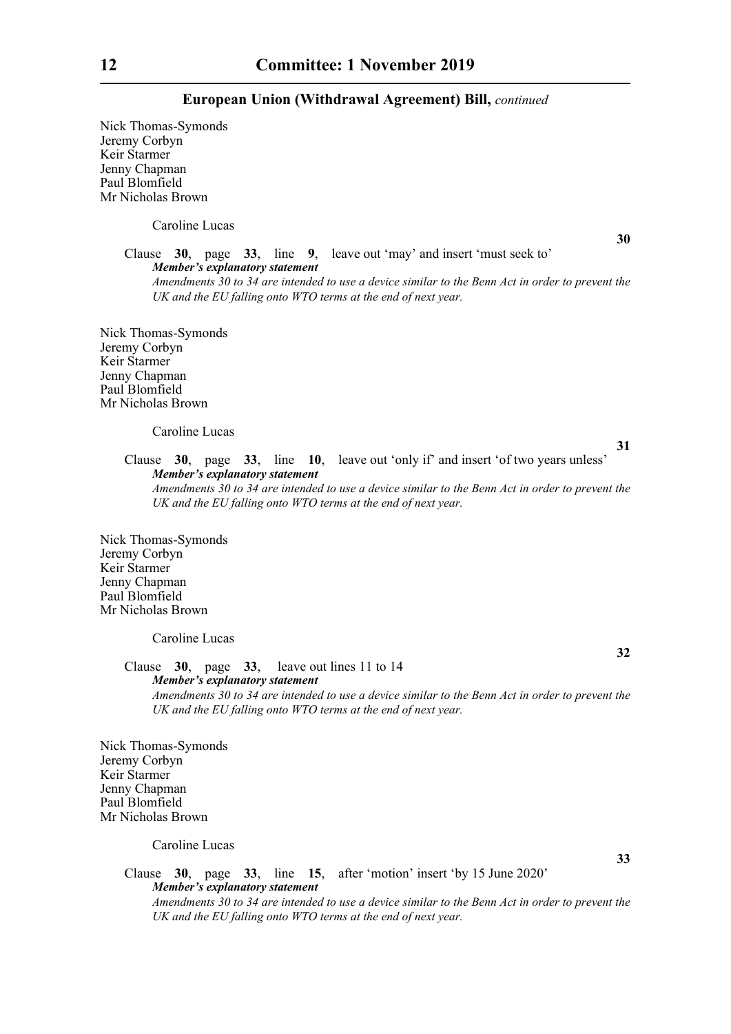Nick Thomas-Symonds
Jeremy Corbyn
Keir Starmer
Jenny Chapman
Paul Blomfield
Mr Nicholas Brown

Caroline Lucas

**30**

Clause **30**, page **33**, line **9**, leave out 'may' and insert 'must seek to'

***Member's explanatory statement***

*Amendments 30 to 34 are intended to use a device similar to the Benn Act in order to prevent the UK and the EU falling onto WTO terms at the end of next year.*

Nick Thomas-Symonds
Jeremy Corbyn
Keir Starmer
Jenny Chapman
Paul Blomfield
Mr Nicholas Brown

Caroline Lucas

**31**

Clause **30**, page **33**, line **10**, leave out 'only if' and insert 'of two years unless'

***Member's explanatory statement***

*Amendments 30 to 34 are intended to use a device similar to the Benn Act in order to prevent the UK and the EU falling onto WTO terms at the end of next year.*

Nick Thomas-Symonds
Jeremy Corbyn
Keir Starmer
Jenny Chapman
Paul Blomfield
Mr Nicholas Brown

Caroline Lucas

**32**

Clause **30**, page **33**, leave out lines 11 to 14

***Member's explanatory statement***

*Amendments 30 to 34 are intended to use a device similar to the Benn Act in order to prevent the UK and the EU falling onto WTO terms at the end of next year.*

Nick Thomas-Symonds
Jeremy Corbyn
Keir Starmer
Jenny Chapman
Paul Blomfield
Mr Nicholas Brown

Caroline Lucas

**33**

Clause **30**, page **33**, line **15**, after 'motion' insert 'by 15 June 2020'

***Member's explanatory statement***

*Amendments 30 to 34 are intended to use a device similar to the Benn Act in order to prevent the UK and the EU falling onto WTO terms at the end of next year.*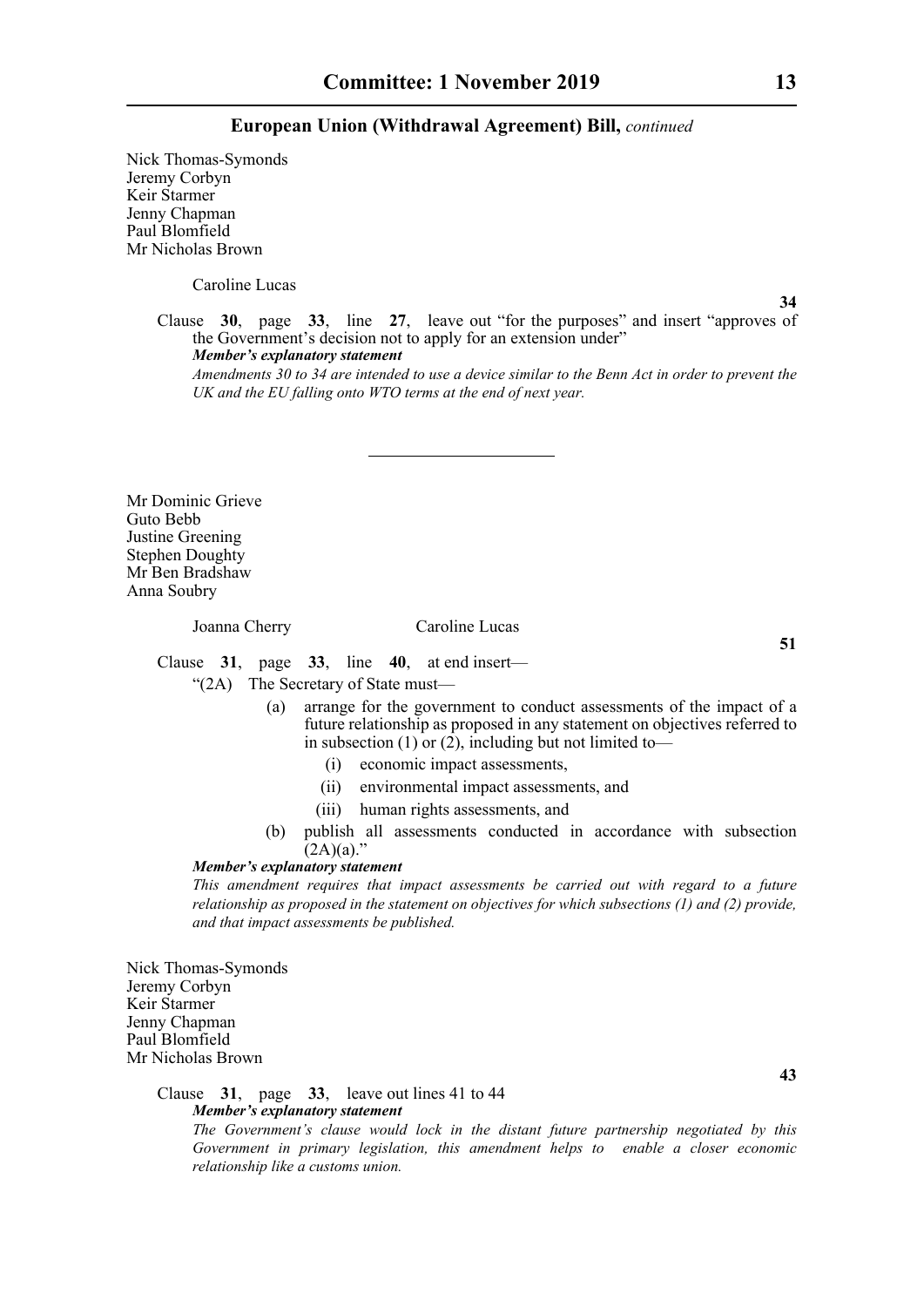Nick Thomas-Symonds
Jeremy Corbyn
Keir Starmer
Jenny Chapman
Paul Blomfield
Mr Nicholas Brown

Caroline Lucas

**34**

Clause **30**, page **33**, line **27**, leave out "for the purposes" and insert "approves of the Government's decision not to apply for an extension under"

***Member's explanatory statement***

*Amendments 30 to 34 are intended to use a device similar to the Benn Act in order to prevent the UK and the EU falling onto WTO terms at the end of next year.*

---

Mr Dominic Grieve
Guto Bebb
Justine Greening
Stephen Doughty
Mr Ben Bradshaw
Anna Soubry

Joanna Cherry    Caroline Lucas

**51**

Clause **31**, page **33**, line **40**, at end insert—

"(2A) The Secretary of State must—

(a) arrange for the government to conduct assessments of the impact of a future relationship as proposed in any statement on objectives referred to in subsection (1) or (2), including but not limited to—

(i) economic impact assessments,

(ii) environmental impact assessments, and

(iii) human rights assessments, and

(b) publish all assessments conducted in accordance with subsection (2A)(a)."

***Member's explanatory statement***

*This amendment requires that impact assessments be carried out with regard to a future relationship as proposed in the statement on objectives for which subsections (1) and (2) provide, and that impact assessments be published.*

Nick Thomas-Symonds
Jeremy Corbyn
Keir Starmer
Jenny Chapman
Paul Blomfield
Mr Nicholas Brown

**43**

Clause **31**, page **33**, leave out lines 41 to 44

***Member's explanatory statement***

*The Government's clause would lock in the distant future partnership negotiated by this Government in primary legislation, this amendment helps to enable a closer economic relationship like a customs union.*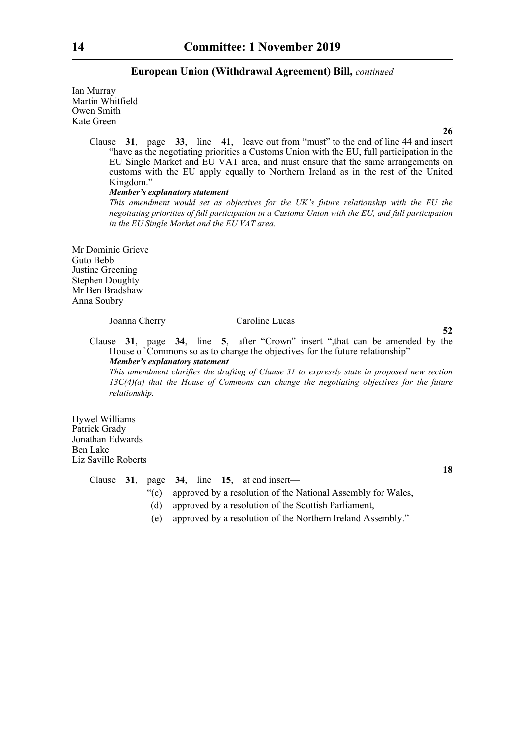Ian Murray
Martin Whitfield
Owen Smith
Kate Green

**26**

Clause **31**, page **33**, line **41**, leave out from "must" to the end of line 44 and insert "have as the negotiating priorities a Customs Union with the EU, full participation in the EU Single Market and EU VAT area, and must ensure that the same arrangements on customs with the EU apply equally to Northern Ireland as in the rest of the United Kingdom."

***Member's explanatory statement***

*This amendment would set as objectives for the UK's future relationship with the EU the negotiating priorities of full participation in a Customs Union with the EU, and full participation in the EU Single Market and the EU VAT area.*

Mr Dominic Grieve
Guto Bebb
Justine Greening
Stephen Doughty
Mr Ben Bradshaw
Anna Soubry

Joanna Cherry    Caroline Lucas

**52**

Clause **31**, page **34**, line **5**, after "Crown" insert ",that can be amended by the House of Commons so as to change the objectives for the future relationship"

***Member's explanatory statement***

*This amendment clarifies the drafting of Clause 31 to expressly state in proposed new section 13C(4)(a) that the House of Commons can change the negotiating objectives for the future relationship.*

Hywel Williams
Patrick Grady
Jonathan Edwards
Ben Lake
Liz Saville Roberts

**18**

Clause **31**, page **34**, line **15**, at end insert—

"(c) approved by a resolution of the National Assembly for Wales,

(d) approved by a resolution of the Scottish Parliament,

(e) approved by a resolution of the Northern Ireland Assembly."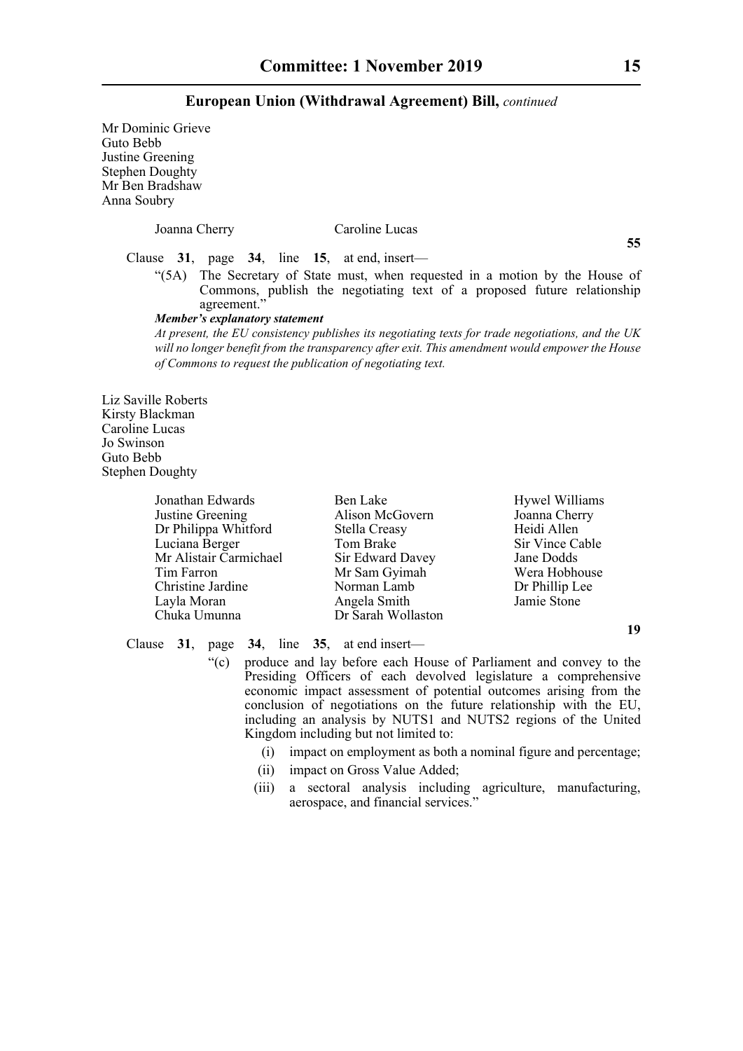Mr Dominic Grieve
Guto Bebb
Justine Greening
Stephen Doughty
Mr Ben Bradshaw
Anna Soubry

Joanna Cherry
Caroline Lucas

**55**

Clause **31**, page **34**, line **15**, at end, insert—

"(5A) The Secretary of State must, when requested in a motion by the House of Commons, publish the negotiating text of a proposed future relationship agreement."

***Member's explanatory statement***

*At present, the EU consistency publishes its negotiating texts for trade negotiations, and the UK will no longer benefit from the transparency after exit. This amendment would empower the House of Commons to request the publication of negotiating text.*

Liz Saville Roberts
Kirsty Blackman
Caroline Lucas
Jo Swinson
Guto Bebb
Stephen Doughty

Jonathan Edwards
Justine Greening
Dr Philippa Whitford
Luciana Berger
Mr Alistair Carmichael
Tim Farron
Christine Jardine
Layla Moran
Chuka Umunna
Ben Lake
Alison McGovern
Stella Creasy
Tom Brake
Sir Edward Davey
Mr Sam Gyimah
Norman Lamb
Angela Smith
Dr Sarah Wollaston
Hywel Williams
Joanna Cherry
Heidi Allen
Sir Vince Cable
Jane Dodds
Wera Hobhouse
Dr Phillip Lee
Jamie Stone

**19**

Clause **31**, page **34**, line **35**, at end insert—

"(c) produce and lay before each House of Parliament and convey to the Presiding Officers of each devolved legislature a comprehensive economic impact assessment of potential outcomes arising from the conclusion of negotiations on the future relationship with the EU, including an analysis by NUTS1 and NUTS2 regions of the United Kingdom including but not limited to:

(i) impact on employment as both a nominal figure and percentage;

(ii) impact on Gross Value Added;

(iii) a sectoral analysis including agriculture, manufacturing, aerospace, and financial services."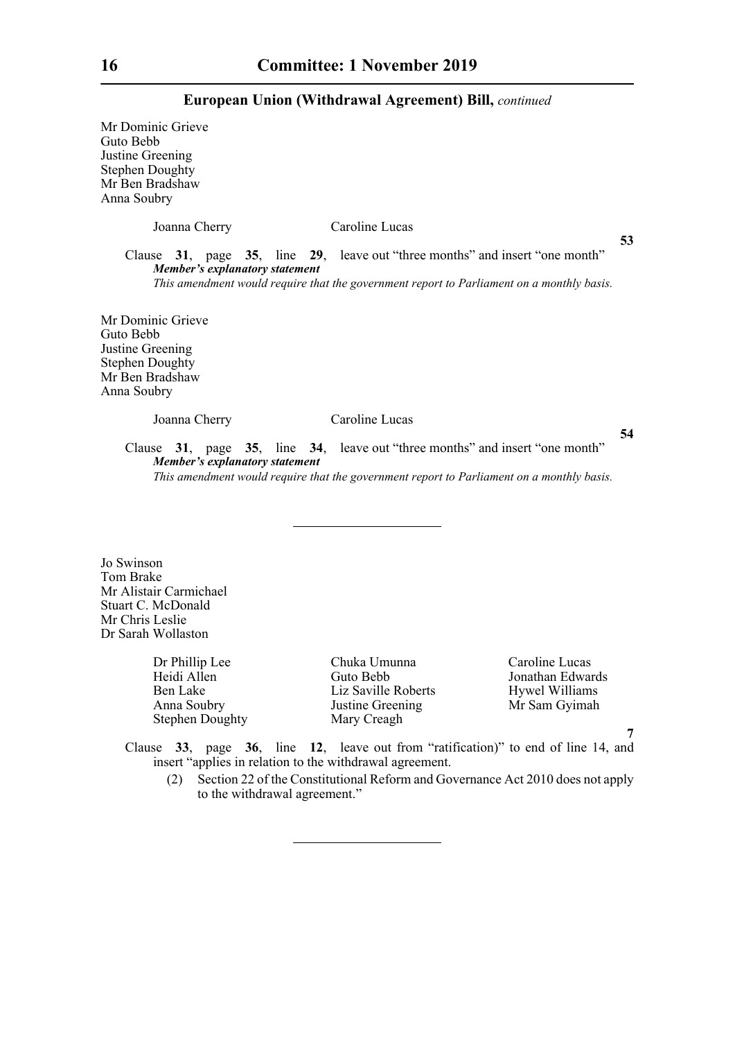Mr Dominic Grieve
Guto Bebb
Justine Greening
Stephen Doughty
Mr Ben Bradshaw
Anna Soubry

Joanna Cherry    Caroline Lucas

**53**

Clause **31**, page **35**, line **29**, leave out "three months" and insert "one month"

***Member's explanatory statement***

*This amendment would require that the government report to Parliament on a monthly basis.*

Mr Dominic Grieve
Guto Bebb
Justine Greening
Stephen Doughty
Mr Ben Bradshaw
Anna Soubry

Joanna Cherry    Caroline Lucas

**54**

Clause **31**, page **35**, line **34**, leave out "three months" and insert "one month"

***Member's explanatory statement***

*This amendment would require that the government report to Parliament on a monthly basis.*

---

Jo Swinson
Tom Brake
Mr Alistair Carmichael
Stuart C. McDonald
Mr Chris Leslie
Dr Sarah Wollaston

Dr Phillip Lee    Chuka Umunna    Caroline Lucas
Heidi Allen    Guto Bebb    Jonathan Edwards
Ben Lake    Liz Saville Roberts    Hywel Williams
Anna Soubry    Justine Greening    Mr Sam Gyimah
Stephen Doughty    Mary Creagh

**7**

Clause **33**, page **36**, line **12**, leave out from "ratification)" to end of line 14, and insert "applies in relation to the withdrawal agreement.

(2) Section 22 of the Constitutional Reform and Governance Act 2010 does not apply to the withdrawal agreement."

---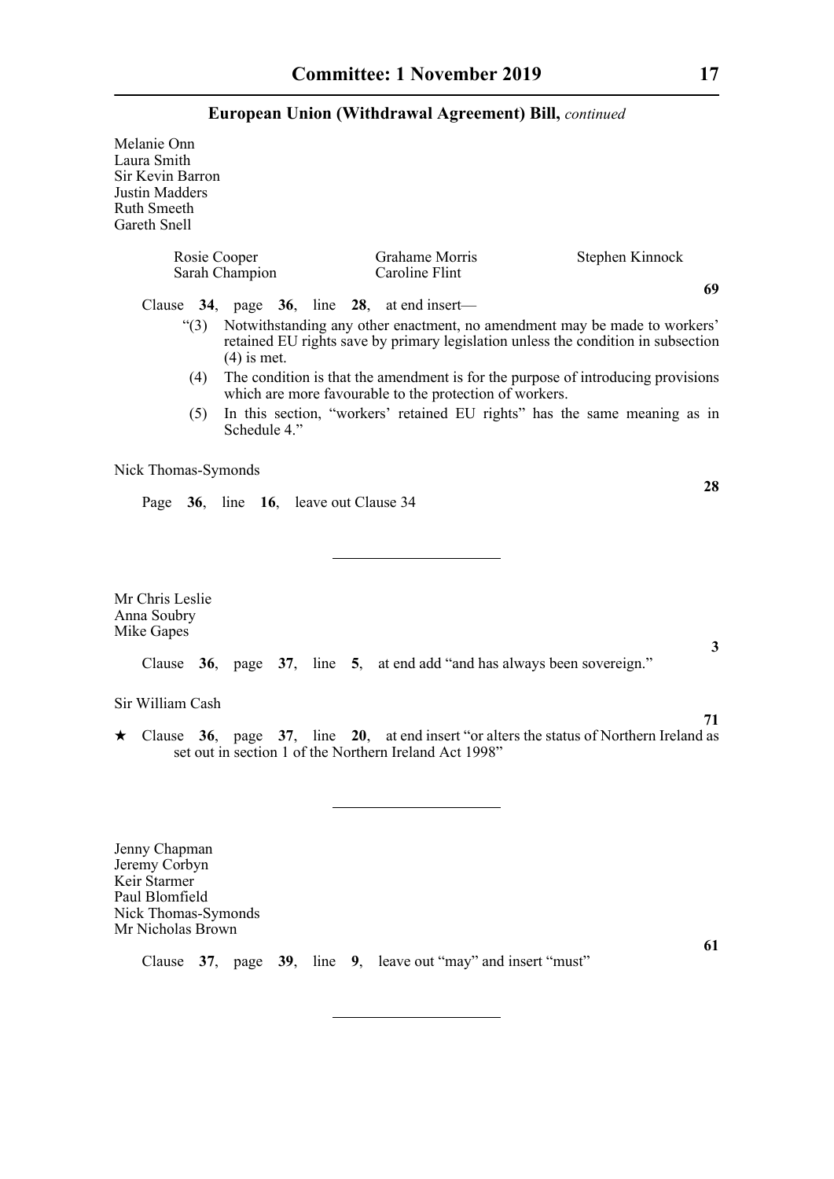Melanie Onn
Laura Smith
Sir Kevin Barron
Justin Madders
Ruth Smeeth
Gareth Snell

Rosie Cooper    Grahame Morris    Stephen Kinnock
Sarah Champion    Caroline Flint

**69**

Clause **34**, page **36**, line **28**, at end insert—

"(3) Notwithstanding any other enactment, no amendment may be made to workers' retained EU rights save by primary legislation unless the condition in subsection (4) is met.

(4) The condition is that the amendment is for the purpose of introducing provisions which are more favourable to the protection of workers.

(5) In this section, "workers' retained EU rights" has the same meaning as in Schedule 4."

Nick Thomas-Symonds

**28**

Page **36**, line **16**, leave out Clause 34

---

Mr Chris Leslie
Anna Soubry
Mike Gapes

**3**

Clause **36**, page **37**, line **5**, at end add "and has always been sovereign."

Sir William Cash

**71**

★ Clause **36**, page **37**, line **20**, at end insert "or alters the status of Northern Ireland as set out in section 1 of the Northern Ireland Act 1998"

---

Jenny Chapman
Jeremy Corbyn
Keir Starmer
Paul Blomfield
Nick Thomas-Symonds
Mr Nicholas Brown

**61**

Clause **37**, page **39**, line **9**, leave out "may" and insert "must"

---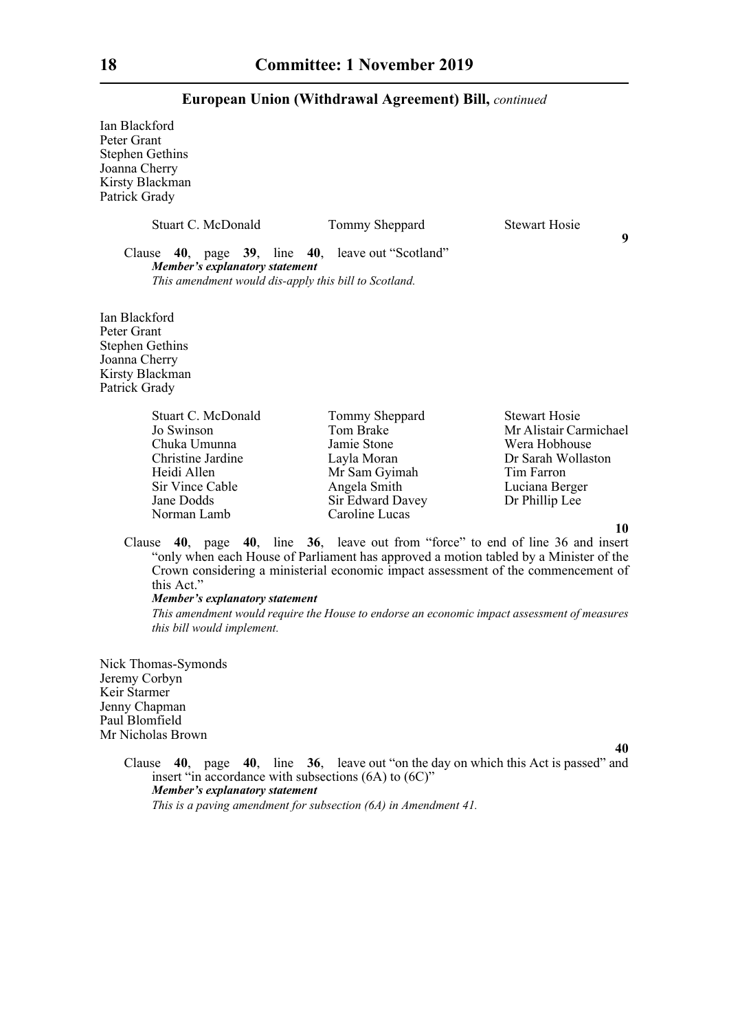## European Union (Withdrawal Agreement) Bill, *continued*

Ian Blackford
Peter Grant
Stephen Gethins
Joanna Cherry
Kirsty Blackman
Patrick Grady

Stuart C. McDonald    Tommy Sheppard    Stewart Hosie

**9**

Clause **40**, page **39**, line **40**, leave out "Scotland"

***Member's explanatory statement***

*This amendment would dis-apply this bill to Scotland.*

Ian Blackford
Peter Grant
Stephen Gethins
Joanna Cherry
Kirsty Blackman
Patrick Grady

| | | |
|---|---|---|
| Stuart C. McDonald | Tommy Sheppard | Stewart Hosie |
| Jo Swinson | Tom Brake | Mr Alistair Carmichael |
| Chuka Umunna | Jamie Stone | Wera Hobhouse |
| Christine Jardine | Layla Moran | Dr Sarah Wollaston |
| Heidi Allen | Mr Sam Gyimah | Tim Farron |
| Sir Vince Cable | Angela Smith | Luciana Berger |
| Jane Dodds | Sir Edward Davey | Dr Phillip Lee |
| Norman Lamb | Caroline Lucas | |

**10**

Clause **40**, page **40**, line **36**, leave out from "force" to end of line 36 and insert "only when each House of Parliament has approved a motion tabled by a Minister of the Crown considering a ministerial economic impact assessment of the commencement of this Act."

***Member's explanatory statement***

*This amendment would require the House to endorse an economic impact assessment of measures this bill would implement.*

Nick Thomas-Symonds
Jeremy Corbyn
Keir Starmer
Jenny Chapman
Paul Blomfield
Mr Nicholas Brown

**40**

Clause **40**, page **40**, line **36**, leave out "on the day on which this Act is passed" and insert "in accordance with subsections (6A) to (6C)"

***Member's explanatory statement***

*This is a paving amendment for subsection (6A) in Amendment 41.*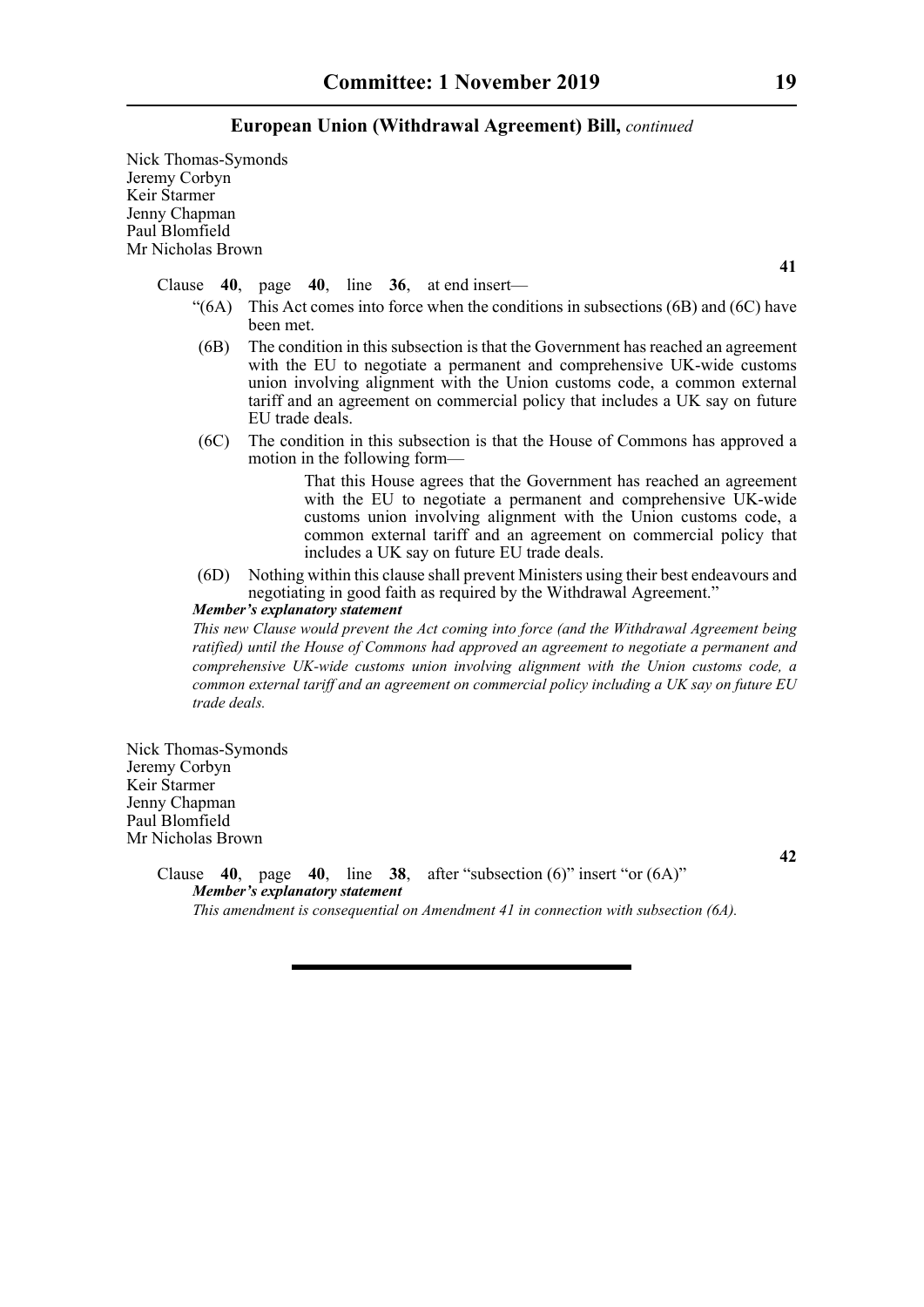Nick Thomas-Symonds
Jeremy Corbyn
Keir Starmer
Jenny Chapman
Paul Blomfield
Mr Nicholas Brown

**41**

Clause **40**, page **40**, line **36**, at end insert—

"(6A) This Act comes into force when the conditions in subsections (6B) and (6C) have been met.

(6B) The condition in this subsection is that the Government has reached an agreement with the EU to negotiate a permanent and comprehensive UK-wide customs union involving alignment with the Union customs code, a common external tariff and an agreement on commercial policy that includes a UK say on future EU trade deals.

(6C) The condition in this subsection is that the House of Commons has approved a motion in the following form—

That this House agrees that the Government has reached an agreement with the EU to negotiate a permanent and comprehensive UK-wide customs union involving alignment with the Union customs code, a common external tariff and an agreement on commercial policy that includes a UK say on future EU trade deals.

(6D) Nothing within this clause shall prevent Ministers using their best endeavours and negotiating in good faith as required by the Withdrawal Agreement."

***Member's explanatory statement***

*This new Clause would prevent the Act coming into force (and the Withdrawal Agreement being ratified) until the House of Commons had approved an agreement to negotiate a permanent and comprehensive UK-wide customs union involving alignment with the Union customs code, a common external tariff and an agreement on commercial policy including a UK say on future EU trade deals.*

Nick Thomas-Symonds
Jeremy Corbyn
Keir Starmer
Jenny Chapman
Paul Blomfield
Mr Nicholas Brown

**42**

Clause **40**, page **40**, line **38**, after "subsection (6)" insert "or (6A)"

***Member's explanatory statement***

*This amendment is consequential on Amendment 41 in connection with subsection (6A).*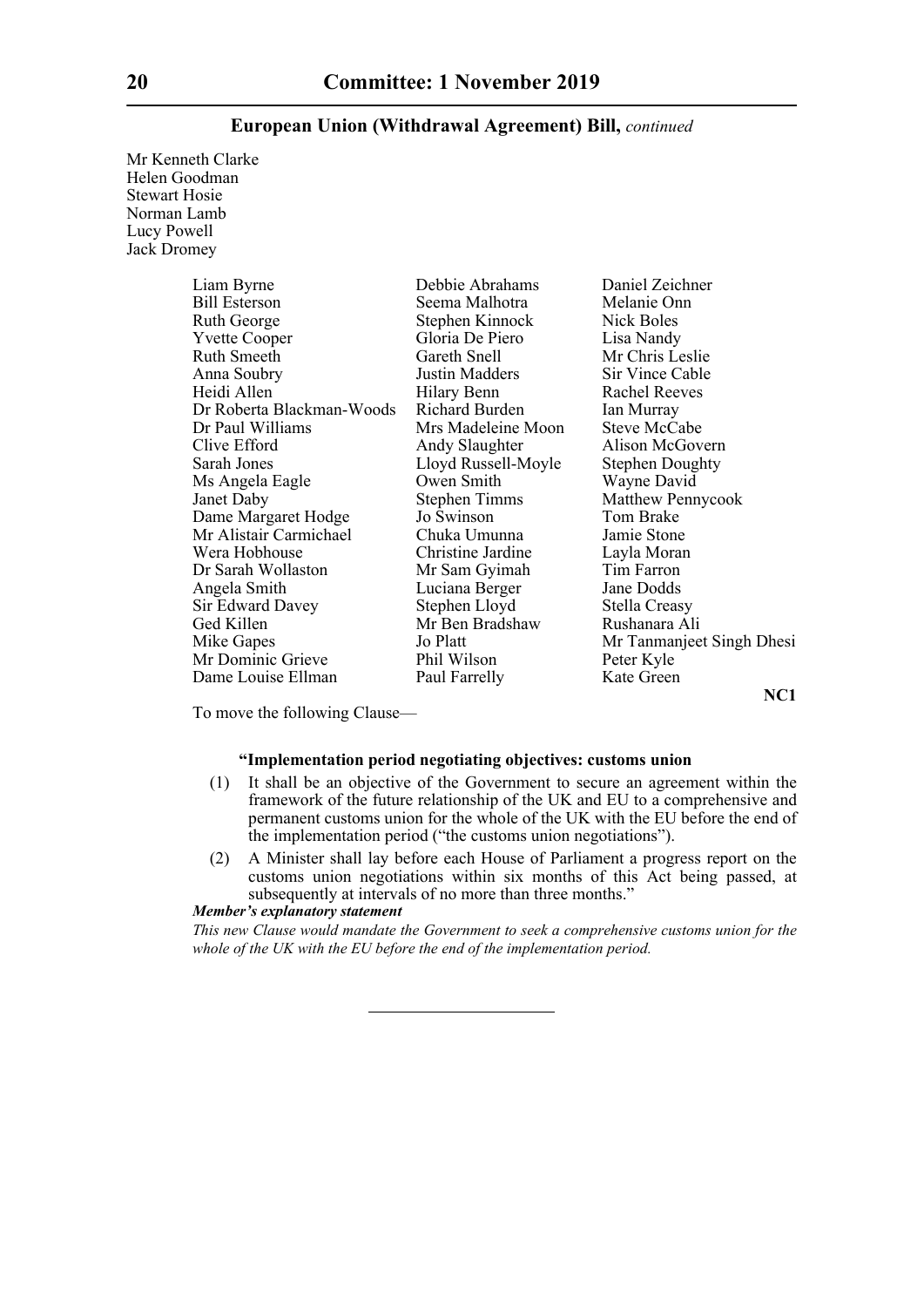Mr Kenneth Clarke
Helen Goodman
Stewart Hosie
Norman Lamb
Lucy Powell
Jack Dromey

Liam Byrne
Bill Esterson
Ruth George
Yvette Cooper
Ruth Smeeth
Anna Soubry
Heidi Allen
Dr Roberta Blackman-Woods
Dr Paul Williams
Clive Efford
Sarah Jones
Ms Angela Eagle
Janet Daby
Dame Margaret Hodge
Mr Alistair Carmichael
Wera Hobhouse
Dr Sarah Wollaston
Angela Smith
Sir Edward Davey
Ged Killen
Mike Gapes
Mr Dominic Grieve
Dame Louise Ellman
Debbie Abrahams
Seema Malhotra
Stephen Kinnock
Gloria De Piero
Gareth Snell
Justin Madders
Hilary Benn
Richard Burden
Mrs Madeleine Moon
Andy Slaughter
Lloyd Russell-Moyle
Owen Smith
Stephen Timms
Jo Swinson
Chuka Umunna
Christine Jardine
Mr Sam Gyimah
Luciana Berger
Stephen Lloyd
Mr Ben Bradshaw
Jo Platt
Phil Wilson
Paul Farrelly
Daniel Zeichner
Melanie Onn
Nick Boles
Lisa Nandy
Mr Chris Leslie
Sir Vince Cable
Rachel Reeves
Ian Murray
Steve McCabe
Alison McGovern
Stephen Doughty
Wayne David
Matthew Pennycook
Tom Brake
Jamie Stone
Layla Moran
Tim Farron
Jane Dodds
Stella Creasy
Rushanara Ali
Mr Tanmanjeet Singh Dhesi
Peter Kyle
Kate Green

**NC1**

To move the following Clause—

**"Implementation period negotiating objectives: customs union**

(1) It shall be an objective of the Government to secure an agreement within the framework of the future relationship of the UK and EU to a comprehensive and permanent customs union for the whole of the UK with the EU before the end of the implementation period ("the customs union negotiations").

(2) A Minister shall lay before each House of Parliament a progress report on the customs union negotiations within six months of this Act being passed, at subsequently at intervals of no more than three months."

***Member's explanatory statement***

*This new Clause would mandate the Government to seek a comprehensive customs union for the whole of the UK with the EU before the end of the implementation period.*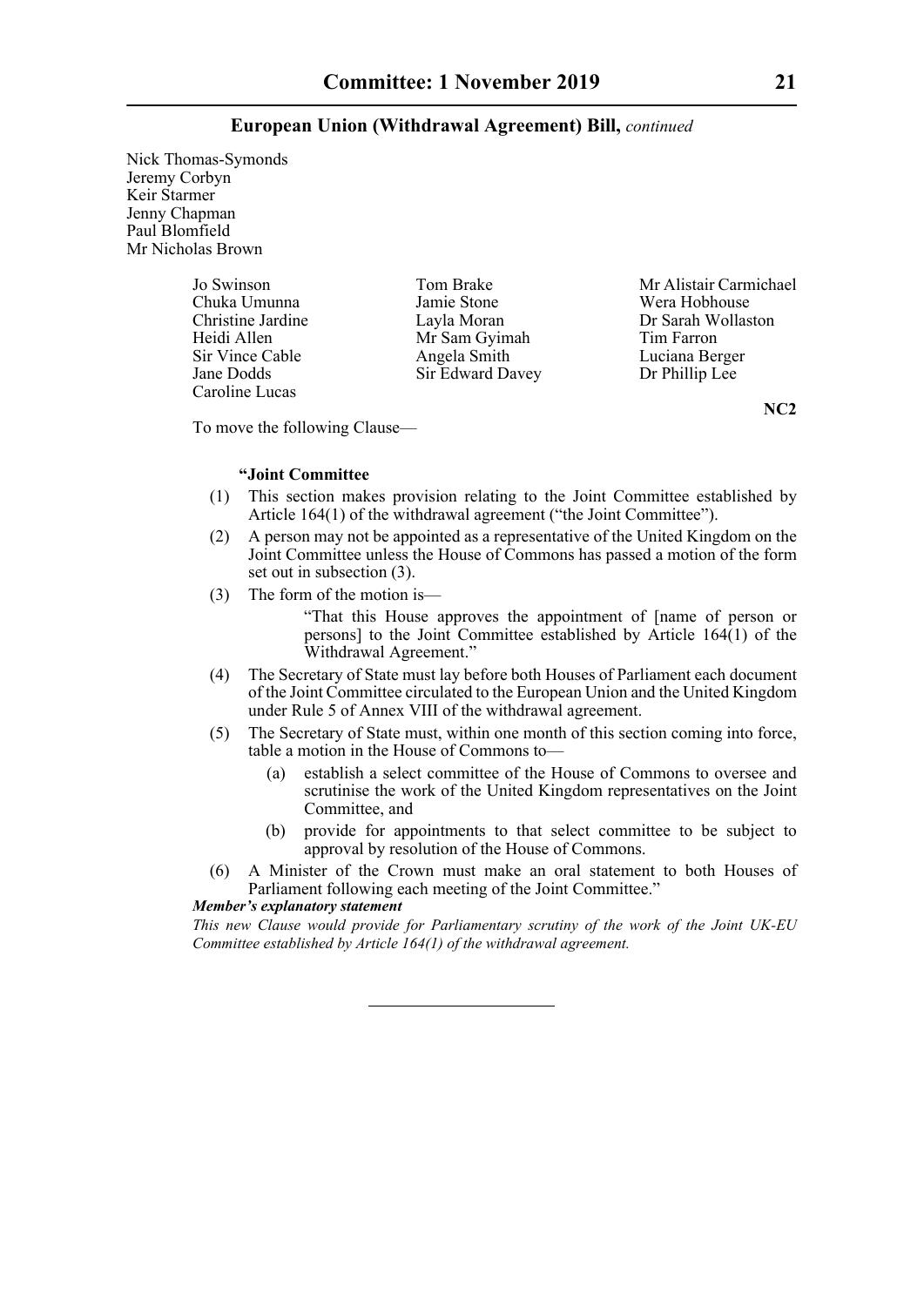Nick Thomas-Symonds
Jeremy Corbyn
Keir Starmer
Jenny Chapman
Paul Blomfield
Mr Nicholas Brown

Jo Swinson
Chuka Umunna
Christine Jardine
Heidi Allen
Sir Vince Cable
Jane Dodds
Caroline Lucas
Tom Brake
Jamie Stone
Layla Moran
Mr Sam Gyimah
Angela Smith
Sir Edward Davey
Mr Alistair Carmichael
Wera Hobhouse
Dr Sarah Wollaston
Tim Farron
Luciana Berger
Dr Phillip Lee

**NC2**

To move the following Clause—

**"Joint Committee**

(1) This section makes provision relating to the Joint Committee established by Article 164(1) of the withdrawal agreement ("the Joint Committee").

(2) A person may not be appointed as a representative of the United Kingdom on the Joint Committee unless the House of Commons has passed a motion of the form set out in subsection (3).

(3) The form of the motion is—

> "That this House approves the appointment of [name of person or persons] to the Joint Committee established by Article 164(1) of the Withdrawal Agreement."

(4) The Secretary of State must lay before both Houses of Parliament each document of the Joint Committee circulated to the European Union and the United Kingdom under Rule 5 of Annex VIII of the withdrawal agreement.

(5) The Secretary of State must, within one month of this section coming into force, table a motion in the House of Commons to—

  (a) establish a select committee of the House of Commons to oversee and scrutinise the work of the United Kingdom representatives on the Joint Committee, and

  (b) provide for appointments to that select committee to be subject to approval by resolution of the House of Commons.

(6) A Minister of the Crown must make an oral statement to both Houses of Parliament following each meeting of the Joint Committee."

***Member's explanatory statement***

*This new Clause would provide for Parliamentary scrutiny of the work of the Joint UK-EU Committee established by Article 164(1) of the withdrawal agreement.*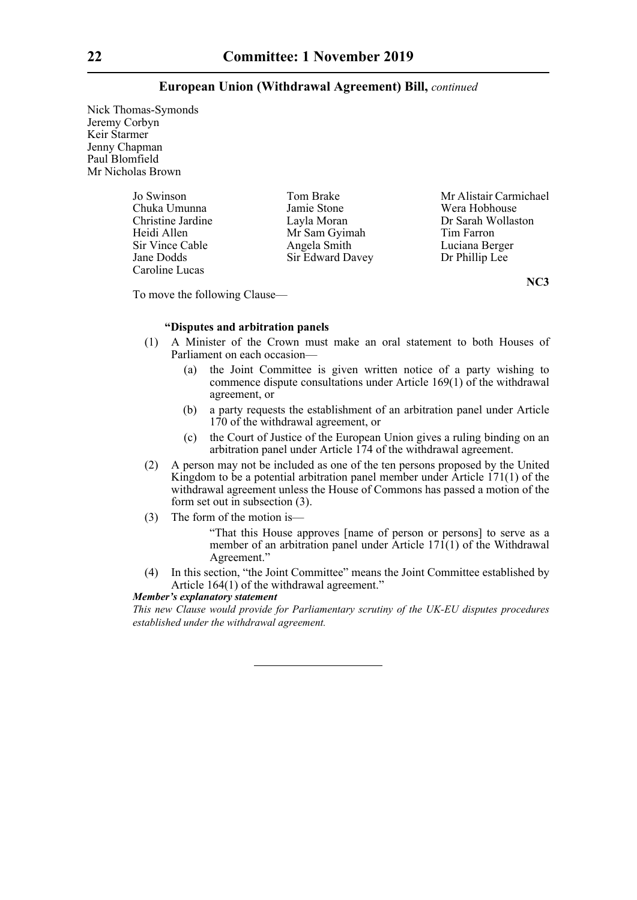Nick Thomas-Symonds
Jeremy Corbyn
Keir Starmer
Jenny Chapman
Paul Blomfield
Mr Nicholas Brown

Jo Swinson
Chuka Umunna
Christine Jardine
Heidi Allen
Sir Vince Cable
Jane Dodds
Caroline Lucas
Tom Brake
Jamie Stone
Layla Moran
Mr Sam Gyimah
Angela Smith
Sir Edward Davey
Mr Alistair Carmichael
Wera Hobhouse
Dr Sarah Wollaston
Tim Farron
Luciana Berger
Dr Phillip Lee

**NC3**

To move the following Clause—

**"Disputes and arbitration panels**

(1) A Minister of the Crown must make an oral statement to both Houses of Parliament on each occasion—

(a) the Joint Committee is given written notice of a party wishing to commence dispute consultations under Article 169(1) of the withdrawal agreement, or

(b) a party requests the establishment of an arbitration panel under Article 170 of the withdrawal agreement, or

(c) the Court of Justice of the European Union gives a ruling binding on an arbitration panel under Article 174 of the withdrawal agreement.

(2) A person may not be included as one of the ten persons proposed by the United Kingdom to be a potential arbitration panel member under Article 171(1) of the withdrawal agreement unless the House of Commons has passed a motion of the form set out in subsection (3).

(3) The form of the motion is—

"That this House approves [name of person or persons] to serve as a member of an arbitration panel under Article 171(1) of the Withdrawal Agreement."

(4) In this section, "the Joint Committee" means the Joint Committee established by Article 164(1) of the withdrawal agreement."

***Member's explanatory statement***

*This new Clause would provide for Parliamentary scrutiny of the UK-EU disputes procedures established under the withdrawal agreement.*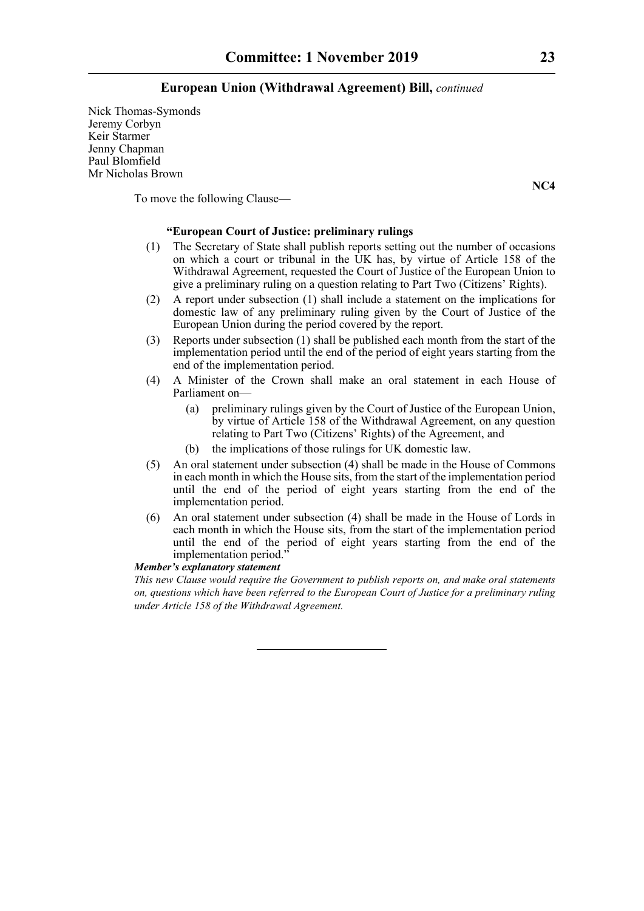Nick Thomas-Symonds
Jeremy Corbyn
Keir Starmer
Jenny Chapman
Paul Blomfield
Mr Nicholas Brown

**NC4**

To move the following Clause—

**"European Court of Justice: preliminary rulings**

(1) The Secretary of State shall publish reports setting out the number of occasions on which a court or tribunal in the UK has, by virtue of Article 158 of the Withdrawal Agreement, requested the Court of Justice of the European Union to give a preliminary ruling on a question relating to Part Two (Citizens' Rights).

(2) A report under subsection (1) shall include a statement on the implications for domestic law of any preliminary ruling given by the Court of Justice of the European Union during the period covered by the report.

(3) Reports under subsection (1) shall be published each month from the start of the implementation period until the end of the period of eight years starting from the end of the implementation period.

(4) A Minister of the Crown shall make an oral statement in each House of Parliament on—

   (a) preliminary rulings given by the Court of Justice of the European Union, by virtue of Article 158 of the Withdrawal Agreement, on any question relating to Part Two (Citizens' Rights) of the Agreement, and

   (b) the implications of those rulings for UK domestic law.

(5) An oral statement under subsection (4) shall be made in the House of Commons in each month in which the House sits, from the start of the implementation period until the end of the period of eight years starting from the end of the implementation period.

(6) An oral statement under subsection (4) shall be made in the House of Lords in each month in which the House sits, from the start of the implementation period until the end of the period of eight years starting from the end of the implementation period."

***Member's explanatory statement***

*This new Clause would require the Government to publish reports on, and make oral statements on, questions which have been referred to the European Court of Justice for a preliminary ruling under Article 158 of the Withdrawal Agreement.*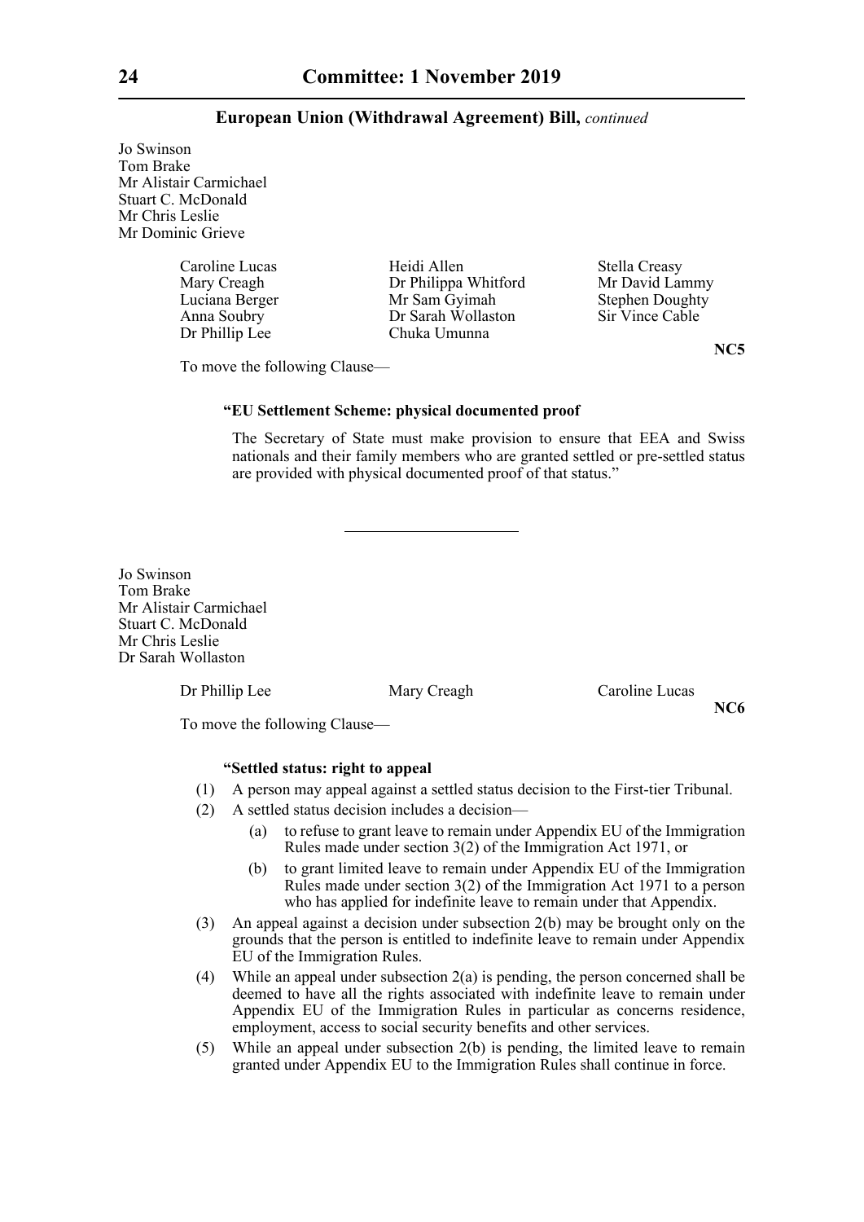Jo Swinson
Tom Brake
Mr Alistair Carmichael
Stuart C. McDonald
Mr Chris Leslie
Mr Dominic Grieve

Caroline Lucas
Heidi Allen
Stella Creasy
Mary Creagh
Dr Philippa Whitford
Mr David Lammy
Luciana Berger
Mr Sam Gyimah
Stephen Doughty
Anna Soubry
Dr Sarah Wollaston
Sir Vince Cable
Dr Phillip Lee
Chuka Umunna

**NC5**

To move the following Clause—

**"EU Settlement Scheme: physical documented proof**

The Secretary of State must make provision to ensure that EEA and Swiss nationals and their family members who are granted settled or pre-settled status are provided with physical documented proof of that status."

---

Jo Swinson
Tom Brake
Mr Alistair Carmichael
Stuart C. McDonald
Mr Chris Leslie
Dr Sarah Wollaston

Dr Phillip Lee
Mary Creagh
Caroline Lucas

**NC6**

To move the following Clause—

**"Settled status: right to appeal**

(1) A person may appeal against a settled status decision to the First-tier Tribunal.

(2) A settled status decision includes a decision—

(a) to refuse to grant leave to remain under Appendix EU of the Immigration Rules made under section 3(2) of the Immigration Act 1971, or

(b) to grant limited leave to remain under Appendix EU of the Immigration Rules made under section 3(2) of the Immigration Act 1971 to a person who has applied for indefinite leave to remain under that Appendix.

(3) An appeal against a decision under subsection 2(b) may be brought only on the grounds that the person is entitled to indefinite leave to remain under Appendix EU of the Immigration Rules.

(4) While an appeal under subsection 2(a) is pending, the person concerned shall be deemed to have all the rights associated with indefinite leave to remain under Appendix EU of the Immigration Rules in particular as concerns residence, employment, access to social security benefits and other services.

(5) While an appeal under subsection 2(b) is pending, the limited leave to remain granted under Appendix EU to the Immigration Rules shall continue in force.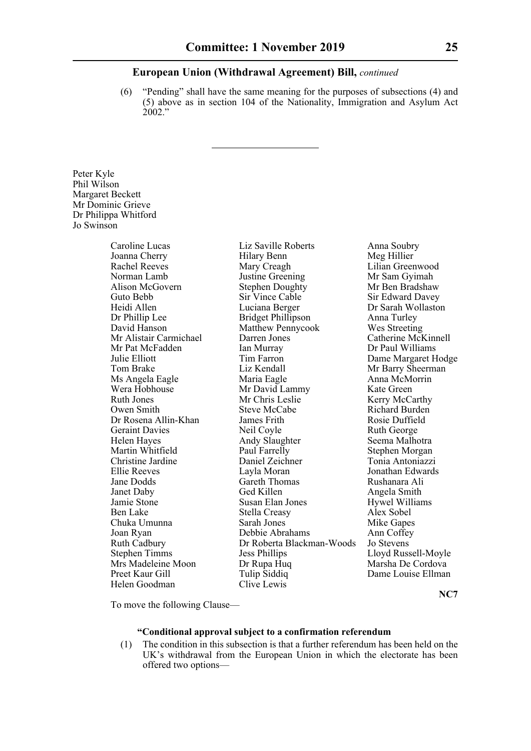**European Union (Withdrawal Agreement) Bill,** *continued*

(6) "Pending" shall have the same meaning for the purposes of subsections (4) and (5) above as in section 104 of the Nationality, Immigration and Asylum Act 2002."

---

Peter Kyle
Phil Wilson
Margaret Beckett
Mr Dominic Grieve
Dr Philippa Whitford
Jo Swinson

Caroline Lucas
Joanna Cherry
Rachel Reeves
Norman Lamb
Alison McGovern
Guto Bebb
Heidi Allen
Dr Phillip Lee
David Hanson
Mr Alistair Carmichael
Mr Pat McFadden
Julie Elliott
Tom Brake
Ms Angela Eagle
Wera Hobhouse
Ruth Jones
Owen Smith
Dr Rosena Allin-Khan
Geraint Davies
Helen Hayes
Martin Whitfield
Christine Jardine
Ellie Reeves
Jane Dodds
Janet Daby
Jamie Stone
Ben Lake
Chuka Umunna
Joan Ryan
Ruth Cadbury
Stephen Timms
Mrs Madeleine Moon
Preet Kaur Gill
Helen Goodman
Liz Saville Roberts
Hilary Benn
Mary Creagh
Justine Greening
Stephen Doughty
Sir Vince Cable
Luciana Berger
Bridget Phillipson
Matthew Pennycook
Darren Jones
Ian Murray
Tim Farron
Liz Kendall
Maria Eagle
Mr David Lammy
Mr Chris Leslie
Steve McCabe
James Frith
Neil Coyle
Andy Slaughter
Paul Farrelly
Daniel Zeichner
Layla Moran
Gareth Thomas
Ged Killen
Susan Elan Jones
Stella Creasy
Sarah Jones
Debbie Abrahams
Dr Roberta Blackman-Woods
Jess Phillips
Dr Rupa Huq
Tulip Siddiq
Clive Lewis
Anna Soubry
Meg Hillier
Lilian Greenwood
Mr Sam Gyimah
Mr Ben Bradshaw
Sir Edward Davey
Dr Sarah Wollaston
Anna Turley
Wes Streeting
Catherine McKinnell
Dr Paul Williams
Dame Margaret Hodge
Mr Barry Sheerman
Anna McMorrin
Kate Green
Kerry McCarthy
Richard Burden
Rosie Duffield
Ruth George
Seema Malhotra
Stephen Morgan
Tonia Antoniazzi
Jonathan Edwards
Rushanara Ali
Angela Smith
Hywel Williams
Alex Sobel
Mike Gapes
Ann Coffey
Jo Stevens
Lloyd Russell-Moyle
Marsha De Cordova
Dame Louise Ellman

**NC7**

To move the following Clause—

**"Conditional approval subject to a confirmation referendum**

(1) The condition in this subsection is that a further referendum has been held on the UK's withdrawal from the European Union in which the electorate has been offered two options—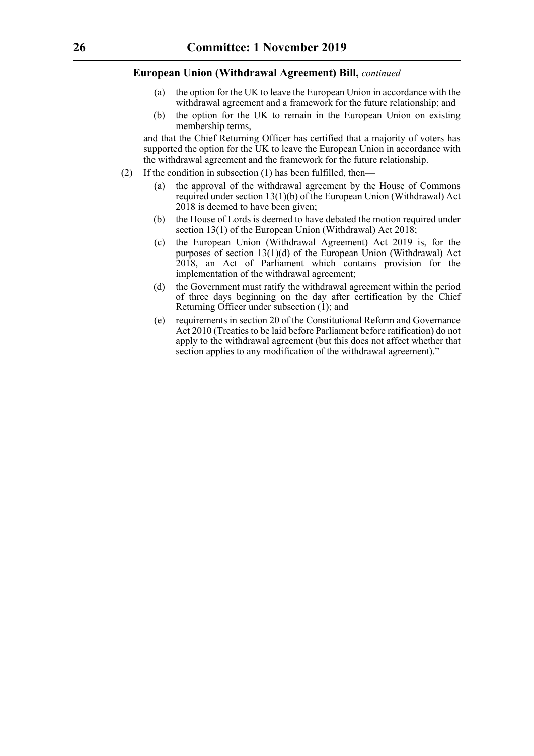**European Union (Withdrawal Agreement) Bill,** *continued*

(a) the option for the UK to leave the European Union in accordance with the withdrawal agreement and a framework for the future relationship; and

(b) the option for the UK to remain in the European Union on existing membership terms,

and that the Chief Returning Officer has certified that a majority of voters has supported the option for the UK to leave the European Union in accordance with the withdrawal agreement and the framework for the future relationship.

(2) If the condition in subsection (1) has been fulfilled, then—

(a) the approval of the withdrawal agreement by the House of Commons required under section 13(1)(b) of the European Union (Withdrawal) Act 2018 is deemed to have been given;

(b) the House of Lords is deemed to have debated the motion required under section 13(1) of the European Union (Withdrawal) Act 2018;

(c) the European Union (Withdrawal Agreement) Act 2019 is, for the purposes of section 13(1)(d) of the European Union (Withdrawal) Act 2018, an Act of Parliament which contains provision for the implementation of the withdrawal agreement;

(d) the Government must ratify the withdrawal agreement within the period of three days beginning on the day after certification by the Chief Returning Officer under subsection (1); and

(e) requirements in section 20 of the Constitutional Reform and Governance Act 2010 (Treaties to be laid before Parliament before ratification) do not apply to the withdrawal agreement (but this does not affect whether that section applies to any modification of the withdrawal agreement)."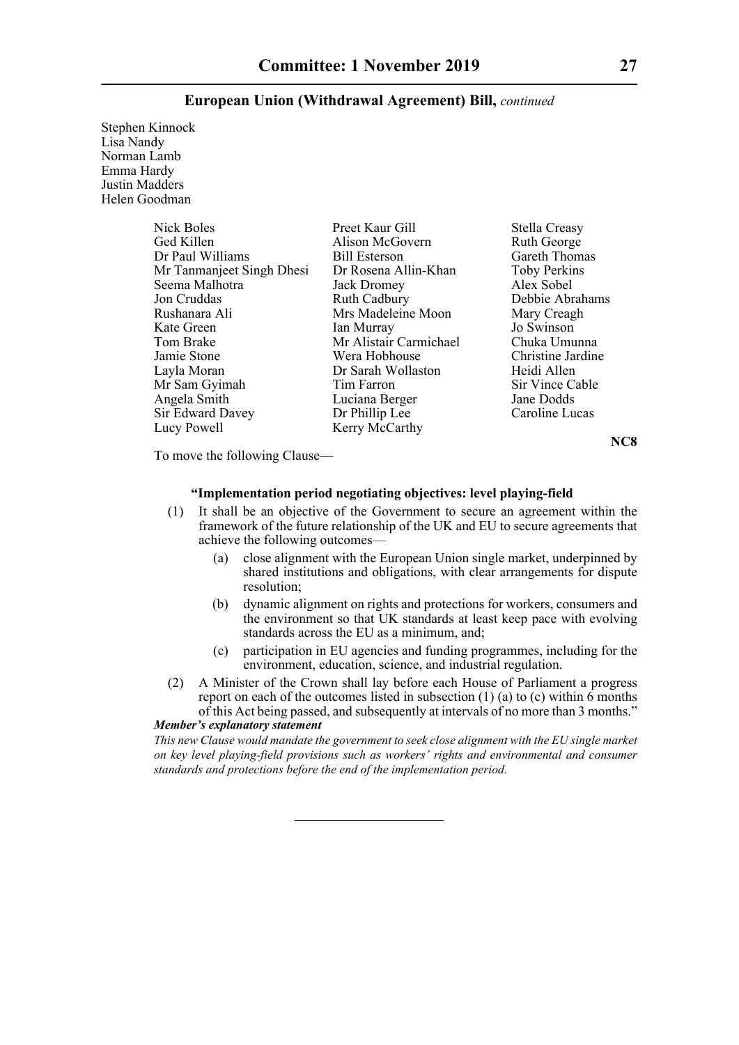Stephen Kinnock
Lisa Nandy
Norman Lamb
Emma Hardy
Justin Madders
Helen Goodman

| | | |
|---|---|---|
| Nick Boles | Preet Kaur Gill | Stella Creasy |
| Ged Killen | Alison McGovern | Ruth George |
| Dr Paul Williams | Bill Esterson | Gareth Thomas |
| Mr Tanmanjeet Singh Dhesi | Dr Rosena Allin-Khan | Toby Perkins |
| Seema Malhotra | Jack Dromey | Alex Sobel |
| Jon Cruddas | Ruth Cadbury | Debbie Abrahams |
| Rushanara Ali | Mrs Madeleine Moon | Mary Creagh |
| Kate Green | Ian Murray | Jo Swinson |
| Tom Brake | Mr Alistair Carmichael | Chuka Umunna |
| Jamie Stone | Wera Hobhouse | Christine Jardine |
| Layla Moran | Dr Sarah Wollaston | Heidi Allen |
| Mr Sam Gyimah | Tim Farron | Sir Vince Cable |
| Angela Smith | Luciana Berger | Jane Dodds |
| Sir Edward Davey | Dr Phillip Lee | Caroline Lucas |
| Lucy Powell | Kerry McCarthy | |

**NC8**

To move the following Clause—

**"Implementation period negotiating objectives: level playing-field**

(1) It shall be an objective of the Government to secure an agreement within the framework of the future relationship of the UK and EU to secure agreements that achieve the following outcomes—

(a) close alignment with the European Union single market, underpinned by shared institutions and obligations, with clear arrangements for dispute resolution;

(b) dynamic alignment on rights and protections for workers, consumers and the environment so that UK standards at least keep pace with evolving standards across the EU as a minimum, and;

(c) participation in EU agencies and funding programmes, including for the environment, education, science, and industrial regulation.

(2) A Minister of the Crown shall lay before each House of Parliament a progress report on each of the outcomes listed in subsection (1) (a) to (c) within 6 months of this Act being passed, and subsequently at intervals of no more than 3 months."

***Member's explanatory statement***

*This new Clause would mandate the government to seek close alignment with the EU single market on key level playing-field provisions such as workers' rights and environmental and consumer standards and protections before the end of the implementation period.*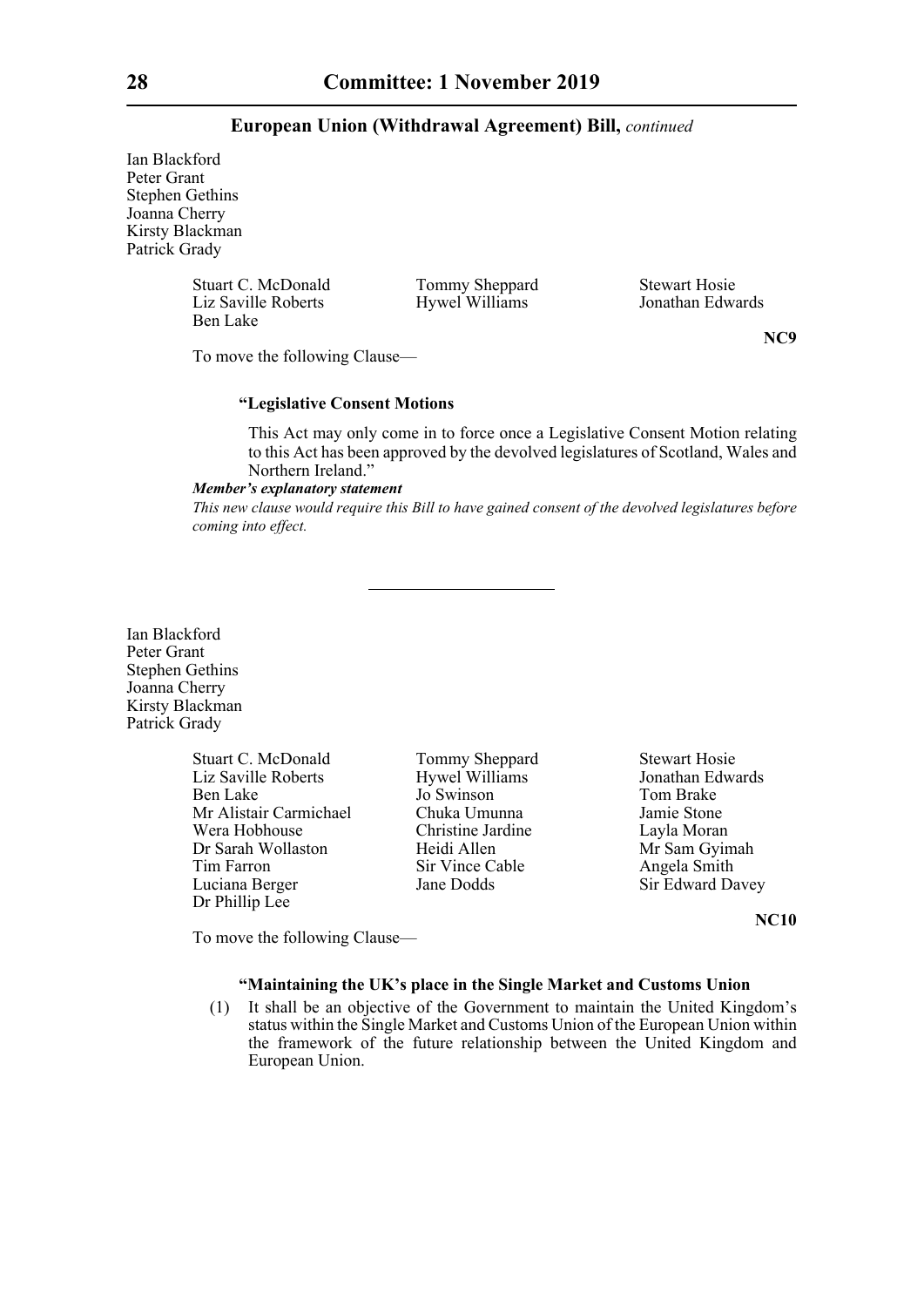Ian Blackford
Peter Grant
Stephen Gethins
Joanna Cherry
Kirsty Blackman
Patrick Grady

Stuart C. McDonald
Tommy Sheppard
Stewart Hosie
Liz Saville Roberts
Hywel Williams
Jonathan Edwards
Ben Lake

**NC9**

To move the following Clause—

**"Legislative Consent Motions**

This Act may only come in to force once a Legislative Consent Motion relating to this Act has been approved by the devolved legislatures of Scotland, Wales and Northern Ireland."

***Member's explanatory statement***

*This new clause would require this Bill to have gained consent of the devolved legislatures before coming into effect.*

---

Ian Blackford
Peter Grant
Stephen Gethins
Joanna Cherry
Kirsty Blackman
Patrick Grady

Stuart C. McDonald
Tommy Sheppard
Stewart Hosie
Liz Saville Roberts
Hywel Williams
Jonathan Edwards
Ben Lake
Jo Swinson
Tom Brake
Mr Alistair Carmichael
Chuka Umunna
Jamie Stone
Wera Hobhouse
Christine Jardine
Layla Moran
Dr Sarah Wollaston
Heidi Allen
Mr Sam Gyimah
Tim Farron
Sir Vince Cable
Angela Smith
Luciana Berger
Jane Dodds
Sir Edward Davey
Dr Phillip Lee

**NC10**

To move the following Clause—

**"Maintaining the UK's place in the Single Market and Customs Union**

(1) It shall be an objective of the Government to maintain the United Kingdom's status within the Single Market and Customs Union of the European Union within the framework of the future relationship between the United Kingdom and European Union.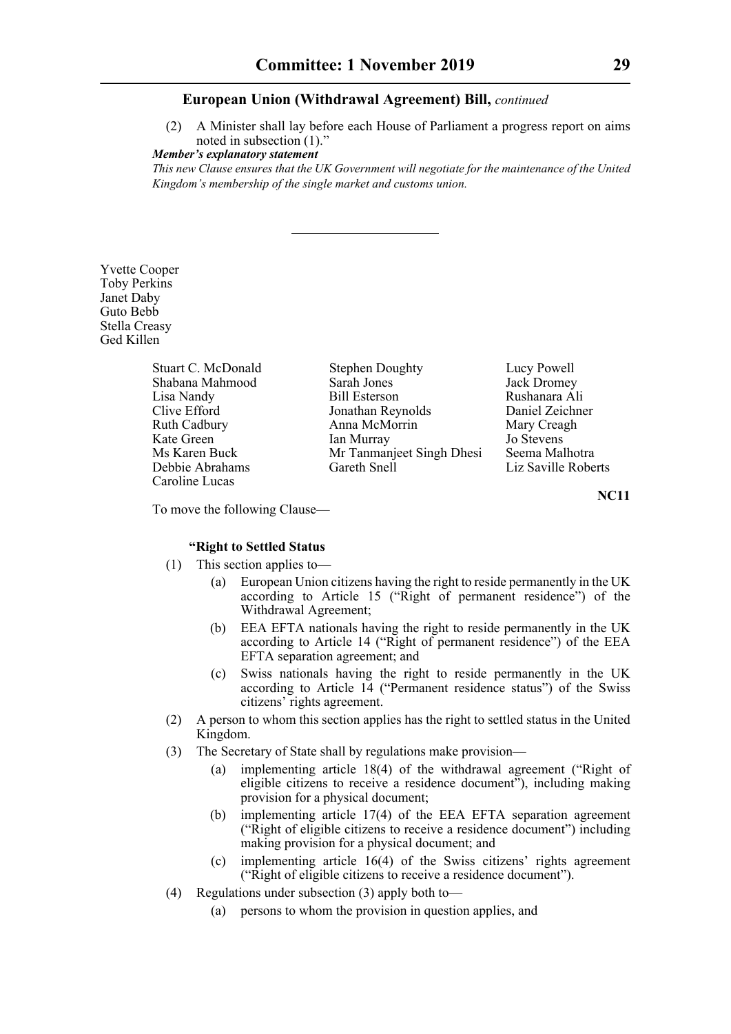**European Union (Withdrawal Agreement) Bill,** *continued*

(2) A Minister shall lay before each House of Parliament a progress report on aims noted in subsection (1)."

***Member's explanatory statement***

*This new Clause ensures that the UK Government will negotiate for the maintenance of the United Kingdom's membership of the single market and customs union.*

---

Yvette Cooper
Toby Perkins
Janet Daby
Guto Bebb
Stella Creasy
Ged Killen

Stuart C. McDonald
Shabana Mahmood
Lisa Nandy
Clive Efford
Ruth Cadbury
Kate Green
Ms Karen Buck
Debbie Abrahams
Caroline Lucas
Stephen Doughty
Sarah Jones
Bill Esterson
Jonathan Reynolds
Anna McMorrin
Ian Murray
Mr Tanmanjeet Singh Dhesi
Gareth Snell
Lucy Powell
Jack Dromey
Rushanara Ali
Daniel Zeichner
Mary Creagh
Jo Stevens
Seema Malhotra
Liz Saville Roberts

**NC11**

To move the following Clause—

**"Right to Settled Status**

(1) This section applies to—

(a) European Union citizens having the right to reside permanently in the UK according to Article 15 ("Right of permanent residence") of the Withdrawal Agreement;

(b) EEA EFTA nationals having the right to reside permanently in the UK according to Article 14 ("Right of permanent residence") of the EEA EFTA separation agreement; and

(c) Swiss nationals having the right to reside permanently in the UK according to Article 14 ("Permanent residence status") of the Swiss citizens' rights agreement.

(2) A person to whom this section applies has the right to settled status in the United Kingdom.

(3) The Secretary of State shall by regulations make provision—

(a) implementing article 18(4) of the withdrawal agreement ("Right of eligible citizens to receive a residence document"), including making provision for a physical document;

(b) implementing article 17(4) of the EEA EFTA separation agreement ("Right of eligible citizens to receive a residence document") including making provision for a physical document; and

(c) implementing article 16(4) of the Swiss citizens' rights agreement ("Right of eligible citizens to receive a residence document").

(4) Regulations under subsection (3) apply both to—

(a) persons to whom the provision in question applies, and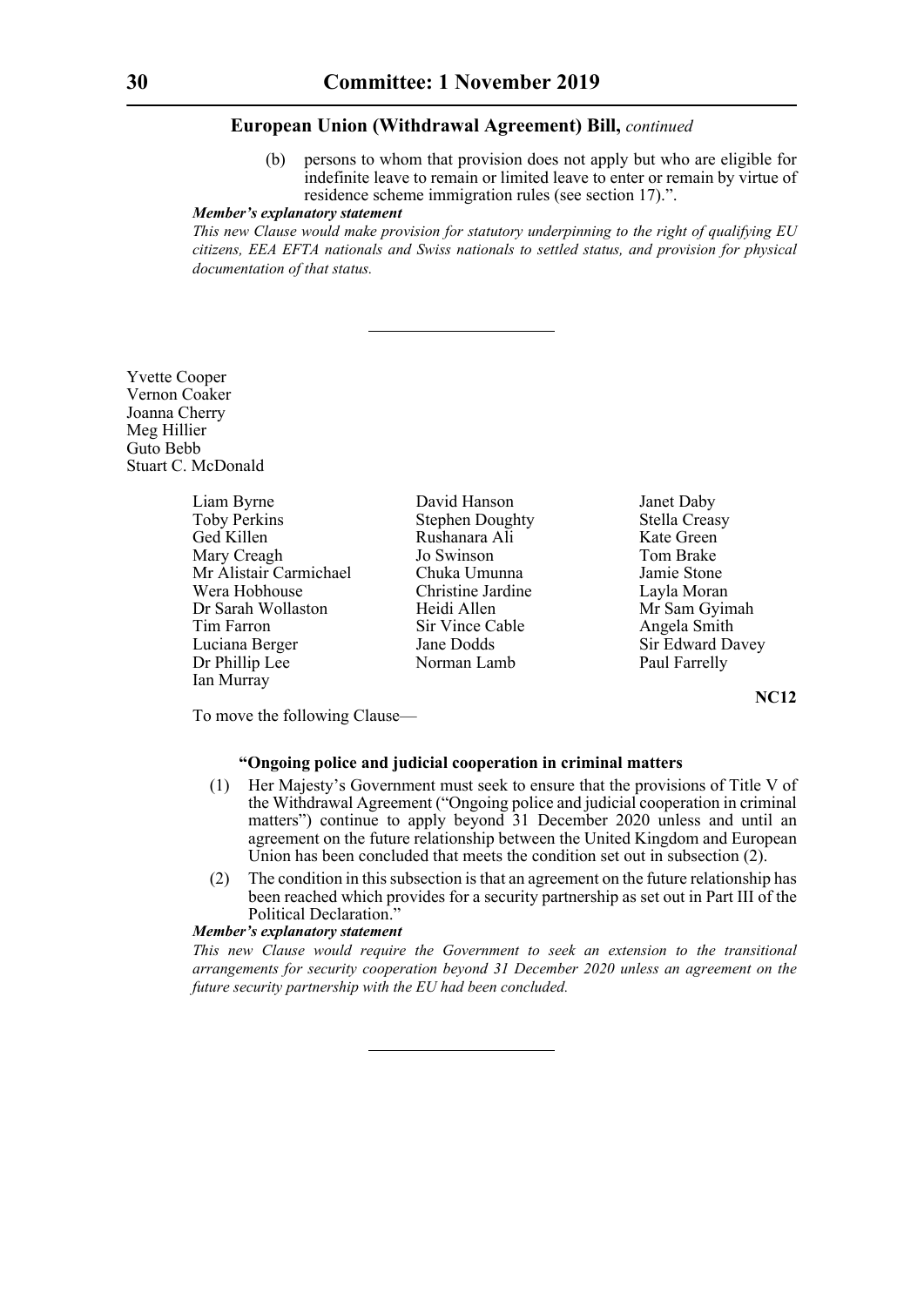## European Union (Withdrawal Agreement) Bill, *continued*

(b) persons to whom that provision does not apply but who are eligible for indefinite leave to remain or limited leave to enter or remain by virtue of residence scheme immigration rules (see section 17).".

***Member's explanatory statement***

*This new Clause would make provision for statutory underpinning to the right of qualifying EU citizens, EEA EFTA nationals and Swiss nationals to settled status, and provision for physical documentation of that status.*

---

Yvette Cooper
Vernon Coaker
Joanna Cherry
Meg Hillier
Guto Bebb
Stuart C. McDonald

Liam Byrne
Toby Perkins
Ged Killen
Mary Creagh
Mr Alistair Carmichael
Wera Hobhouse
Dr Sarah Wollaston
Tim Farron
Luciana Berger
Dr Phillip Lee
Ian Murray
David Hanson
Stephen Doughty
Rushanara Ali
Jo Swinson
Chuka Umunna
Christine Jardine
Heidi Allen
Sir Vince Cable
Jane Dodds
Norman Lamb
Janet Daby
Stella Creasy
Kate Green
Tom Brake
Jamie Stone
Layla Moran
Mr Sam Gyimah
Angela Smith
Sir Edward Davey
Paul Farrelly

**NC12**

To move the following Clause—

**"Ongoing police and judicial cooperation in criminal matters**

(1) Her Majesty's Government must seek to ensure that the provisions of Title V of the Withdrawal Agreement ("Ongoing police and judicial cooperation in criminal matters") continue to apply beyond 31 December 2020 unless and until an agreement on the future relationship between the United Kingdom and European Union has been concluded that meets the condition set out in subsection (2).

(2) The condition in this subsection is that an agreement on the future relationship has been reached which provides for a security partnership as set out in Part III of the Political Declaration."

***Member's explanatory statement***

*This new Clause would require the Government to seek an extension to the transitional arrangements for security cooperation beyond 31 December 2020 unless an agreement on the future security partnership with the EU had been concluded.*

---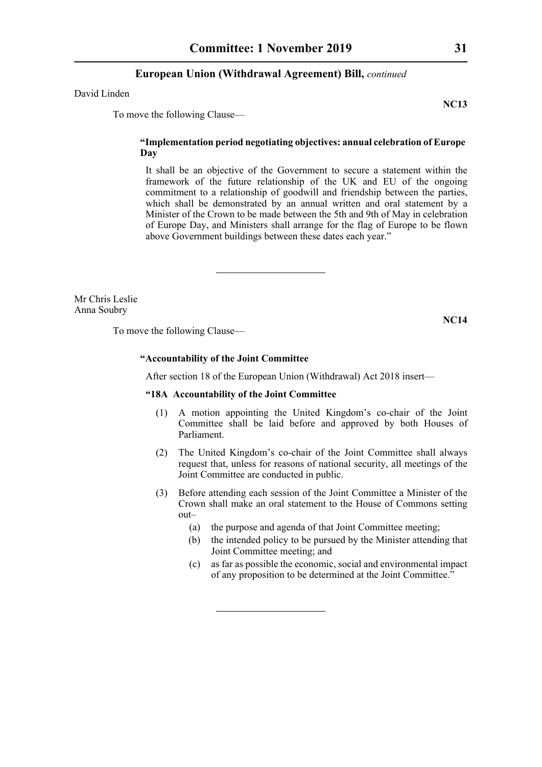David Linden

**NC13**

To move the following Clause—

**"Implementation period negotiating objectives: annual celebration of Europe Day**

It shall be an objective of the Government to secure a statement within the framework of the future relationship of the UK and EU of the ongoing commitment to a relationship of goodwill and friendship between the parties, which shall be demonstrated by an annual written and oral statement by a Minister of the Crown to be made between the 5th and 9th of May in celebration of Europe Day, and Ministers shall arrange for the flag of Europe to be flown above Government buildings between these dates each year."

---

Mr Chris Leslie
Anna Soubry

**NC14**

To move the following Clause—

**"Accountability of the Joint Committee**

After section 18 of the European Union (Withdrawal) Act 2018 insert—

**"18A Accountability of the Joint Committee**

(1) A motion appointing the United Kingdom's co-chair of the Joint Committee shall be laid before and approved by both Houses of Parliament.

(2) The United Kingdom's co-chair of the Joint Committee shall always request that, unless for reasons of national security, all meetings of the Joint Committee are conducted in public.

(3) Before attending each session of the Joint Committee a Minister of the Crown shall make an oral statement to the House of Commons setting out–

(a) the purpose and agenda of that Joint Committee meeting;

(b) the intended policy to be pursued by the Minister attending that Joint Committee meeting; and

(c) as far as possible the economic, social and environmental impact of any proposition to be determined at the Joint Committee.""

---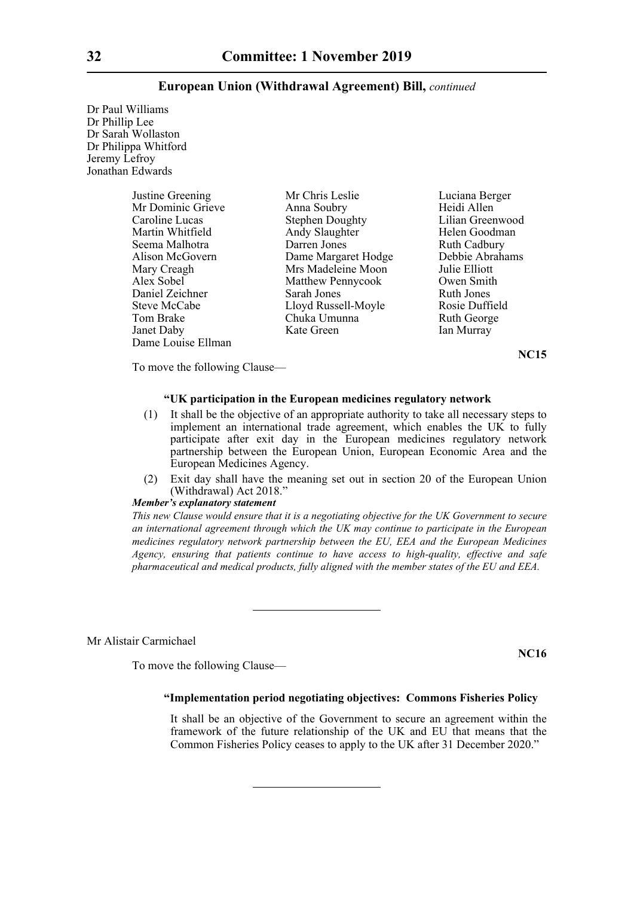Dr Paul Williams
Dr Phillip Lee
Dr Sarah Wollaston
Dr Philippa Whitford
Jeremy Lefroy
Jonathan Edwards

Justine Greening
Mr Dominic Grieve
Caroline Lucas
Martin Whitfield
Seema Malhotra
Alison McGovern
Mary Creagh
Alex Sobel
Daniel Zeichner
Steve McCabe
Tom Brake
Janet Daby
Dame Louise Ellman
Mr Chris Leslie
Anna Soubry
Stephen Doughty
Andy Slaughter
Darren Jones
Dame Margaret Hodge
Mrs Madeleine Moon
Matthew Pennycook
Sarah Jones
Lloyd Russell-Moyle
Chuka Umunna
Kate Green
Luciana Berger
Heidi Allen
Lilian Greenwood
Helen Goodman
Ruth Cadbury
Debbie Abrahams
Julie Elliott
Owen Smith
Ruth Jones
Rosie Duffield
Ruth George
Ian Murray

**NC15**

To move the following Clause—

**"UK participation in the European medicines regulatory network**

(1) It shall be the objective of an appropriate authority to take all necessary steps to implement an international trade agreement, which enables the UK to fully participate after exit day in the European medicines regulatory network partnership between the European Union, European Economic Area and the European Medicines Agency.

(2) Exit day shall have the meaning set out in section 20 of the European Union (Withdrawal) Act 2018."

***Member's explanatory statement***

*This new Clause would ensure that it is a negotiating objective for the UK Government to secure an international agreement through which the UK may continue to participate in the European medicines regulatory network partnership between the EU, EEA and the European Medicines Agency, ensuring that patients continue to have access to high-quality, effective and safe pharmaceutical and medical products, fully aligned with the member states of the EU and EEA.*

---

Mr Alistair Carmichael

**NC16**

To move the following Clause—

**"Implementation period negotiating objectives: Commons Fisheries Policy**

It shall be an objective of the Government to secure an agreement within the framework of the future relationship of the UK and EU that means that the Common Fisheries Policy ceases to apply to the UK after 31 December 2020."

---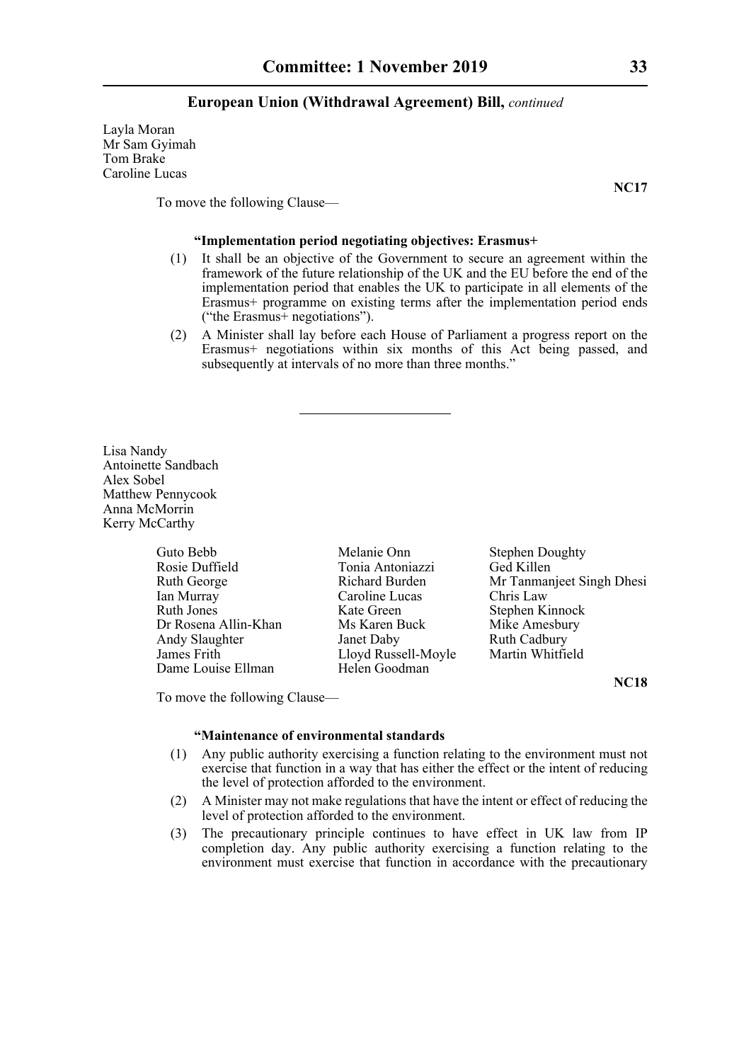Layla Moran
Mr Sam Gyimah
Tom Brake
Caroline Lucas

**NC17**

To move the following Clause—

**"Implementation period negotiating objectives: Erasmus+**

(1) It shall be an objective of the Government to secure an agreement within the framework of the future relationship of the UK and the EU before the end of the implementation period that enables the UK to participate in all elements of the Erasmus+ programme on existing terms after the implementation period ends ("the Erasmus+ negotiations").

(2) A Minister shall lay before each House of Parliament a progress report on the Erasmus+ negotiations within six months of this Act being passed, and subsequently at intervals of no more than three months."

---

Lisa Nandy
Antoinette Sandbach
Alex Sobel
Matthew Pennycook
Anna McMorrin
Kerry McCarthy

Guto Bebb
Rosie Duffield
Ruth George
Ian Murray
Ruth Jones
Dr Rosena Allin-Khan
Andy Slaughter
James Frith
Dame Louise Ellman
Melanie Onn
Tonia Antoniazzi
Richard Burden
Caroline Lucas
Kate Green
Ms Karen Buck
Janet Daby
Lloyd Russell-Moyle
Helen Goodman
Stephen Doughty
Ged Killen
Mr Tanmanjeet Singh Dhesi
Chris Law
Stephen Kinnock
Mike Amesbury
Ruth Cadbury
Martin Whitfield

**NC18**

To move the following Clause—

**"Maintenance of environmental standards**

(1) Any public authority exercising a function relating to the environment must not exercise that function in a way that has either the effect or the intent of reducing the level of protection afforded to the environment.

(2) A Minister may not make regulations that have the intent or effect of reducing the level of protection afforded to the environment.

(3) The precautionary principle continues to have effect in UK law from IP completion day. Any public authority exercising a function relating to the environment must exercise that function in accordance with the precautionary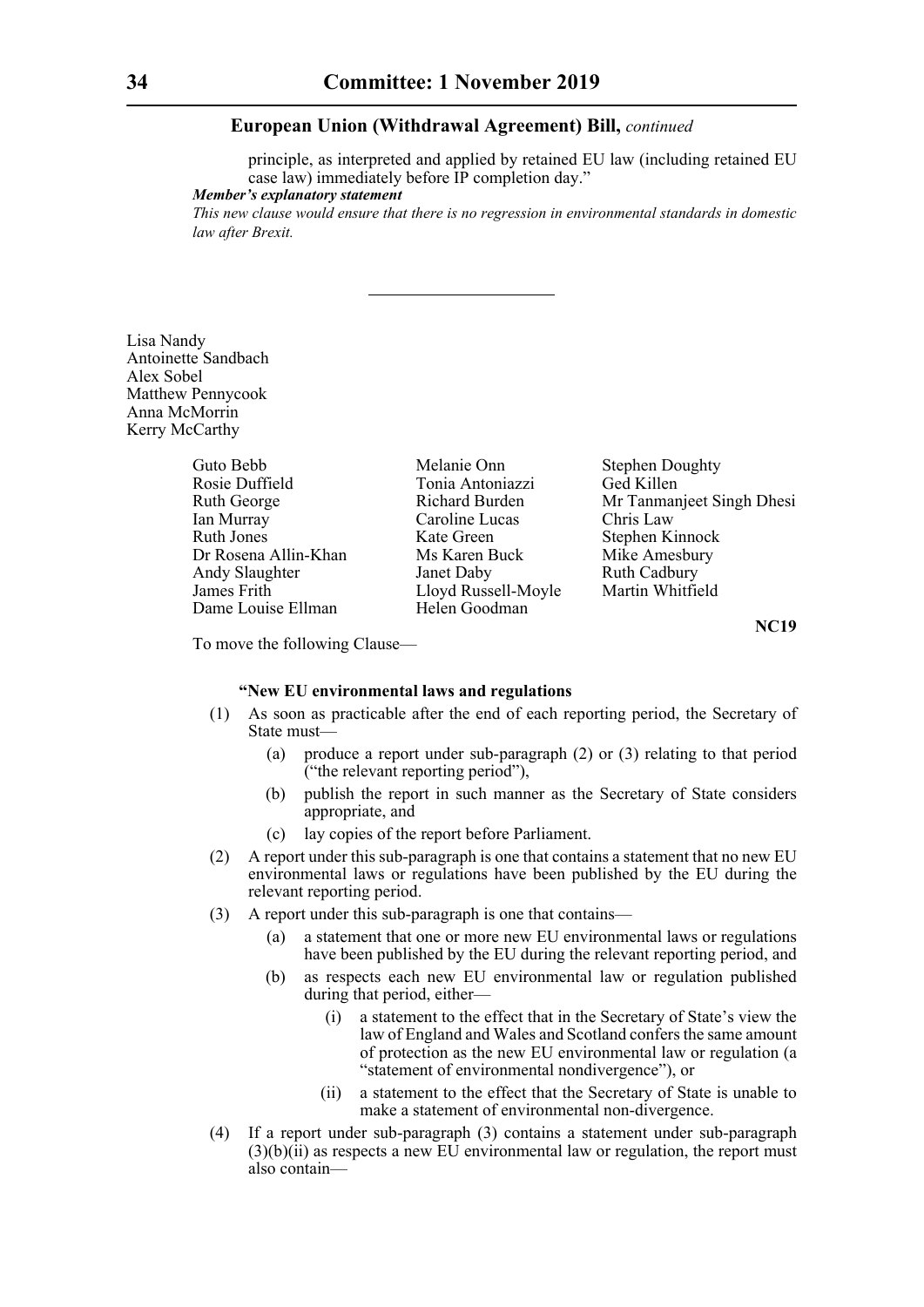principle, as interpreted and applied by retained EU law (including retained EU case law) immediately before IP completion day."

***Member's explanatory statement***

*This new clause would ensure that there is no regression in environmental standards in domestic law after Brexit.*

---

Lisa Nandy
Antoinette Sandbach
Alex Sobel
Matthew Pennycook
Anna McMorrin
Kerry McCarthy

Guto Bebb
Rosie Duffield
Ruth George
Ian Murray
Ruth Jones
Dr Rosena Allin-Khan
Andy Slaughter
James Frith
Dame Louise Ellman
Melanie Onn
Tonia Antoniazzi
Richard Burden
Caroline Lucas
Kate Green
Ms Karen Buck
Janet Daby
Lloyd Russell-Moyle
Helen Goodman
Stephen Doughty
Ged Killen
Mr Tanmanjeet Singh Dhesi
Chris Law
Stephen Kinnock
Mike Amesbury
Ruth Cadbury
Martin Whitfield

**NC19**

To move the following Clause—

**"New EU environmental laws and regulations**

(1) As soon as practicable after the end of each reporting period, the Secretary of State must—

(a) produce a report under sub-paragraph (2) or (3) relating to that period ("the relevant reporting period"),

(b) publish the report in such manner as the Secretary of State considers appropriate, and

(c) lay copies of the report before Parliament.

(2) A report under this sub-paragraph is one that contains a statement that no new EU environmental laws or regulations have been published by the EU during the relevant reporting period.

(3) A report under this sub-paragraph is one that contains—

(a) a statement that one or more new EU environmental laws or regulations have been published by the EU during the relevant reporting period, and

(b) as respects each new EU environmental law or regulation published during that period, either—

(i) a statement to the effect that in the Secretary of State's view the law of England and Wales and Scotland confers the same amount of protection as the new EU environmental law or regulation (a "statement of environmental nondivergence"), or

(ii) a statement to the effect that the Secretary of State is unable to make a statement of environmental non-divergence.

(4) If a report under sub-paragraph (3) contains a statement under sub-paragraph (3)(b)(ii) as respects a new EU environmental law or regulation, the report must also contain—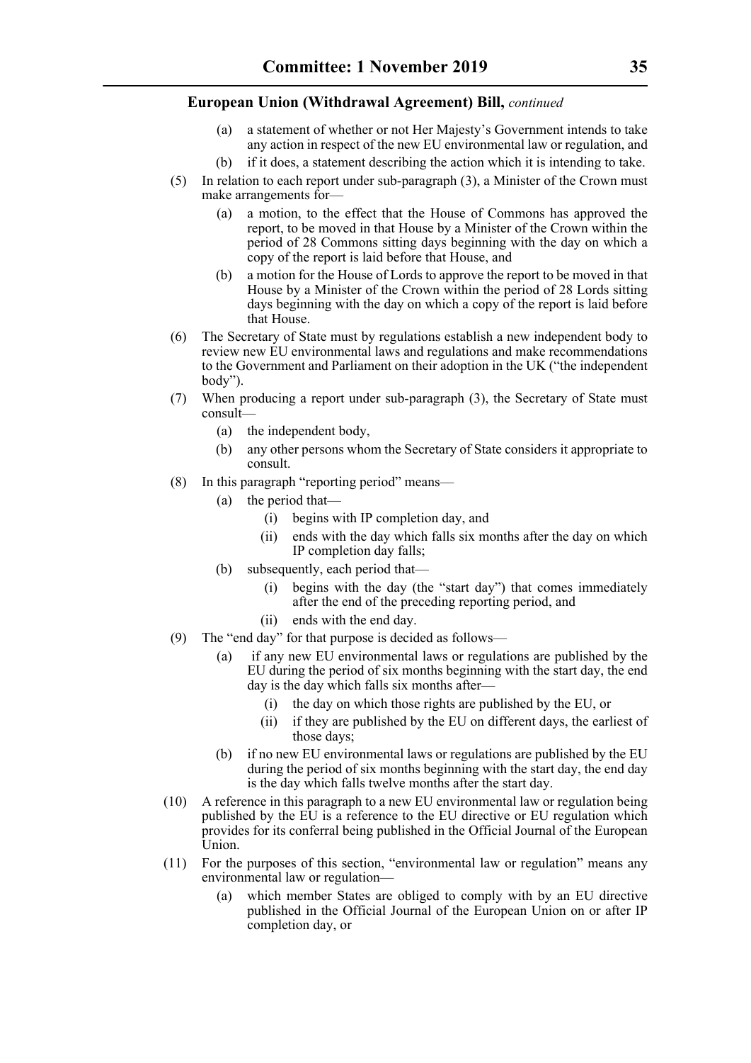(a) a statement of whether or not Her Majesty's Government intends to take any action in respect of the new EU environmental law or regulation, and

(b) if it does, a statement describing the action which it is intending to take.

(5) In relation to each report under sub-paragraph (3), a Minister of the Crown must make arrangements for—

(a) a motion, to the effect that the House of Commons has approved the report, to be moved in that House by a Minister of the Crown within the period of 28 Commons sitting days beginning with the day on which a copy of the report is laid before that House, and

(b) a motion for the House of Lords to approve the report to be moved in that House by a Minister of the Crown within the period of 28 Lords sitting days beginning with the day on which a copy of the report is laid before that House.

(6) The Secretary of State must by regulations establish a new independent body to review new EU environmental laws and regulations and make recommendations to the Government and Parliament on their adoption in the UK ("the independent body").

(7) When producing a report under sub-paragraph (3), the Secretary of State must consult—

(a) the independent body,

(b) any other persons whom the Secretary of State considers it appropriate to consult.

(8) In this paragraph "reporting period" means—

(a) the period that—

(i) begins with IP completion day, and

(ii) ends with the day which falls six months after the day on which IP completion day falls;

(b) subsequently, each period that—

(i) begins with the day (the "start day") that comes immediately after the end of the preceding reporting period, and

(ii) ends with the end day.

(9) The "end day" for that purpose is decided as follows—

(a) if any new EU environmental laws or regulations are published by the EU during the period of six months beginning with the start day, the end day is the day which falls six months after—

(i) the day on which those rights are published by the EU, or

(ii) if they are published by the EU on different days, the earliest of those days;

(b) if no new EU environmental laws or regulations are published by the EU during the period of six months beginning with the start day, the end day is the day which falls twelve months after the start day.

(10) A reference in this paragraph to a new EU environmental law or regulation being published by the EU is a reference to the EU directive or EU regulation which provides for its conferral being published in the Official Journal of the European Union.

(11) For the purposes of this section, "environmental law or regulation" means any environmental law or regulation—

(a) which member States are obliged to comply with by an EU directive published in the Official Journal of the European Union on or after IP completion day, or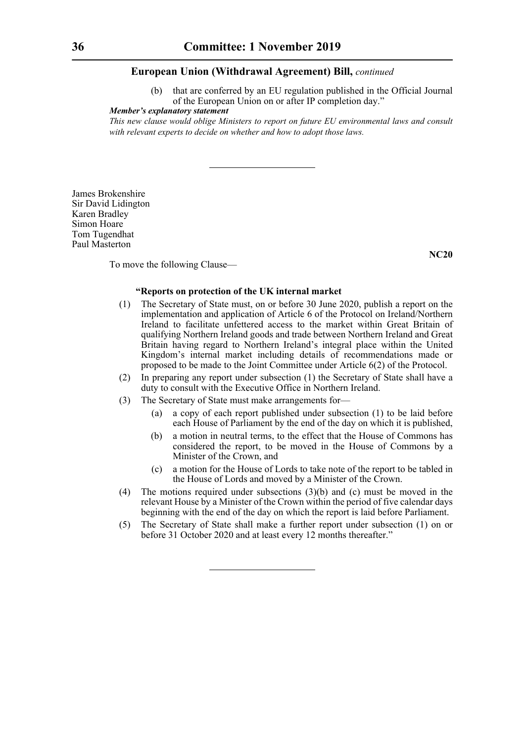## European Union (Withdrawal Agreement) Bill, *continued*

(b) that are conferred by an EU regulation published in the Official Journal of the European Union on or after IP completion day."

***Member's explanatory statement***

*This new clause would oblige Ministers to report on future EU environmental laws and consult with relevant experts to decide on whether and how to adopt those laws.*

---

James Brokenshire
Sir David Lidington
Karen Bradley
Simon Hoare
Tom Tugendhat
Paul Masterton

**NC20**

To move the following Clause—

**"Reports on protection of the UK internal market**

(1) The Secretary of State must, on or before 30 June 2020, publish a report on the implementation and application of Article 6 of the Protocol on Ireland/Northern Ireland to facilitate unfettered access to the market within Great Britain of qualifying Northern Ireland goods and trade between Northern Ireland and Great Britain having regard to Northern Ireland's integral place within the United Kingdom's internal market including details of recommendations made or proposed to be made to the Joint Committee under Article 6(2) of the Protocol.

(2) In preparing any report under subsection (1) the Secretary of State shall have a duty to consult with the Executive Office in Northern Ireland.

(3) The Secretary of State must make arrangements for—

(a) a copy of each report published under subsection (1) to be laid before each House of Parliament by the end of the day on which it is published,

(b) a motion in neutral terms, to the effect that the House of Commons has considered the report, to be moved in the House of Commons by a Minister of the Crown, and

(c) a motion for the House of Lords to take note of the report to be tabled in the House of Lords and moved by a Minister of the Crown.

(4) The motions required under subsections (3)(b) and (c) must be moved in the relevant House by a Minister of the Crown within the period of five calendar days beginning with the end of the day on which the report is laid before Parliament.

(5) The Secretary of State shall make a further report under subsection (1) on or before 31 October 2020 and at least every 12 months thereafter."

---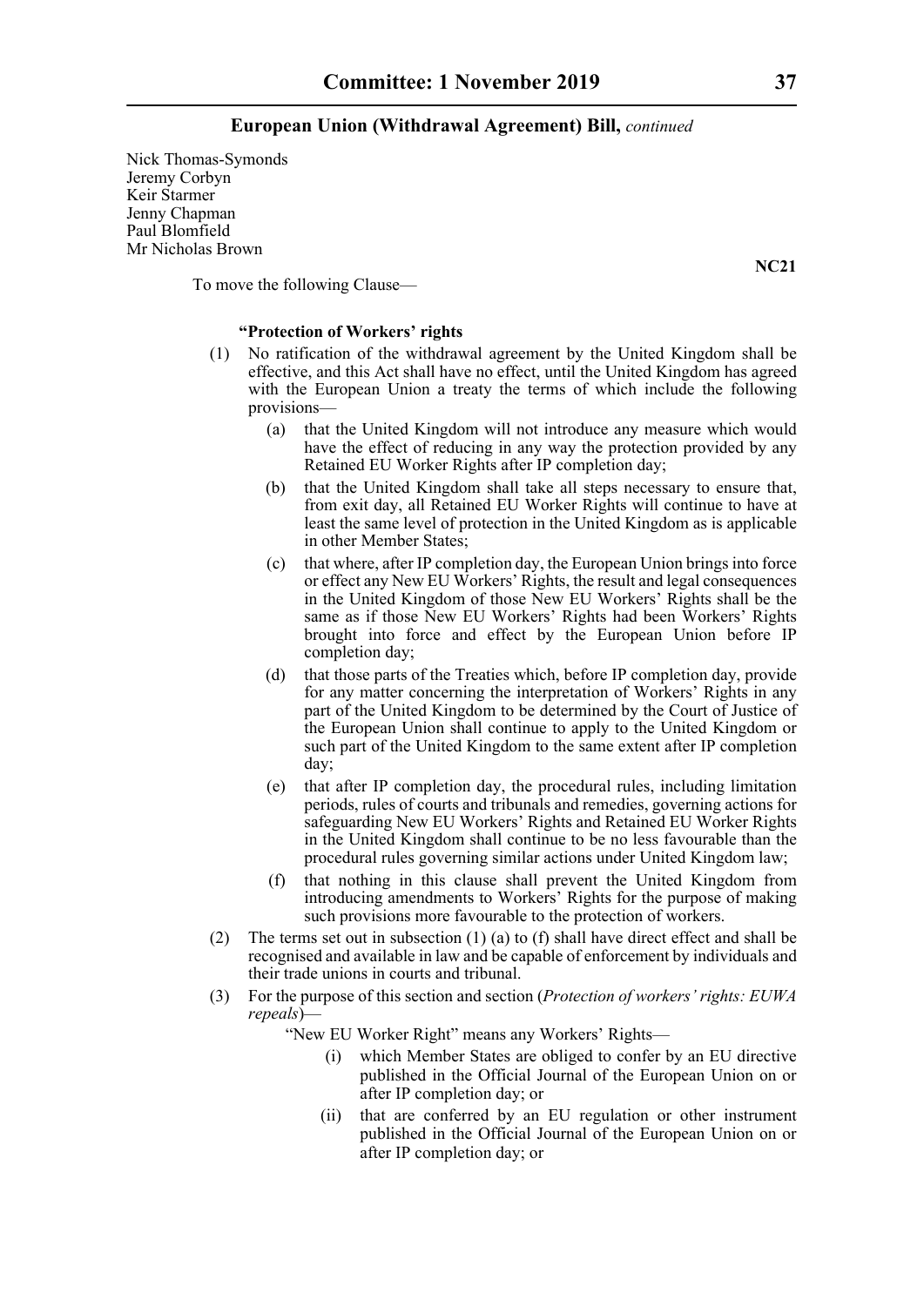Nick Thomas-Symonds
Jeremy Corbyn
Keir Starmer
Jenny Chapman
Paul Blomfield
Mr Nicholas Brown

**NC21**

To move the following Clause—

**"Protection of Workers' rights**

(1) No ratification of the withdrawal agreement by the United Kingdom shall be effective, and this Act shall have no effect, until the United Kingdom has agreed with the European Union a treaty the terms of which include the following provisions—

(a) that the United Kingdom will not introduce any measure which would have the effect of reducing in any way the protection provided by any Retained EU Worker Rights after IP completion day;

(b) that the United Kingdom shall take all steps necessary to ensure that, from exit day, all Retained EU Worker Rights will continue to have at least the same level of protection in the United Kingdom as is applicable in other Member States;

(c) that where, after IP completion day, the European Union brings into force or effect any New EU Workers' Rights, the result and legal consequences in the United Kingdom of those New EU Workers' Rights shall be the same as if those New EU Workers' Rights had been Workers' Rights brought into force and effect by the European Union before IP completion day;

(d) that those parts of the Treaties which, before IP completion day, provide for any matter concerning the interpretation of Workers' Rights in any part of the United Kingdom to be determined by the Court of Justice of the European Union shall continue to apply to the United Kingdom or such part of the United Kingdom to the same extent after IP completion day;

(e) that after IP completion day, the procedural rules, including limitation periods, rules of courts and tribunals and remedies, governing actions for safeguarding New EU Workers' Rights and Retained EU Worker Rights in the United Kingdom shall continue to be no less favourable than the procedural rules governing similar actions under United Kingdom law;

(f) that nothing in this clause shall prevent the United Kingdom from introducing amendments to Workers' Rights for the purpose of making such provisions more favourable to the protection of workers.

(2) The terms set out in subsection (1) (a) to (f) shall have direct effect and shall be recognised and available in law and be capable of enforcement by individuals and their trade unions in courts and tribunal.

(3) For the purpose of this section and section (*Protection of workers' rights: EUWA repeals*)—

"New EU Worker Right" means any Workers' Rights—

(i) which Member States are obliged to confer by an EU directive published in the Official Journal of the European Union on or after IP completion day; or

(ii) that are conferred by an EU regulation or other instrument published in the Official Journal of the European Union on or after IP completion day; or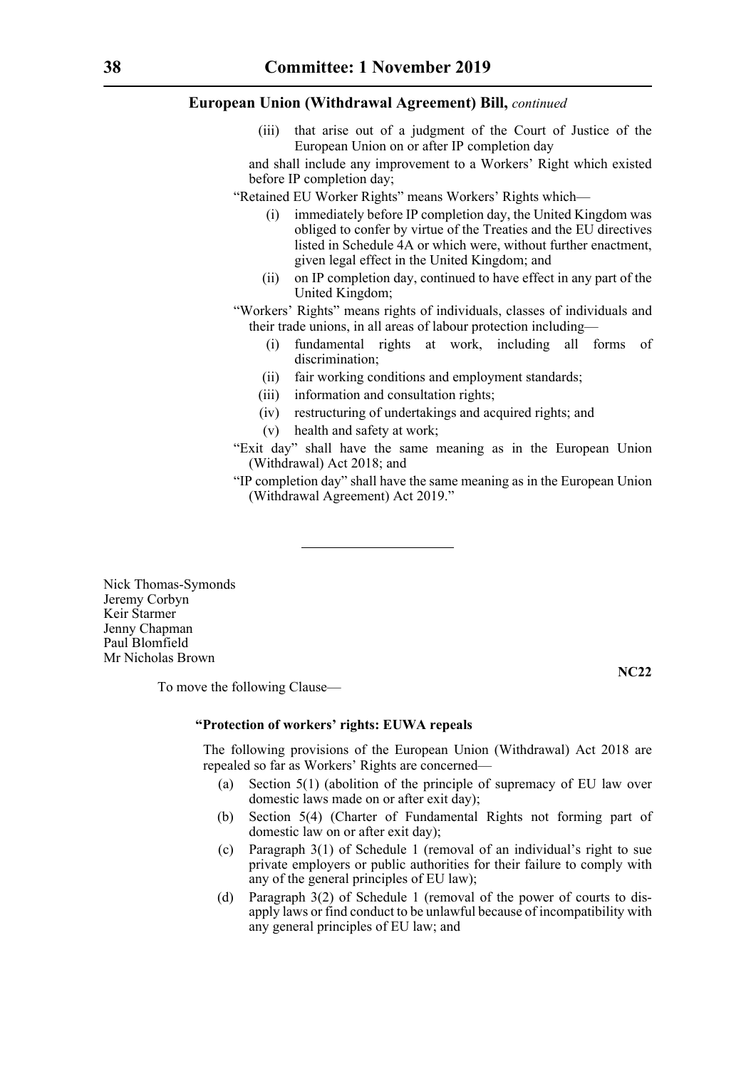**European Union (Withdrawal Agreement) Bill,** *continued*

(iii) that arise out of a judgment of the Court of Justice of the European Union on or after IP completion day

and shall include any improvement to a Workers' Right which existed before IP completion day;

"Retained EU Worker Rights" means Workers' Rights which—

(i) immediately before IP completion day, the United Kingdom was obliged to confer by virtue of the Treaties and the EU directives listed in Schedule 4A or which were, without further enactment, given legal effect in the United Kingdom; and

(ii) on IP completion day, continued to have effect in any part of the United Kingdom;

"Workers' Rights" means rights of individuals, classes of individuals and their trade unions, in all areas of labour protection including—

(i) fundamental rights at work, including all forms of discrimination;

(ii) fair working conditions and employment standards;

(iii) information and consultation rights;

(iv) restructuring of undertakings and acquired rights; and

(v) health and safety at work;

"Exit day" shall have the same meaning as in the European Union (Withdrawal) Act 2018; and

"IP completion day" shall have the same meaning as in the European Union (Withdrawal Agreement) Act 2019."

---

Nick Thomas-Symonds
Jeremy Corbyn
Keir Starmer
Jenny Chapman
Paul Blomfield
Mr Nicholas Brown

**NC22**

To move the following Clause—

**"Protection of workers' rights: EUWA repeals**

The following provisions of the European Union (Withdrawal) Act 2018 are repealed so far as Workers' Rights are concerned—

(a) Section 5(1) (abolition of the principle of supremacy of EU law over domestic laws made on or after exit day);

(b) Section 5(4) (Charter of Fundamental Rights not forming part of domestic law on or after exit day);

(c) Paragraph 3(1) of Schedule 1 (removal of an individual's right to sue private employers or public authorities for their failure to comply with any of the general principles of EU law);

(d) Paragraph 3(2) of Schedule 1 (removal of the power of courts to dis-apply laws or find conduct to be unlawful because of incompatibility with any general principles of EU law; and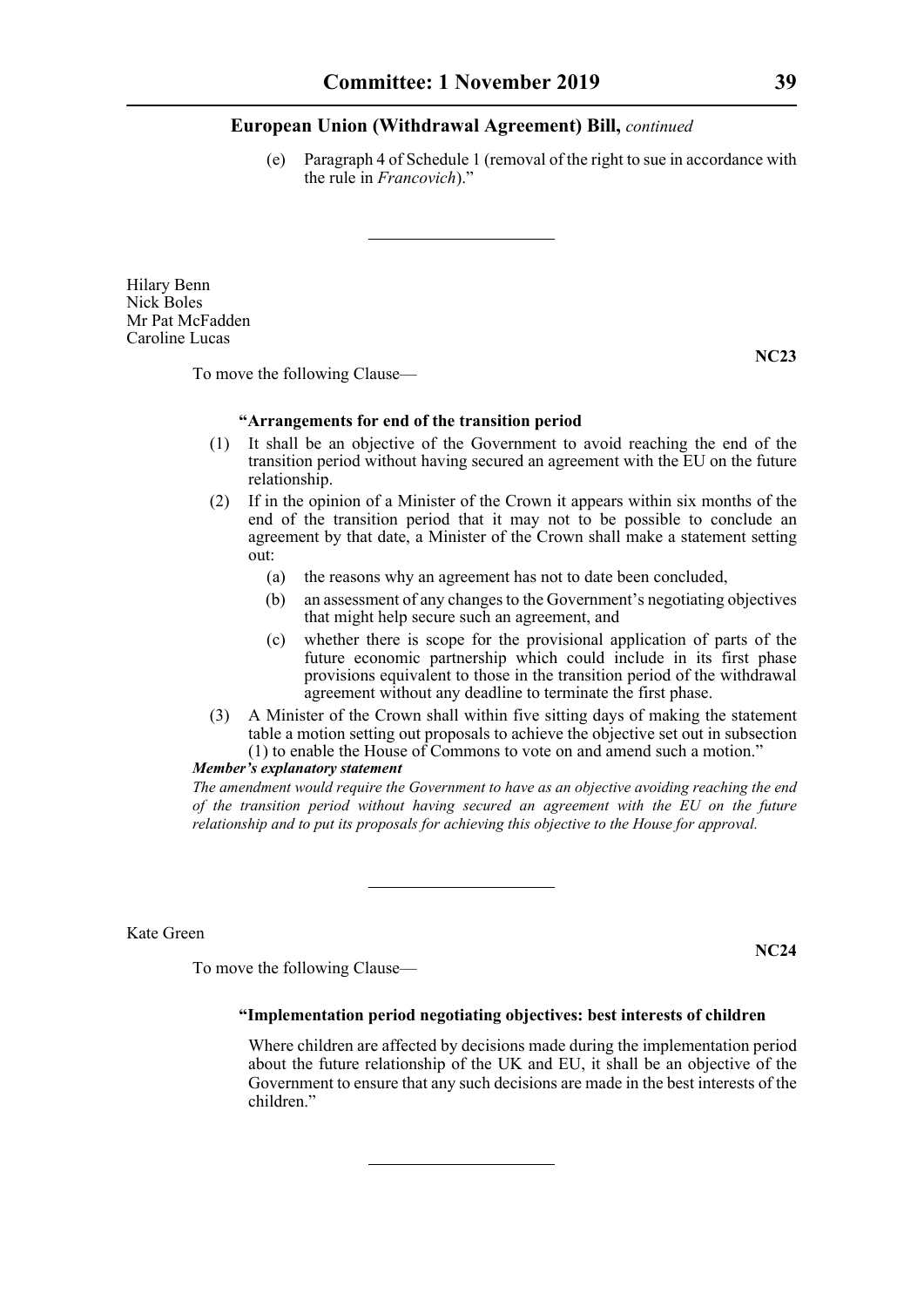(e) Paragraph 4 of Schedule 1 (removal of the right to sue in accordance with the rule in *Francovich*)."

---

Hilary Benn
Nick Boles
Mr Pat McFadden
Caroline Lucas

**NC23**

To move the following Clause—

**"Arrangements for end of the transition period**

(1) It shall be an objective of the Government to avoid reaching the end of the transition period without having secured an agreement with the EU on the future relationship.

(2) If in the opinion of a Minister of the Crown it appears within six months of the end of the transition period that it may not to be possible to conclude an agreement by that date, a Minister of the Crown shall make a statement setting out:

(a) the reasons why an agreement has not to date been concluded,

(b) an assessment of any changes to the Government's negotiating objectives that might help secure such an agreement, and

(c) whether there is scope for the provisional application of parts of the future economic partnership which could include in its first phase provisions equivalent to those in the transition period of the withdrawal agreement without any deadline to terminate the first phase.

(3) A Minister of the Crown shall within five sitting days of making the statement table a motion setting out proposals to achieve the objective set out in subsection (1) to enable the House of Commons to vote on and amend such a motion."

***Member's explanatory statement***

*The amendment would require the Government to have as an objective avoiding reaching the end of the transition period without having secured an agreement with the EU on the future relationship and to put its proposals for achieving this objective to the House for approval.*

---

Kate Green

**NC24**

To move the following Clause—

**"Implementation period negotiating objectives: best interests of children**

Where children are affected by decisions made during the implementation period about the future relationship of the UK and EU, it shall be an objective of the Government to ensure that any such decisions are made in the best interests of the children."

---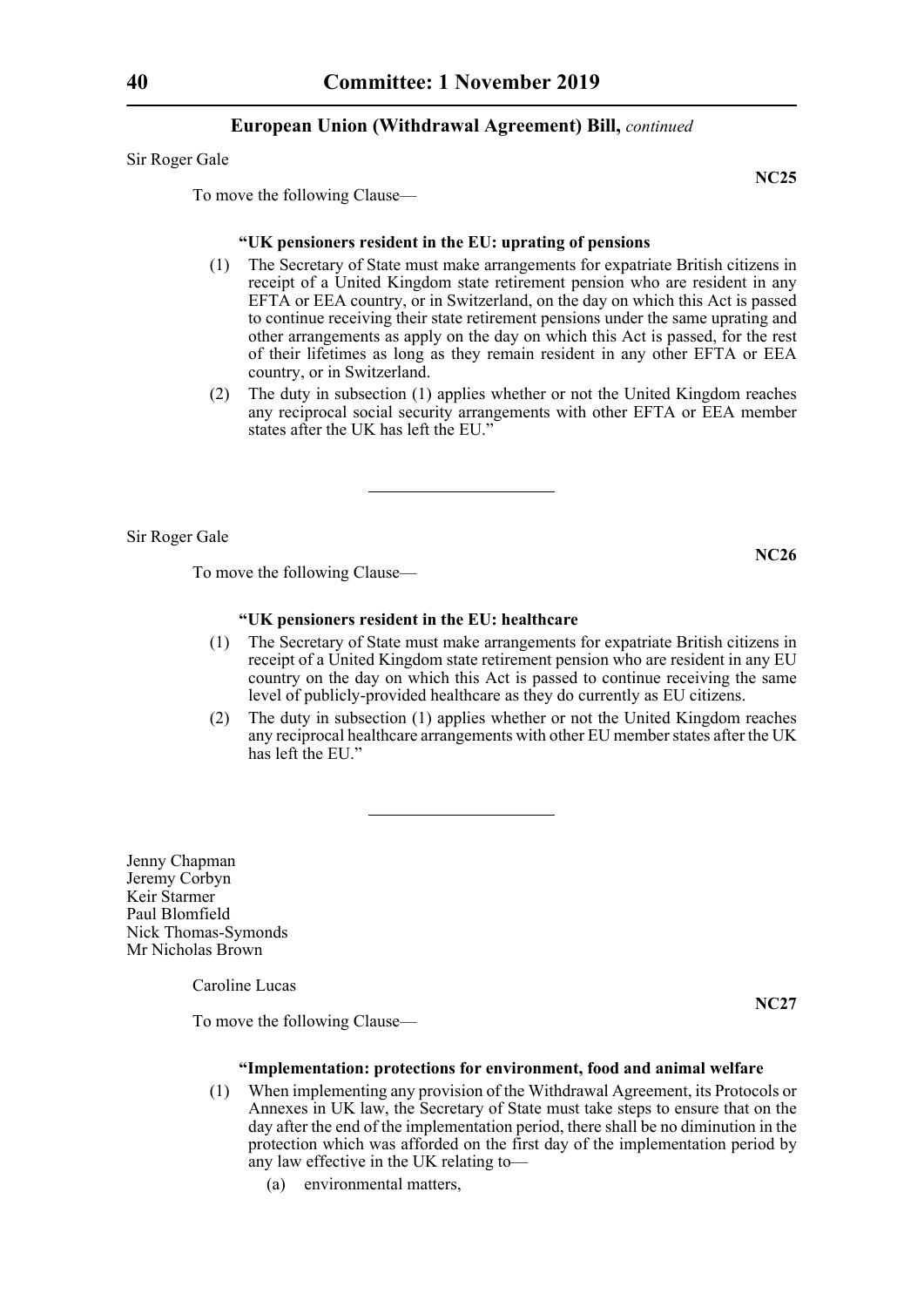Sir Roger Gale

**NC25**

To move the following Clause—

**"UK pensioners resident in the EU: uprating of pensions**

(1) The Secretary of State must make arrangements for expatriate British citizens in receipt of a United Kingdom state retirement pension who are resident in any EFTA or EEA country, or in Switzerland, on the day on which this Act is passed to continue receiving their state retirement pensions under the same uprating and other arrangements as apply on the day on which this Act is passed, for the rest of their lifetimes as long as they remain resident in any other EFTA or EEA country, or in Switzerland.

(2) The duty in subsection (1) applies whether or not the United Kingdom reaches any reciprocal social security arrangements with other EFTA or EEA member states after the UK has left the EU."

---

Sir Roger Gale

**NC26**

To move the following Clause—

**"UK pensioners resident in the EU: healthcare**

(1) The Secretary of State must make arrangements for expatriate British citizens in receipt of a United Kingdom state retirement pension who are resident in any EU country on the day on which this Act is passed to continue receiving the same level of publicly-provided healthcare as they do currently as EU citizens.

(2) The duty in subsection (1) applies whether or not the United Kingdom reaches any reciprocal healthcare arrangements with other EU member states after the UK has left the EU."

---

Jenny Chapman
Jeremy Corbyn
Keir Starmer
Paul Blomfield
Nick Thomas-Symonds
Mr Nicholas Brown

Caroline Lucas

**NC27**

To move the following Clause—

**"Implementation: protections for environment, food and animal welfare**

(1) When implementing any provision of the Withdrawal Agreement, its Protocols or Annexes in UK law, the Secretary of State must take steps to ensure that on the day after the end of the implementation period, there shall be no diminution in the protection which was afforded on the first day of the implementation period by any law effective in the UK relating to—

(a) environmental matters,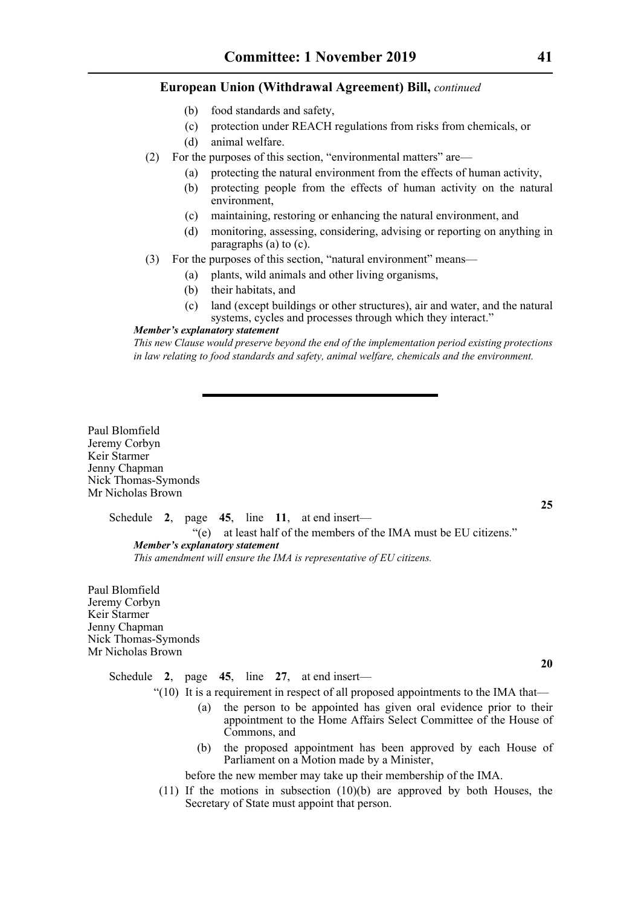**European Union (Withdrawal Agreement) Bill,** *continued*

(b) food standards and safety,

(c) protection under REACH regulations from risks from chemicals, or

(d) animal welfare.

(2) For the purposes of this section, "environmental matters" are—

(a) protecting the natural environment from the effects of human activity,

(b) protecting people from the effects of human activity on the natural environment,

(c) maintaining, restoring or enhancing the natural environment, and

(d) monitoring, assessing, considering, advising or reporting on anything in paragraphs (a) to (c).

(3) For the purposes of this section, "natural environment" means—

(a) plants, wild animals and other living organisms,

(b) their habitats, and

(c) land (except buildings or other structures), air and water, and the natural systems, cycles and processes through which they interact."

***Member's explanatory statement***

*This new Clause would preserve beyond the end of the implementation period existing protections in law relating to food standards and safety, animal welfare, chemicals and the environment.*

---

Paul Blomfield
Jeremy Corbyn
Keir Starmer
Jenny Chapman
Nick Thomas-Symonds
Mr Nicholas Brown

**25**

Schedule **2**, page **45**, line **11**, at end insert—

"(e) at least half of the members of the IMA must be EU citizens."

***Member's explanatory statement***

*This amendment will ensure the IMA is representative of EU citizens.*

Paul Blomfield
Jeremy Corbyn
Keir Starmer
Jenny Chapman
Nick Thomas-Symonds
Mr Nicholas Brown

**20**

Schedule **2**, page **45**, line **27**, at end insert—

"(10) It is a requirement in respect of all proposed appointments to the IMA that—

(a) the person to be appointed has given oral evidence prior to their appointment to the Home Affairs Select Committee of the House of Commons, and

(b) the proposed appointment has been approved by each House of Parliament on a Motion made by a Minister,

before the new member may take up their membership of the IMA.

(11) If the motions in subsection (10)(b) are approved by both Houses, the Secretary of State must appoint that person.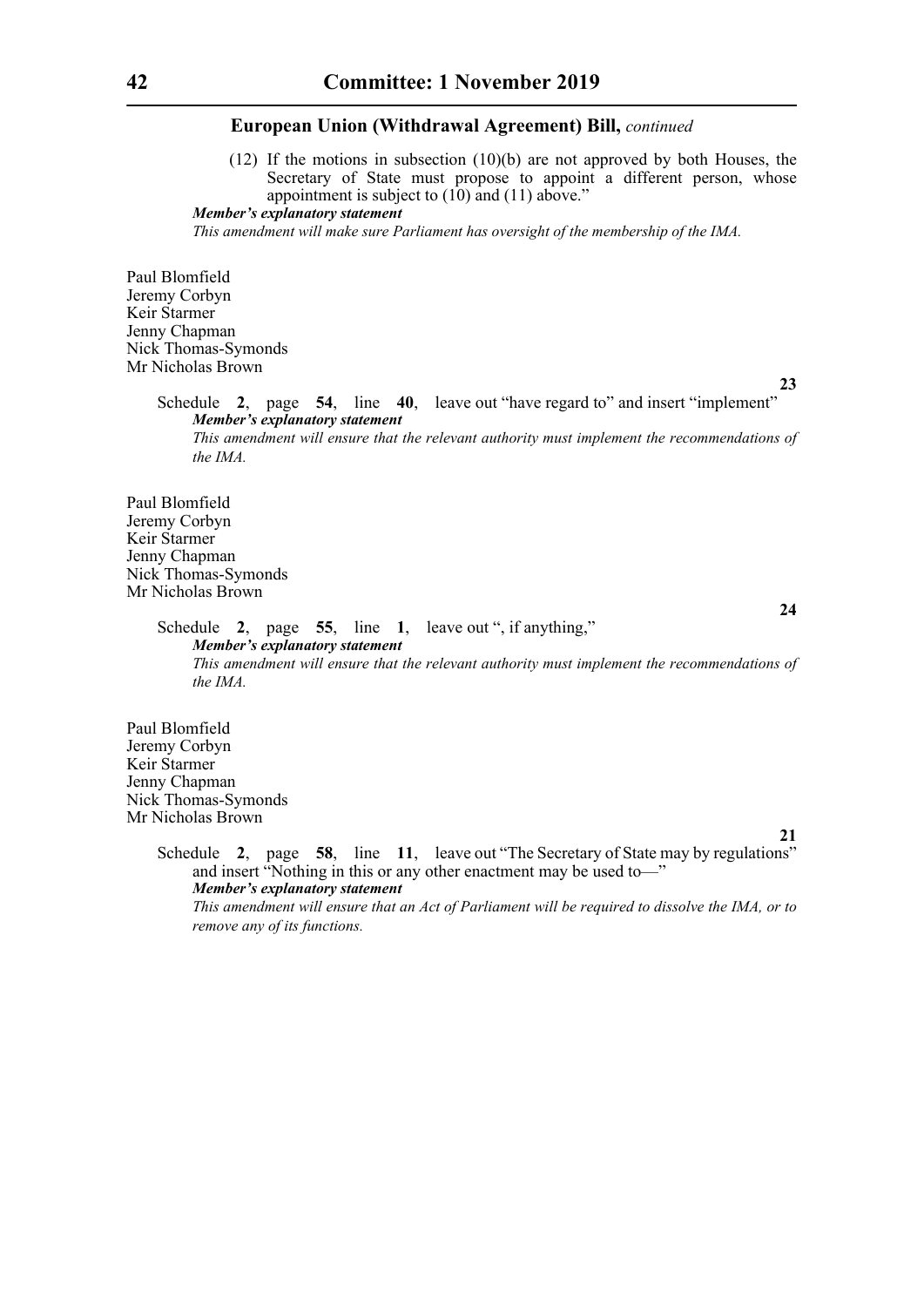**European Union (Withdrawal Agreement) Bill,** *continued*

(12) If the motions in subsection (10)(b) are not approved by both Houses, the Secretary of State must propose to appoint a different person, whose appointment is subject to (10) and (11) above."

***Member's explanatory statement***

*This amendment will make sure Parliament has oversight of the membership of the IMA.*

Paul Blomfield
Jeremy Corbyn
Keir Starmer
Jenny Chapman
Nick Thomas-Symonds
Mr Nicholas Brown

**23**

Schedule **2**, page **54**, line **40**, leave out "have regard to" and insert "implement"

***Member's explanatory statement***

*This amendment will ensure that the relevant authority must implement the recommendations of the IMA.*

Paul Blomfield
Jeremy Corbyn
Keir Starmer
Jenny Chapman
Nick Thomas-Symonds
Mr Nicholas Brown

**24**

Schedule **2**, page **55**, line **1**, leave out ", if anything,"

***Member's explanatory statement***

*This amendment will ensure that the relevant authority must implement the recommendations of the IMA.*

Paul Blomfield
Jeremy Corbyn
Keir Starmer
Jenny Chapman
Nick Thomas-Symonds
Mr Nicholas Brown

**21**

Schedule **2**, page **58**, line **11**, leave out "The Secretary of State may by regulations" and insert "Nothing in this or any other enactment may be used to—"

***Member's explanatory statement***

*This amendment will ensure that an Act of Parliament will be required to dissolve the IMA, or to remove any of its functions.*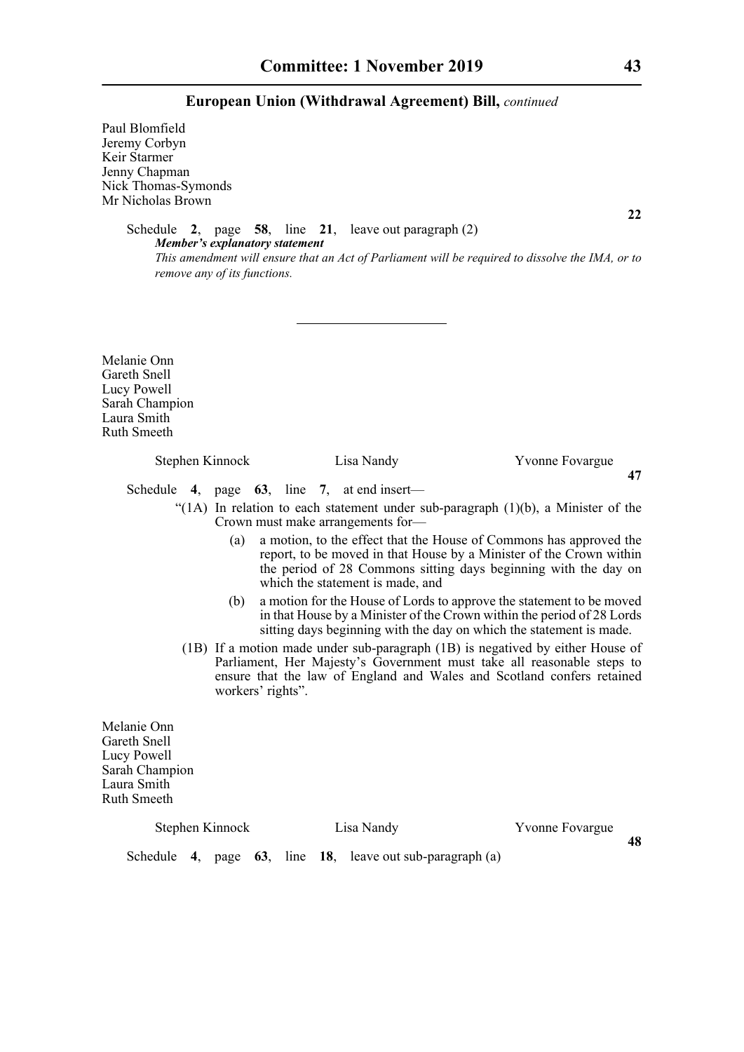Paul Blomfield
Jeremy Corbyn
Keir Starmer
Jenny Chapman
Nick Thomas-Symonds
Mr Nicholas Brown

**22**

Schedule **2**, page **58**, line **21**, leave out paragraph (2)

***Member's explanatory statement***

*This amendment will ensure that an Act of Parliament will be required to dissolve the IMA, or to remove any of its functions.*

---

Melanie Onn
Gareth Snell
Lucy Powell
Sarah Champion
Laura Smith
Ruth Smeeth

Stephen Kinnock    Lisa Nandy    Yvonne Fovargue

**47**

Schedule **4**, page **63**, line **7**, at end insert—

"(1A) In relation to each statement under sub-paragraph (1)(b), a Minister of the Crown must make arrangements for—

(a) a motion, to the effect that the House of Commons has approved the report, to be moved in that House by a Minister of the Crown within the period of 28 Commons sitting days beginning with the day on which the statement is made, and

(b) a motion for the House of Lords to approve the statement to be moved in that House by a Minister of the Crown within the period of 28 Lords sitting days beginning with the day on which the statement is made.

(1B) If a motion made under sub-paragraph (1B) is negatived by either House of Parliament, Her Majesty's Government must take all reasonable steps to ensure that the law of England and Wales and Scotland confers retained workers' rights".

Melanie Onn
Gareth Snell
Lucy Powell
Sarah Champion
Laura Smith
Ruth Smeeth

Stephen Kinnock    Lisa Nandy    Yvonne Fovargue

**48**

Schedule **4**, page **63**, line **18**, leave out sub-paragraph (a)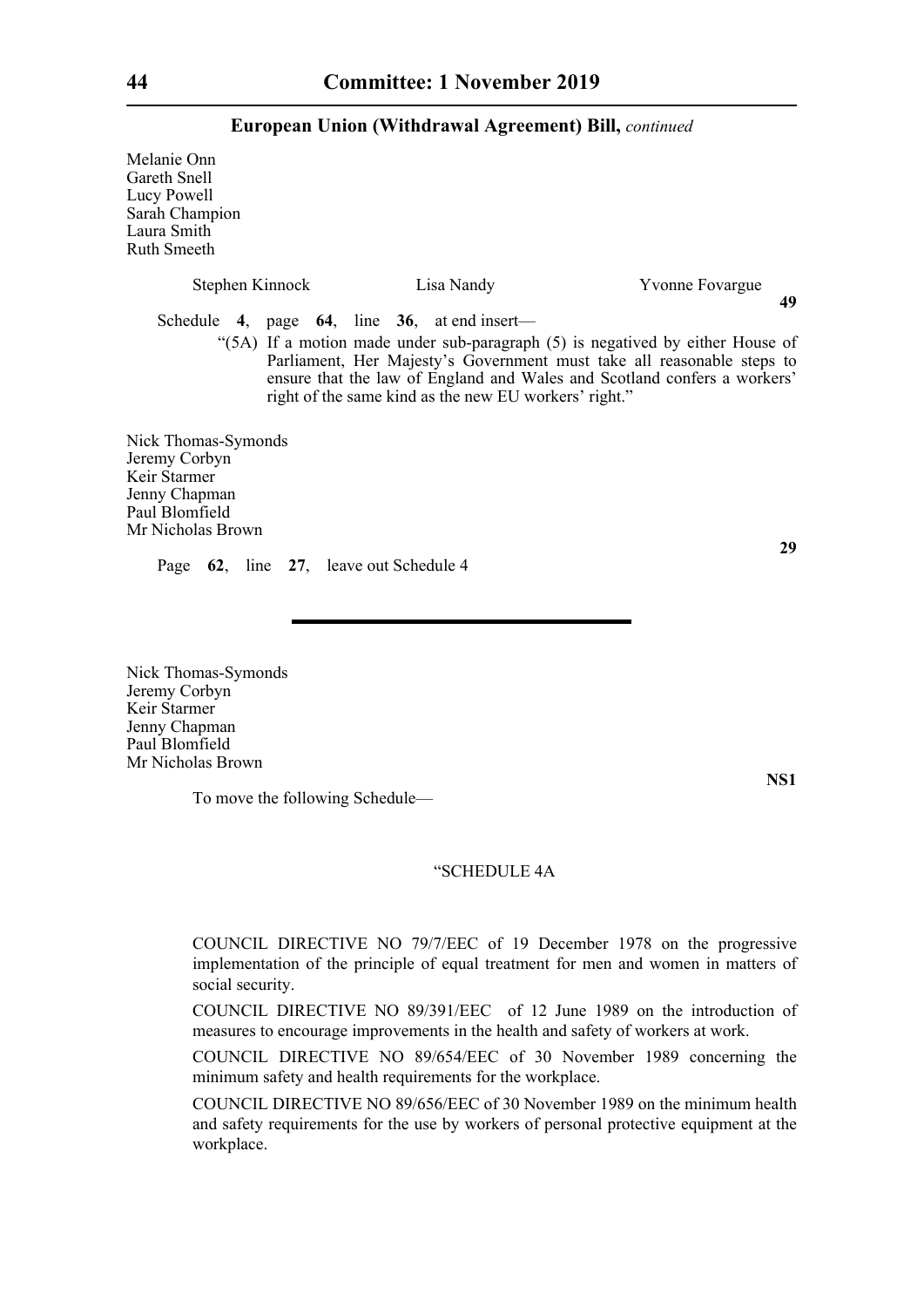Melanie Onn
Gareth Snell
Lucy Powell
Sarah Champion
Laura Smith
Ruth Smeeth

Stephen Kinnock Lisa Nandy Yvonne Fovargue

**49**

Schedule **4**, page **64**, line **36**, at end insert—

"(5A) If a motion made under sub-paragraph (5) is negatived by either House of Parliament, Her Majesty's Government must take all reasonable steps to ensure that the law of England and Wales and Scotland confers a workers' right of the same kind as the new EU workers' right."

Nick Thomas-Symonds
Jeremy Corbyn
Keir Starmer
Jenny Chapman
Paul Blomfield
Mr Nicholas Brown

**29**

Page **62**, line **27**, leave out Schedule 4

---

Nick Thomas-Symonds
Jeremy Corbyn
Keir Starmer
Jenny Chapman
Paul Blomfield
Mr Nicholas Brown

**NS1**

To move the following Schedule—

"SCHEDULE 4A

COUNCIL DIRECTIVE NO 79/7/EEC of 19 December 1978 on the progressive implementation of the principle of equal treatment for men and women in matters of social security.

COUNCIL DIRECTIVE NO 89/391/EEC of 12 June 1989 on the introduction of measures to encourage improvements in the health and safety of workers at work.

COUNCIL DIRECTIVE NO 89/654/EEC of 30 November 1989 concerning the minimum safety and health requirements for the workplace.

COUNCIL DIRECTIVE NO 89/656/EEC of 30 November 1989 on the minimum health and safety requirements for the use by workers of personal protective equipment at the workplace.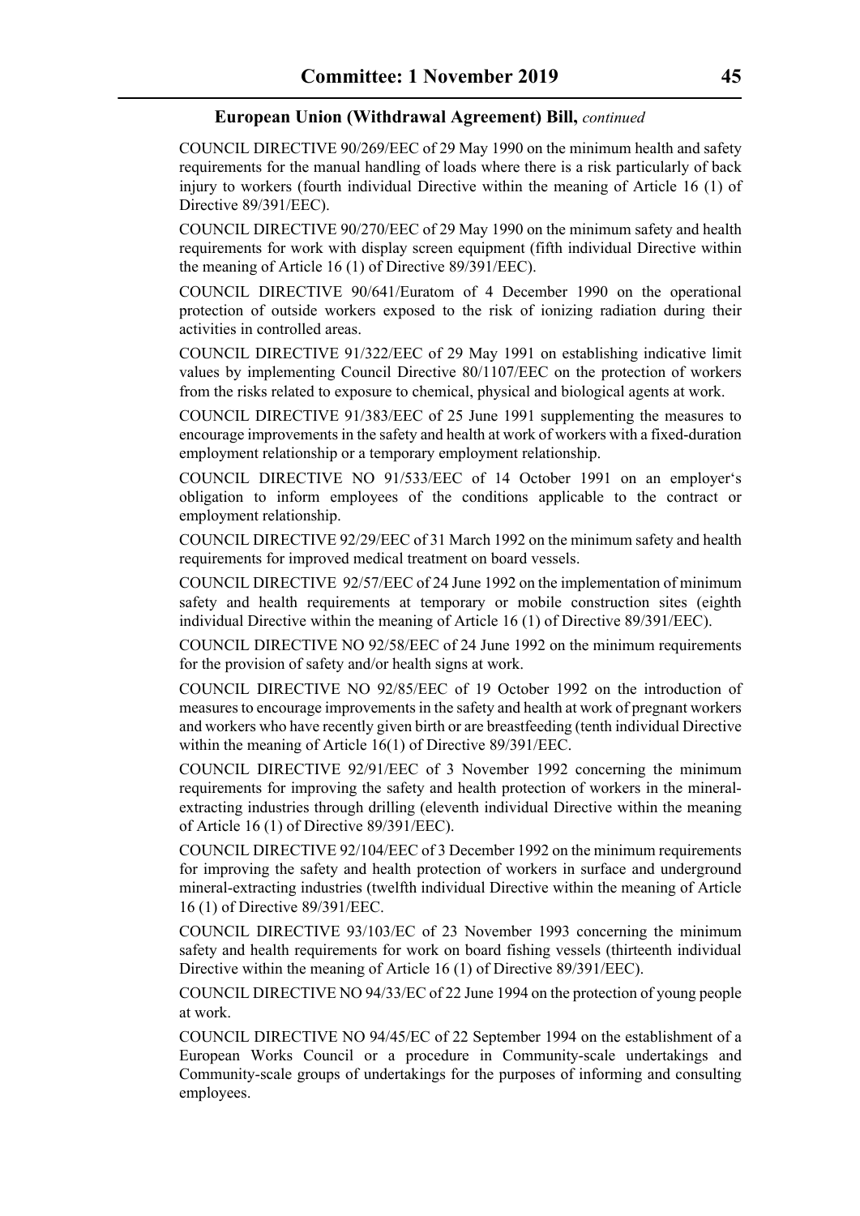**European Union (Withdrawal Agreement) Bill,** *continued*

COUNCIL DIRECTIVE 90/269/EEC of 29 May 1990 on the minimum health and safety requirements for the manual handling of loads where there is a risk particularly of back injury to workers (fourth individual Directive within the meaning of Article 16 (1) of Directive 89/391/EEC).

COUNCIL DIRECTIVE 90/270/EEC of 29 May 1990 on the minimum safety and health requirements for work with display screen equipment (fifth individual Directive within the meaning of Article 16 (1) of Directive 89/391/EEC).

COUNCIL DIRECTIVE 90/641/Euratom of 4 December 1990 on the operational protection of outside workers exposed to the risk of ionizing radiation during their activities in controlled areas.

COUNCIL DIRECTIVE 91/322/EEC of 29 May 1991 on establishing indicative limit values by implementing Council Directive 80/1107/EEC on the protection of workers from the risks related to exposure to chemical, physical and biological agents at work.

COUNCIL DIRECTIVE 91/383/EEC of 25 June 1991 supplementing the measures to encourage improvements in the safety and health at work of workers with a fixed-duration employment relationship or a temporary employment relationship.

COUNCIL DIRECTIVE NO 91/533/EEC of 14 October 1991 on an employer's obligation to inform employees of the conditions applicable to the contract or employment relationship.

COUNCIL DIRECTIVE 92/29/EEC of 31 March 1992 on the minimum safety and health requirements for improved medical treatment on board vessels.

COUNCIL DIRECTIVE 92/57/EEC of 24 June 1992 on the implementation of minimum safety and health requirements at temporary or mobile construction sites (eighth individual Directive within the meaning of Article 16 (1) of Directive 89/391/EEC).

COUNCIL DIRECTIVE NO 92/58/EEC of 24 June 1992 on the minimum requirements for the provision of safety and/or health signs at work.

COUNCIL DIRECTIVE NO 92/85/EEC of 19 October 1992 on the introduction of measures to encourage improvements in the safety and health at work of pregnant workers and workers who have recently given birth or are breastfeeding (tenth individual Directive within the meaning of Article 16(1) of Directive 89/391/EEC.

COUNCIL DIRECTIVE 92/91/EEC of 3 November 1992 concerning the minimum requirements for improving the safety and health protection of workers in the mineral-extracting industries through drilling (eleventh individual Directive within the meaning of Article 16 (1) of Directive 89/391/EEC).

COUNCIL DIRECTIVE 92/104/EEC of 3 December 1992 on the minimum requirements for improving the safety and health protection of workers in surface and underground mineral-extracting industries (twelfth individual Directive within the meaning of Article 16 (1) of Directive 89/391/EEC.

COUNCIL DIRECTIVE 93/103/EC of 23 November 1993 concerning the minimum safety and health requirements for work on board fishing vessels (thirteenth individual Directive within the meaning of Article 16 (1) of Directive 89/391/EEC).

COUNCIL DIRECTIVE NO 94/33/EC of 22 June 1994 on the protection of young people at work.

COUNCIL DIRECTIVE NO 94/45/EC of 22 September 1994 on the establishment of a European Works Council or a procedure in Community-scale undertakings and Community-scale groups of undertakings for the purposes of informing and consulting employees.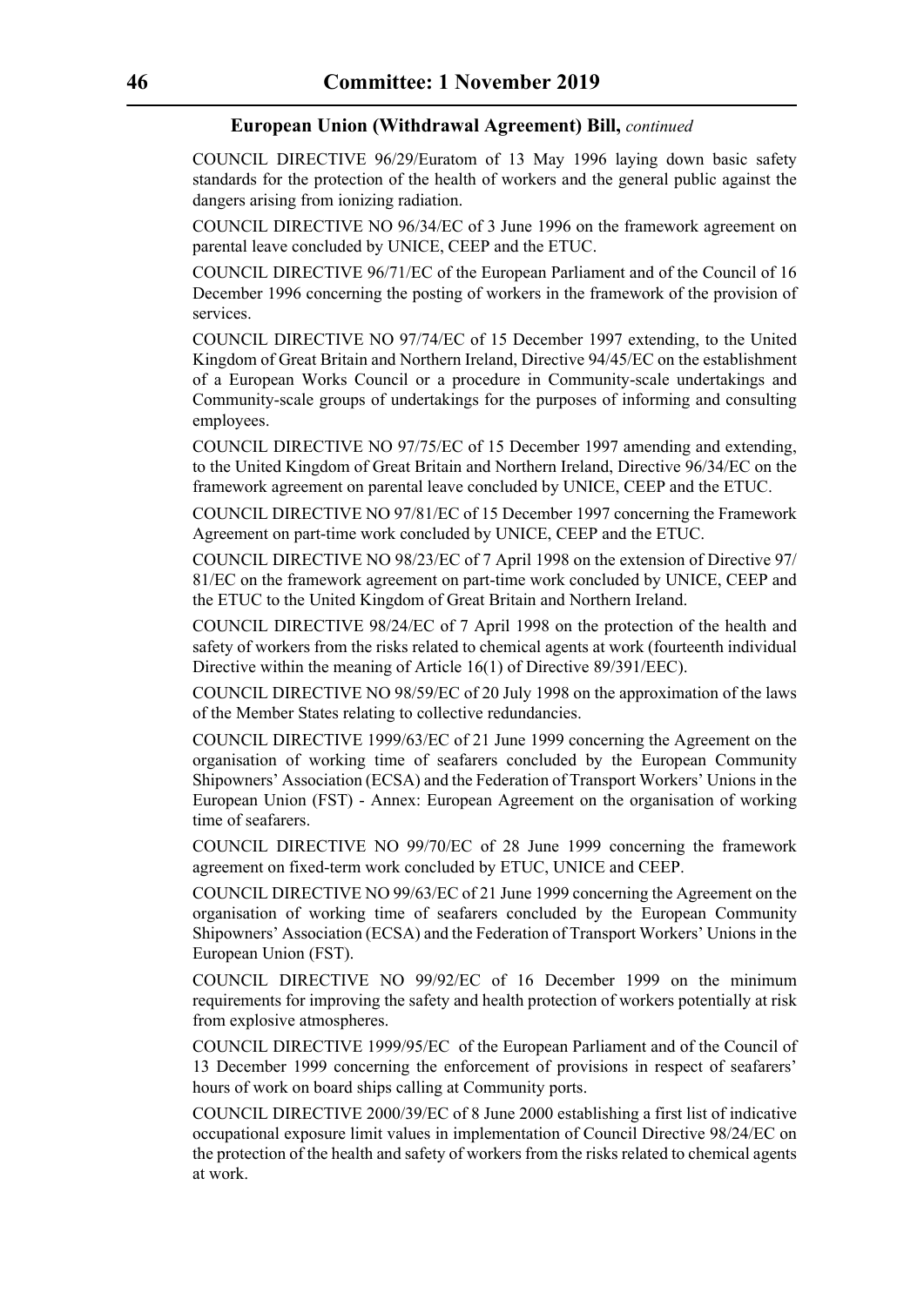**European Union (Withdrawal Agreement) Bill,** *continued*

COUNCIL DIRECTIVE 96/29/Euratom of 13 May 1996 laying down basic safety standards for the protection of the health of workers and the general public against the dangers arising from ionizing radiation.

COUNCIL DIRECTIVE NO 96/34/EC of 3 June 1996 on the framework agreement on parental leave concluded by UNICE, CEEP and the ETUC.

COUNCIL DIRECTIVE 96/71/EC of the European Parliament and of the Council of 16 December 1996 concerning the posting of workers in the framework of the provision of services.

COUNCIL DIRECTIVE NO 97/74/EC of 15 December 1997 extending, to the United Kingdom of Great Britain and Northern Ireland, Directive 94/45/EC on the establishment of a European Works Council or a procedure in Community-scale undertakings and Community-scale groups of undertakings for the purposes of informing and consulting employees.

COUNCIL DIRECTIVE NO 97/75/EC of 15 December 1997 amending and extending, to the United Kingdom of Great Britain and Northern Ireland, Directive 96/34/EC on the framework agreement on parental leave concluded by UNICE, CEEP and the ETUC.

COUNCIL DIRECTIVE NO 97/81/EC of 15 December 1997 concerning the Framework Agreement on part-time work concluded by UNICE, CEEP and the ETUC.

COUNCIL DIRECTIVE NO 98/23/EC of 7 April 1998 on the extension of Directive 97/81/EC on the framework agreement on part-time work concluded by UNICE, CEEP and the ETUC to the United Kingdom of Great Britain and Northern Ireland.

COUNCIL DIRECTIVE 98/24/EC of 7 April 1998 on the protection of the health and safety of workers from the risks related to chemical agents at work (fourteenth individual Directive within the meaning of Article 16(1) of Directive 89/391/EEC).

COUNCIL DIRECTIVE NO 98/59/EC of 20 July 1998 on the approximation of the laws of the Member States relating to collective redundancies.

COUNCIL DIRECTIVE 1999/63/EC of 21 June 1999 concerning the Agreement on the organisation of working time of seafarers concluded by the European Community Shipowners' Association (ECSA) and the Federation of Transport Workers' Unions in the European Union (FST) - Annex: European Agreement on the organisation of working time of seafarers.

COUNCIL DIRECTIVE NO 99/70/EC of 28 June 1999 concerning the framework agreement on fixed-term work concluded by ETUC, UNICE and CEEP.

COUNCIL DIRECTIVE NO 99/63/EC of 21 June 1999 concerning the Agreement on the organisation of working time of seafarers concluded by the European Community Shipowners' Association (ECSA) and the Federation of Transport Workers' Unions in the European Union (FST).

COUNCIL DIRECTIVE NO 99/92/EC of 16 December 1999 on the minimum requirements for improving the safety and health protection of workers potentially at risk from explosive atmospheres.

COUNCIL DIRECTIVE 1999/95/EC of the European Parliament and of the Council of 13 December 1999 concerning the enforcement of provisions in respect of seafarers' hours of work on board ships calling at Community ports.

COUNCIL DIRECTIVE 2000/39/EC of 8 June 2000 establishing a first list of indicative occupational exposure limit values in implementation of Council Directive 98/24/EC on the protection of the health and safety of workers from the risks related to chemical agents at work.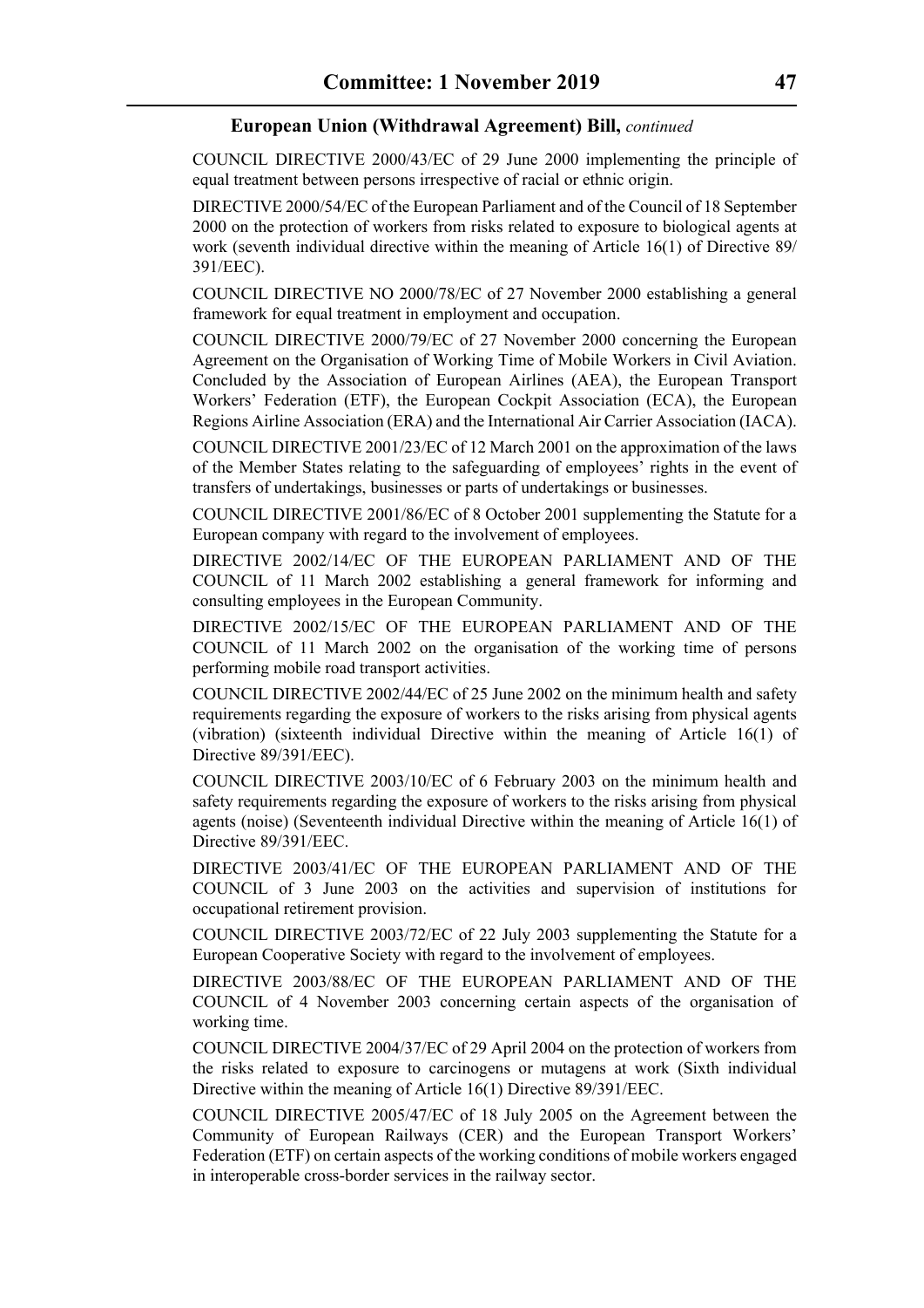**European Union (Withdrawal Agreement) Bill,** *continued*

COUNCIL DIRECTIVE 2000/43/EC of 29 June 2000 implementing the principle of equal treatment between persons irrespective of racial or ethnic origin.

DIRECTIVE 2000/54/EC of the European Parliament and of the Council of 18 September 2000 on the protection of workers from risks related to exposure to biological agents at work (seventh individual directive within the meaning of Article 16(1) of Directive 89/391/EEC).

COUNCIL DIRECTIVE NO 2000/78/EC of 27 November 2000 establishing a general framework for equal treatment in employment and occupation.

COUNCIL DIRECTIVE 2000/79/EC of 27 November 2000 concerning the European Agreement on the Organisation of Working Time of Mobile Workers in Civil Aviation. Concluded by the Association of European Airlines (AEA), the European Transport Workers' Federation (ETF), the European Cockpit Association (ECA), the European Regions Airline Association (ERA) and the International Air Carrier Association (IACA).

COUNCIL DIRECTIVE 2001/23/EC of 12 March 2001 on the approximation of the laws of the Member States relating to the safeguarding of employees' rights in the event of transfers of undertakings, businesses or parts of undertakings or businesses.

COUNCIL DIRECTIVE 2001/86/EC of 8 October 2001 supplementing the Statute for a European company with regard to the involvement of employees.

DIRECTIVE 2002/14/EC OF THE EUROPEAN PARLIAMENT AND OF THE COUNCIL of 11 March 2002 establishing a general framework for informing and consulting employees in the European Community.

DIRECTIVE 2002/15/EC OF THE EUROPEAN PARLIAMENT AND OF THE COUNCIL of 11 March 2002 on the organisation of the working time of persons performing mobile road transport activities.

COUNCIL DIRECTIVE 2002/44/EC of 25 June 2002 on the minimum health and safety requirements regarding the exposure of workers to the risks arising from physical agents (vibration) (sixteenth individual Directive within the meaning of Article 16(1) of Directive 89/391/EEC).

COUNCIL DIRECTIVE 2003/10/EC of 6 February 2003 on the minimum health and safety requirements regarding the exposure of workers to the risks arising from physical agents (noise) (Seventeenth individual Directive within the meaning of Article 16(1) of Directive 89/391/EEC.

DIRECTIVE 2003/41/EC OF THE EUROPEAN PARLIAMENT AND OF THE COUNCIL of 3 June 2003 on the activities and supervision of institutions for occupational retirement provision.

COUNCIL DIRECTIVE 2003/72/EC of 22 July 2003 supplementing the Statute for a European Cooperative Society with regard to the involvement of employees.

DIRECTIVE 2003/88/EC OF THE EUROPEAN PARLIAMENT AND OF THE COUNCIL of 4 November 2003 concerning certain aspects of the organisation of working time.

COUNCIL DIRECTIVE 2004/37/EC of 29 April 2004 on the protection of workers from the risks related to exposure to carcinogens or mutagens at work (Sixth individual Directive within the meaning of Article 16(1) Directive 89/391/EEC.

COUNCIL DIRECTIVE 2005/47/EC of 18 July 2005 on the Agreement between the Community of European Railways (CER) and the European Transport Workers' Federation (ETF) on certain aspects of the working conditions of mobile workers engaged in interoperable cross-border services in the railway sector.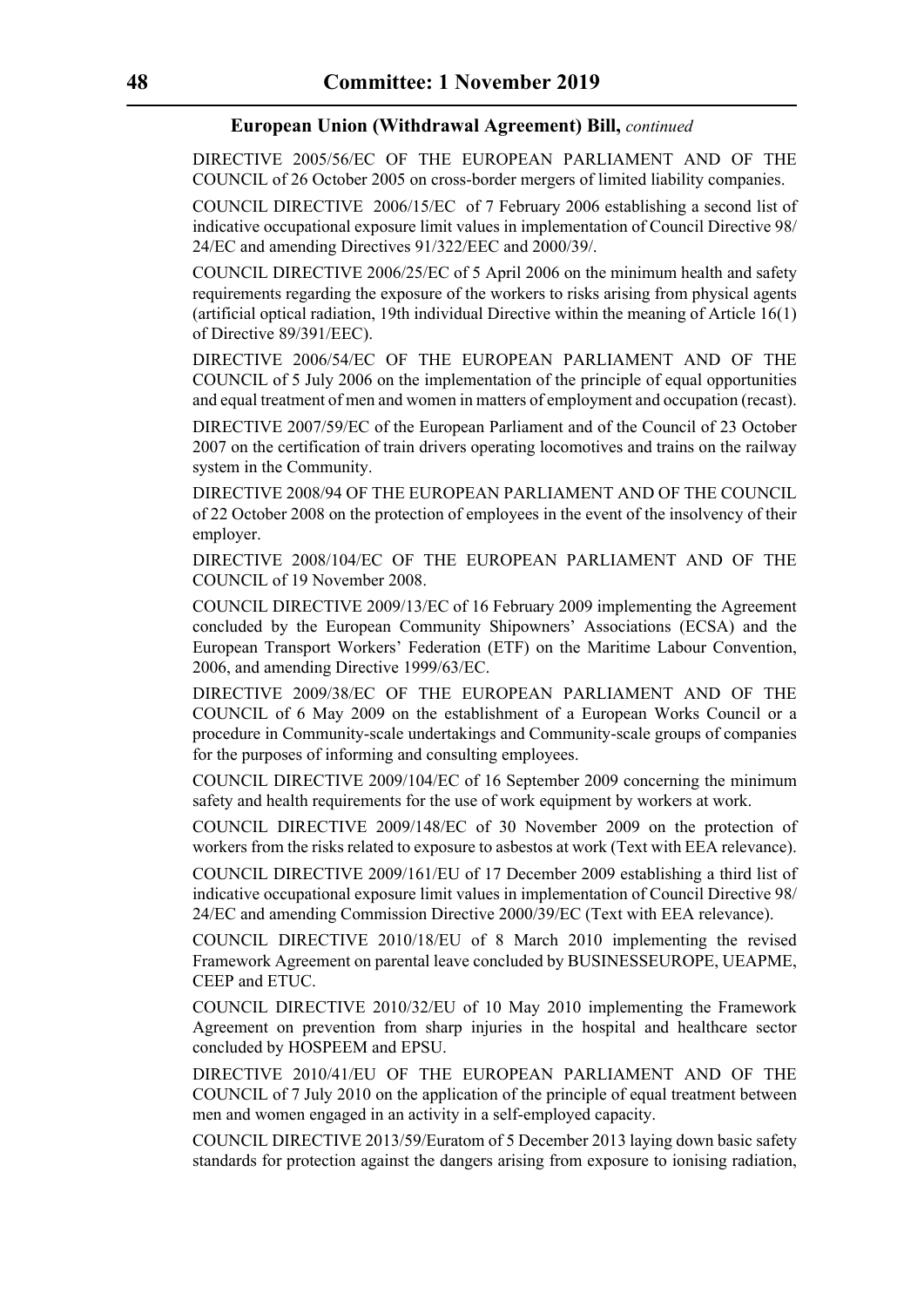**European Union (Withdrawal Agreement) Bill,** *continued*

DIRECTIVE 2005/56/EC OF THE EUROPEAN PARLIAMENT AND OF THE COUNCIL of 26 October 2005 on cross-border mergers of limited liability companies.

COUNCIL DIRECTIVE 2006/15/EC of 7 February 2006 establishing a second list of indicative occupational exposure limit values in implementation of Council Directive 98/24/EC and amending Directives 91/322/EEC and 2000/39/.

COUNCIL DIRECTIVE 2006/25/EC of 5 April 2006 on the minimum health and safety requirements regarding the exposure of the workers to risks arising from physical agents (artificial optical radiation, 19th individual Directive within the meaning of Article 16(1) of Directive 89/391/EEC).

DIRECTIVE 2006/54/EC OF THE EUROPEAN PARLIAMENT AND OF THE COUNCIL of 5 July 2006 on the implementation of the principle of equal opportunities and equal treatment of men and women in matters of employment and occupation (recast).

DIRECTIVE 2007/59/EC of the European Parliament and of the Council of 23 October 2007 on the certification of train drivers operating locomotives and trains on the railway system in the Community.

DIRECTIVE 2008/94 OF THE EUROPEAN PARLIAMENT AND OF THE COUNCIL of 22 October 2008 on the protection of employees in the event of the insolvency of their employer.

DIRECTIVE 2008/104/EC OF THE EUROPEAN PARLIAMENT AND OF THE COUNCIL of 19 November 2008.

COUNCIL DIRECTIVE 2009/13/EC of 16 February 2009 implementing the Agreement concluded by the European Community Shipowners' Associations (ECSA) and the European Transport Workers' Federation (ETF) on the Maritime Labour Convention, 2006, and amending Directive 1999/63/EC.

DIRECTIVE 2009/38/EC OF THE EUROPEAN PARLIAMENT AND OF THE COUNCIL of 6 May 2009 on the establishment of a European Works Council or a procedure in Community-scale undertakings and Community-scale groups of companies for the purposes of informing and consulting employees.

COUNCIL DIRECTIVE 2009/104/EC of 16 September 2009 concerning the minimum safety and health requirements for the use of work equipment by workers at work.

COUNCIL DIRECTIVE 2009/148/EC of 30 November 2009 on the protection of workers from the risks related to exposure to asbestos at work (Text with EEA relevance).

COUNCIL DIRECTIVE 2009/161/EU of 17 December 2009 establishing a third list of indicative occupational exposure limit values in implementation of Council Directive 98/24/EC and amending Commission Directive 2000/39/EC (Text with EEA relevance).

COUNCIL DIRECTIVE 2010/18/EU of 8 March 2010 implementing the revised Framework Agreement on parental leave concluded by BUSINESSEUROPE, UEAPME, CEEP and ETUC.

COUNCIL DIRECTIVE 2010/32/EU of 10 May 2010 implementing the Framework Agreement on prevention from sharp injuries in the hospital and healthcare sector concluded by HOSPEEM and EPSU.

DIRECTIVE 2010/41/EU OF THE EUROPEAN PARLIAMENT AND OF THE COUNCIL of 7 July 2010 on the application of the principle of equal treatment between men and women engaged in an activity in a self-employed capacity.

COUNCIL DIRECTIVE 2013/59/Euratom of 5 December 2013 laying down basic safety standards for protection against the dangers arising from exposure to ionising radiation,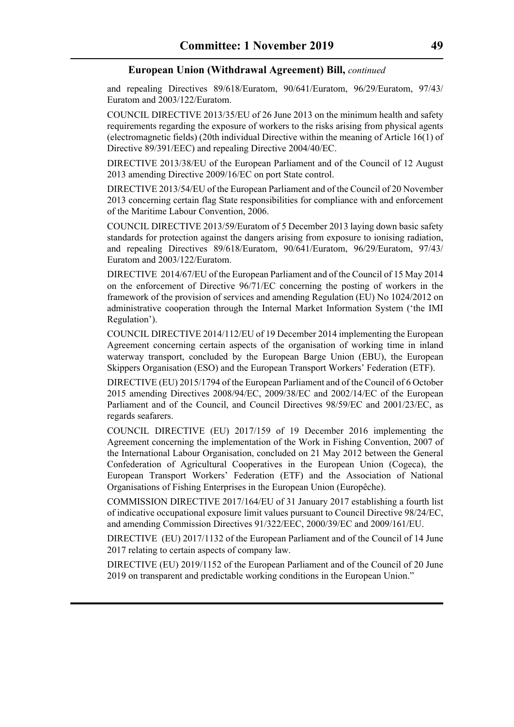**European Union (Withdrawal Agreement) Bill,** *continued*

and repealing Directives 89/618/Euratom, 90/641/Euratom, 96/29/Euratom, 97/43/ Euratom and 2003/122/Euratom.

COUNCIL DIRECTIVE 2013/35/EU of 26 June 2013 on the minimum health and safety requirements regarding the exposure of workers to the risks arising from physical agents (electromagnetic fields) (20th individual Directive within the meaning of Article 16(1) of Directive 89/391/EEC) and repealing Directive 2004/40/EC.

DIRECTIVE 2013/38/EU of the European Parliament and of the Council of 12 August 2013 amending Directive 2009/16/EC on port State control.

DIRECTIVE 2013/54/EU of the European Parliament and of the Council of 20 November 2013 concerning certain flag State responsibilities for compliance with and enforcement of the Maritime Labour Convention, 2006.

COUNCIL DIRECTIVE 2013/59/Euratom of 5 December 2013 laying down basic safety standards for protection against the dangers arising from exposure to ionising radiation, and repealing Directives 89/618/Euratom, 90/641/Euratom, 96/29/Euratom, 97/43/ Euratom and 2003/122/Euratom.

DIRECTIVE 2014/67/EU of the European Parliament and of the Council of 15 May 2014 on the enforcement of Directive 96/71/EC concerning the posting of workers in the framework of the provision of services and amending Regulation (EU) No 1024/2012 on administrative cooperation through the Internal Market Information System ('the IMI Regulation').

COUNCIL DIRECTIVE 2014/112/EU of 19 December 2014 implementing the European Agreement concerning certain aspects of the organisation of working time in inland waterway transport, concluded by the European Barge Union (EBU), the European Skippers Organisation (ESO) and the European Transport Workers' Federation (ETF).

DIRECTIVE (EU) 2015/1794 of the European Parliament and of the Council of 6 October 2015 amending Directives 2008/94/EC, 2009/38/EC and 2002/14/EC of the European Parliament and of the Council, and Council Directives 98/59/EC and 2001/23/EC, as regards seafarers.

COUNCIL DIRECTIVE (EU) 2017/159 of 19 December 2016 implementing the Agreement concerning the implementation of the Work in Fishing Convention, 2007 of the International Labour Organisation, concluded on 21 May 2012 between the General Confederation of Agricultural Cooperatives in the European Union (Cogeca), the European Transport Workers' Federation (ETF) and the Association of National Organisations of Fishing Enterprises in the European Union (Europêche).

COMMISSION DIRECTIVE 2017/164/EU of 31 January 2017 establishing a fourth list of indicative occupational exposure limit values pursuant to Council Directive 98/24/EC, and amending Commission Directives 91/322/EEC, 2000/39/EC and 2009/161/EU.

DIRECTIVE (EU) 2017/1132 of the European Parliament and of the Council of 14 June 2017 relating to certain aspects of company law.

DIRECTIVE (EU) 2019/1152 of the European Parliament and of the Council of 20 June 2019 on transparent and predictable working conditions in the European Union."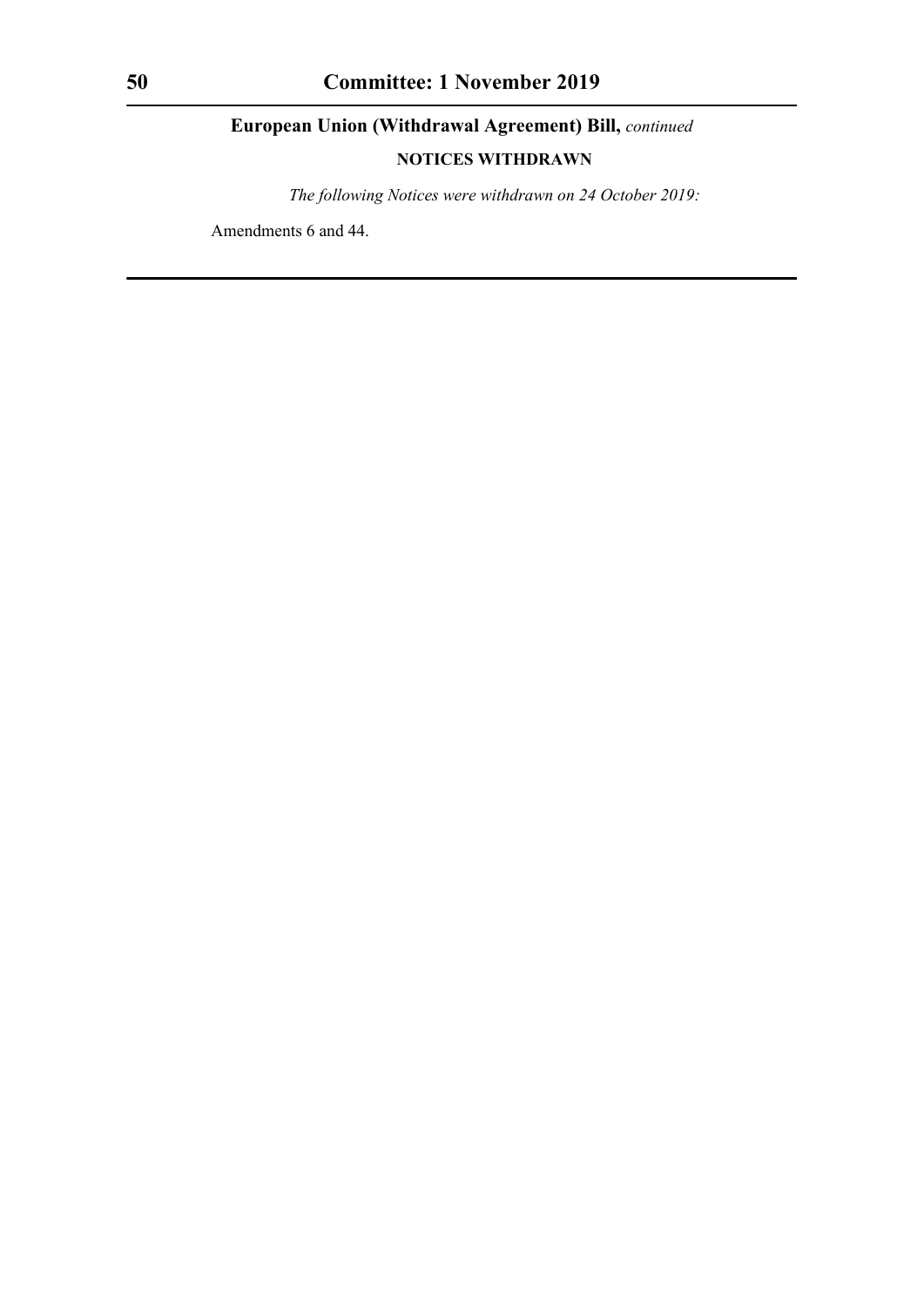**European Union (Withdrawal Agreement) Bill,** *continued*

**NOTICES WITHDRAWN**

*The following Notices were withdrawn on 24 October 2019:*

Amendments 6 and 44.